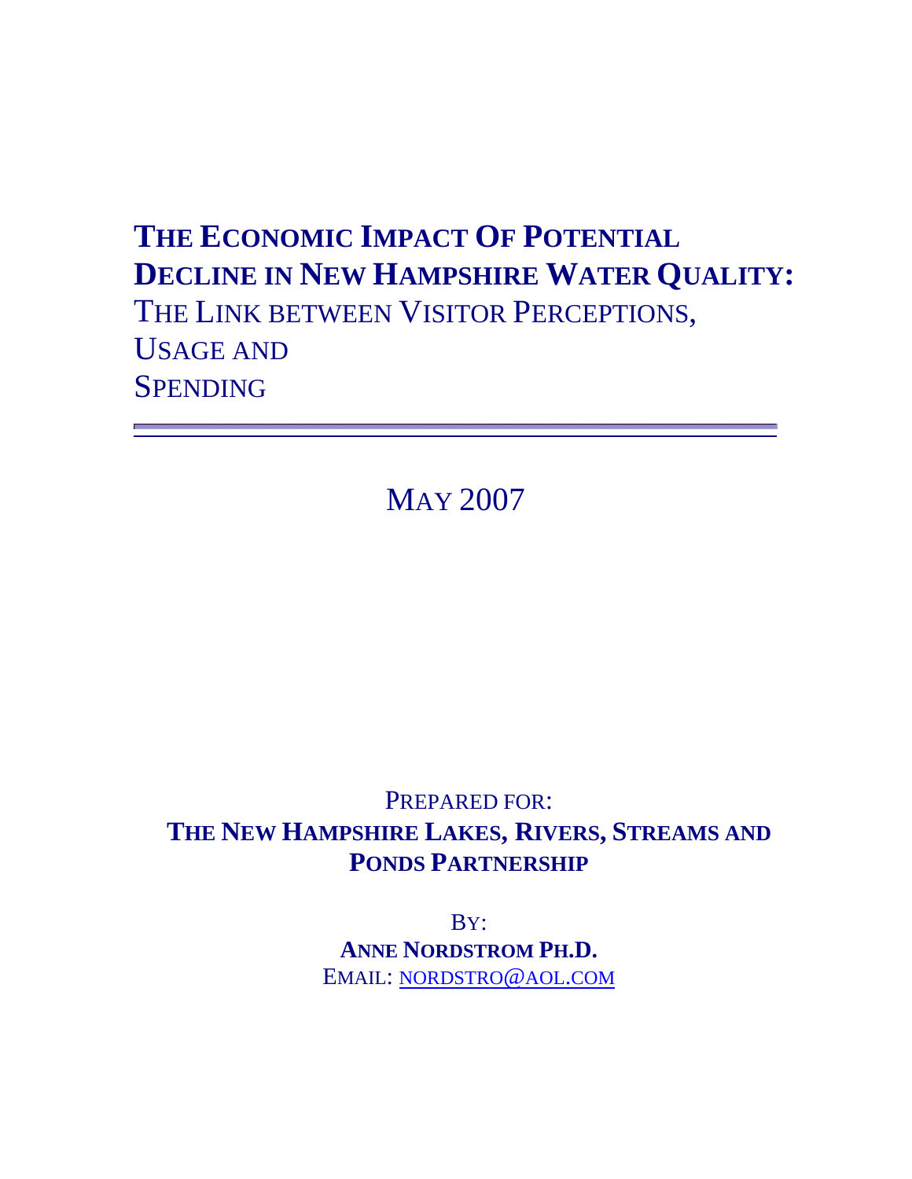# THE ECONOMIC IMPACT OF POTENTIAL DECLINE IN NEW HAMPSHIRE WATER QUALITY:

## THE LINK BETWEEN VISITOR PERCEPTIONS, USAGE AND SPENDING

MAY 2007

PREPARED FOR:

**THE NEW HAMPSHIRE LAKES, RIVERS, STREAMS AND PONDS PARTNERSHIP**

BY:

**ANNE NORDSTROM PH.D.**

EMAIL: NORDSTRO@AOL.COM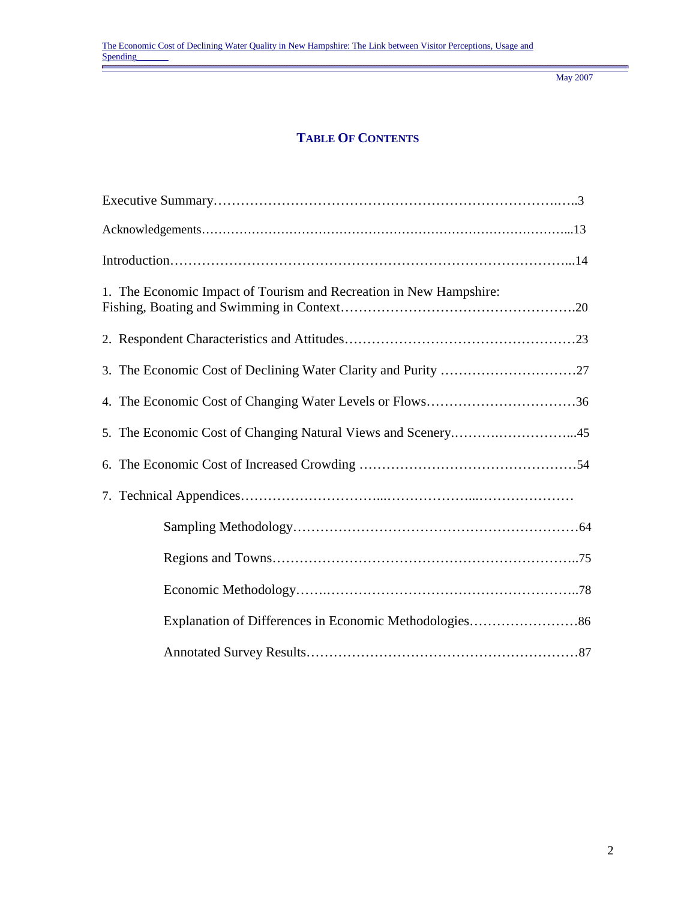May 2007

# TABLE OF CONTENTS

Executive Summary……………………………………………………………….…..3

Acknowledgements……………………………………………………………………...13

Introduction……………………………………………………………………………...14

1. The Economic Impact of Tourism and Recreation in New Hampshire: Fishing, Boating and Swimming in Context…………………………………………….20

2. Respondent Characteristics and Attitudes……………………………………………23

3. The Economic Cost of Declining Water Clarity and Purity …………………………27

4. The Economic Cost of Changing Water Levels or Flows……………………………36

5. The Economic Cost of Changing Natural Views and Scenery.……….……………...45

6. The Economic Cost of Increased Crowding …………………………………………54

7. Technical Appendices…………………………...………………...…………………

   Sampling Methodology………………………………………………………64

   Regions and Towns…………………………………………………………..75

   Economic Methodology…….………………………………………………..78

   Explanation of Differences in Economic Methodologies……………………86

   Annotated Survey Results……………………………………………………87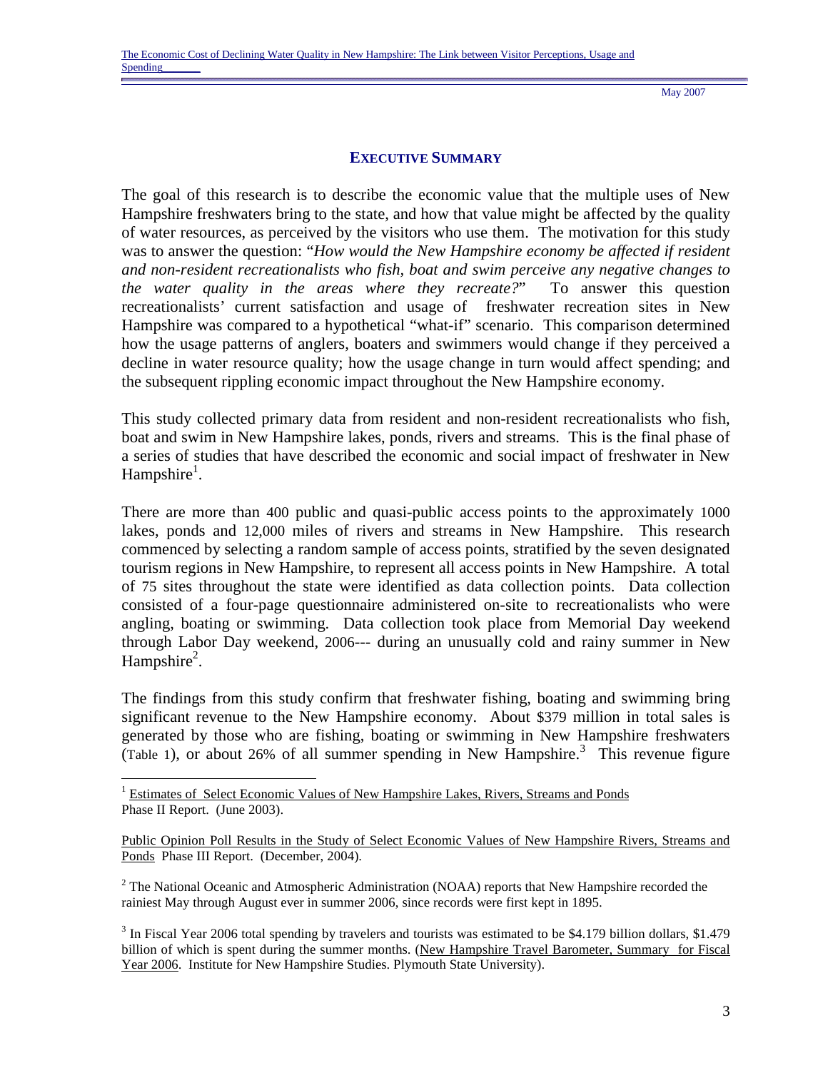## EXECUTIVE SUMMARY

The goal of this research is to describe the economic value that the multiple uses of New Hampshire freshwaters bring to the state, and how that value might be affected by the quality of water resources, as perceived by the visitors who use them. The motivation for this study was to answer the question: "*How would the New Hampshire economy be affected if resident and non-resident recreationalists who fish, boat and swim perceive any negative changes to the water quality in the areas where they recreate?*" To answer this question recreationalists' current satisfaction and usage of freshwater recreation sites in New Hampshire was compared to a hypothetical "what-if" scenario. This comparison determined how the usage patterns of anglers, boaters and swimmers would change if they perceived a decline in water resource quality; how the usage change in turn would affect spending; and the subsequent rippling economic impact throughout the New Hampshire economy.

This study collected primary data from resident and non-resident recreationalists who fish, boat and swim in New Hampshire lakes, ponds, rivers and streams. This is the final phase of a series of studies that have described the economic and social impact of freshwater in New Hampshire[1].

There are more than 400 public and quasi-public access points to the approximately 1000 lakes, ponds and 12,000 miles of rivers and streams in New Hampshire. This research commenced by selecting a random sample of access points, stratified by the seven designated tourism regions in New Hampshire, to represent all access points in New Hampshire. A total of 75 sites throughout the state were identified as data collection points. Data collection consisted of a four-page questionnaire administered on-site to recreationalists who were angling, boating or swimming. Data collection took place from Memorial Day weekend through Labor Day weekend, 2006--- during an unusually cold and rainy summer in New Hampshire[2].

The findings from this study confirm that freshwater fishing, boating and swimming bring significant revenue to the New Hampshire economy. About $379 million in total sales is generated by those who are fishing, boating or swimming in New Hampshire freshwaters (Table 1), or about 26% of all summer spending in New Hampshire.[3] This revenue figure

---

[1] Estimates of Select Economic Values of New Hampshire Lakes, Rivers, Streams and Ponds Phase II Report. (June 2003).

Public Opinion Poll Results in the Study of Select Economic Values of New Hampshire Rivers, Streams and Ponds Phase III Report. (December, 2004).

[2] The National Oceanic and Atmospheric Administration (NOAA) reports that New Hampshire recorded the rainiest May through August ever in summer 2006, since records were first kept in 1895.

[3] In Fiscal Year 2006 total spending by travelers and tourists was estimated to be $4.179 billion dollars, $1.479 billion of which is spent during the summer months. (New Hampshire Travel Barometer, Summary for Fiscal Year 2006. Institute for New Hampshire Studies. Plymouth State University).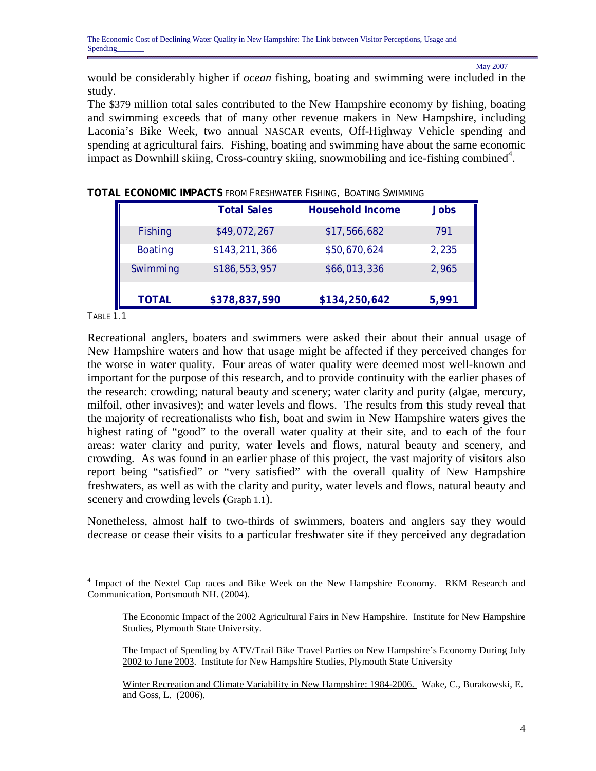would be considerably higher if *ocean* fishing, boating and swimming were included in the study.

The $379 million total sales contributed to the New Hampshire economy by fishing, boating and swimming exceeds that of many other revenue makers in New Hampshire, including Laconia's Bike Week, two annual NASCAR events, Off-Highway Vehicle spending and spending at agricultural fairs. Fishing, boating and swimming have about the same economic impact as Downhill skiing, Cross-country skiing, snowmobiling and ice-fishing combined[4].

**TOTAL ECONOMIC IMPACTS** FROM FRESHWATER FISHING, BOATING SWIMMING

| | Total Sales | Household Income | Jobs |
|---|---|---|---|
| Fishing | $49,072,267 | $17,566,682 | 791 |
| Boating | $143,211,366 | $50,670,624 | 2,235 |
| Swimming | $186,553,957 | $66,013,336 | 2,965 |
| **TOTAL** | **$378,837,590** | **$134,250,642** | **5,991** |

TABLE 1.1

Recreational anglers, boaters and swimmers were asked their about their annual usage of New Hampshire waters and how that usage might be affected if they perceived changes for the worse in water quality. Four areas of water quality were deemed most well-known and important for the purpose of this research, and to provide continuity with the earlier phases of the research: crowding; natural beauty and scenery; water clarity and purity (algae, mercury, milfoil, other invasives); and water levels and flows. The results from this study reveal that the majority of recreationalists who fish, boat and swim in New Hampshire waters gives the highest rating of "good" to the overall water quality at their site, and to each of the four areas: water clarity and purity, water levels and flows, natural beauty and scenery, and crowding. As was found in an earlier phase of this project, the vast majority of visitors also report being "satisfied" or "very satisfied" with the overall quality of New Hampshire freshwaters, as well as with the clarity and purity, water levels and flows, natural beauty and scenery and crowding levels (Graph 1.1).

Nonetheless, almost half to two-thirds of swimmers, boaters and anglers say they would decrease or cease their visits to a particular freshwater site if they perceived any degradation

---

[4] Impact of the Nextel Cup races and Bike Week on the New Hampshire Economy. RKM Research and Communication, Portsmouth NH. (2004).

The Economic Impact of the 2002 Agricultural Fairs in New Hampshire. Institute for New Hampshire Studies, Plymouth State University.

The Impact of Spending by ATV/Trail Bike Travel Parties on New Hampshire's Economy During July 2002 to June 2003. Institute for New Hampshire Studies, Plymouth State University

Winter Recreation and Climate Variability in New Hampshire: 1984-2006. Wake, C., Burakowski, E. and Goss, L. (2006).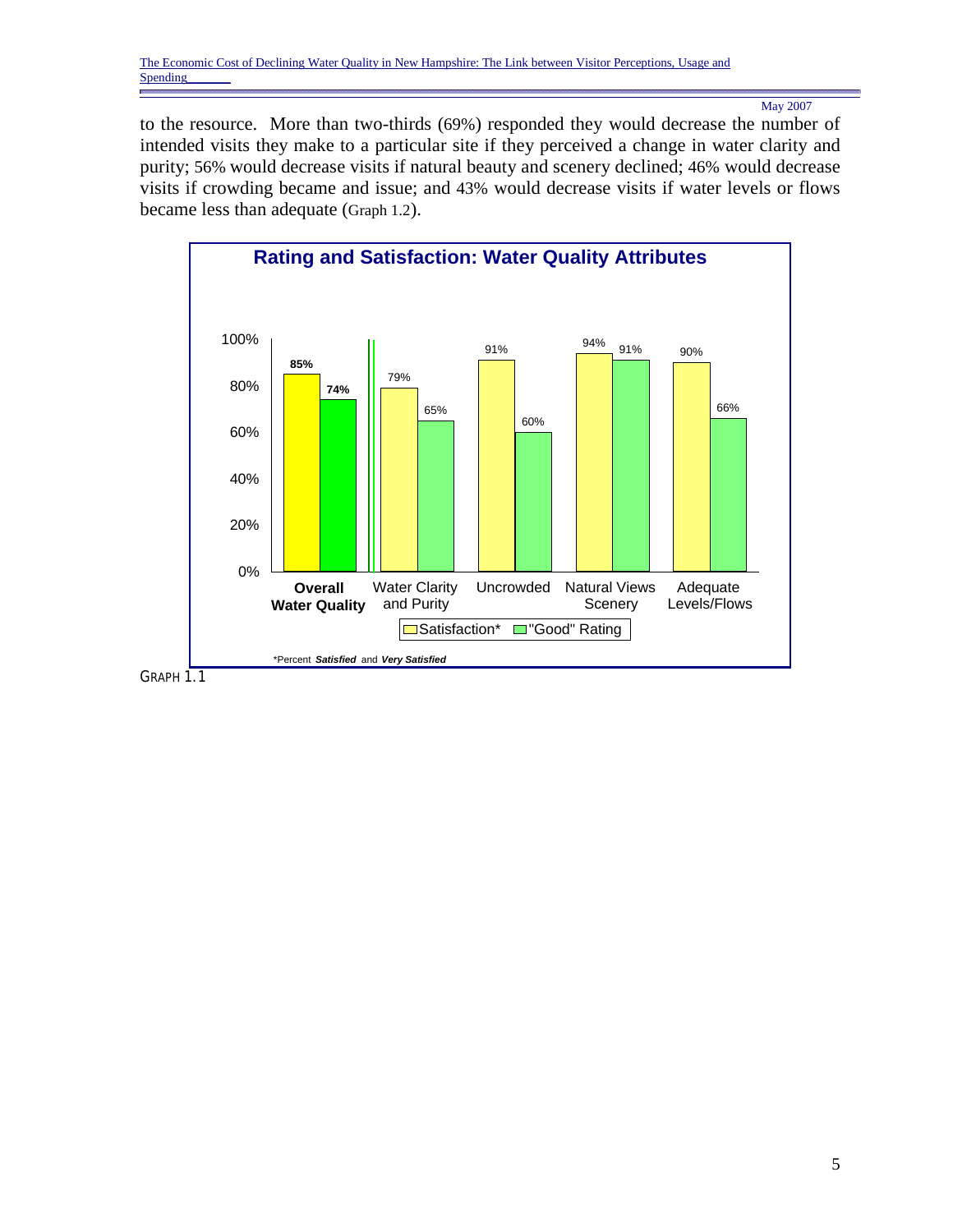to the resource. More than two-thirds (69%) responded they would decrease the number of intended visits they make to a particular site if they perceived a change in water clarity and purity; 56% would decrease visits if natural beauty and scenery declined; 46% would decrease visits if crowding became and issue; and 43% would decrease visits if water levels or flows became less than adequate (Graph 1.2).

**Rating and Satisfaction: Water Quality Attributes**

| | Satisfaction* | "Good" Rating |
|---|---|---|
| **Overall Water Quality** | **85%** | **74%** |
| Water Clarity and Purity | 79% | 65% |
| Uncrowded | 91% | 60% |
| Natural Views Scenery | 94% | 91% |
| Adequate Levels/Flows | 90% | 66% |

*Percent ***Satisfied*** and ***Very Satisfied***

GRAPH 1.1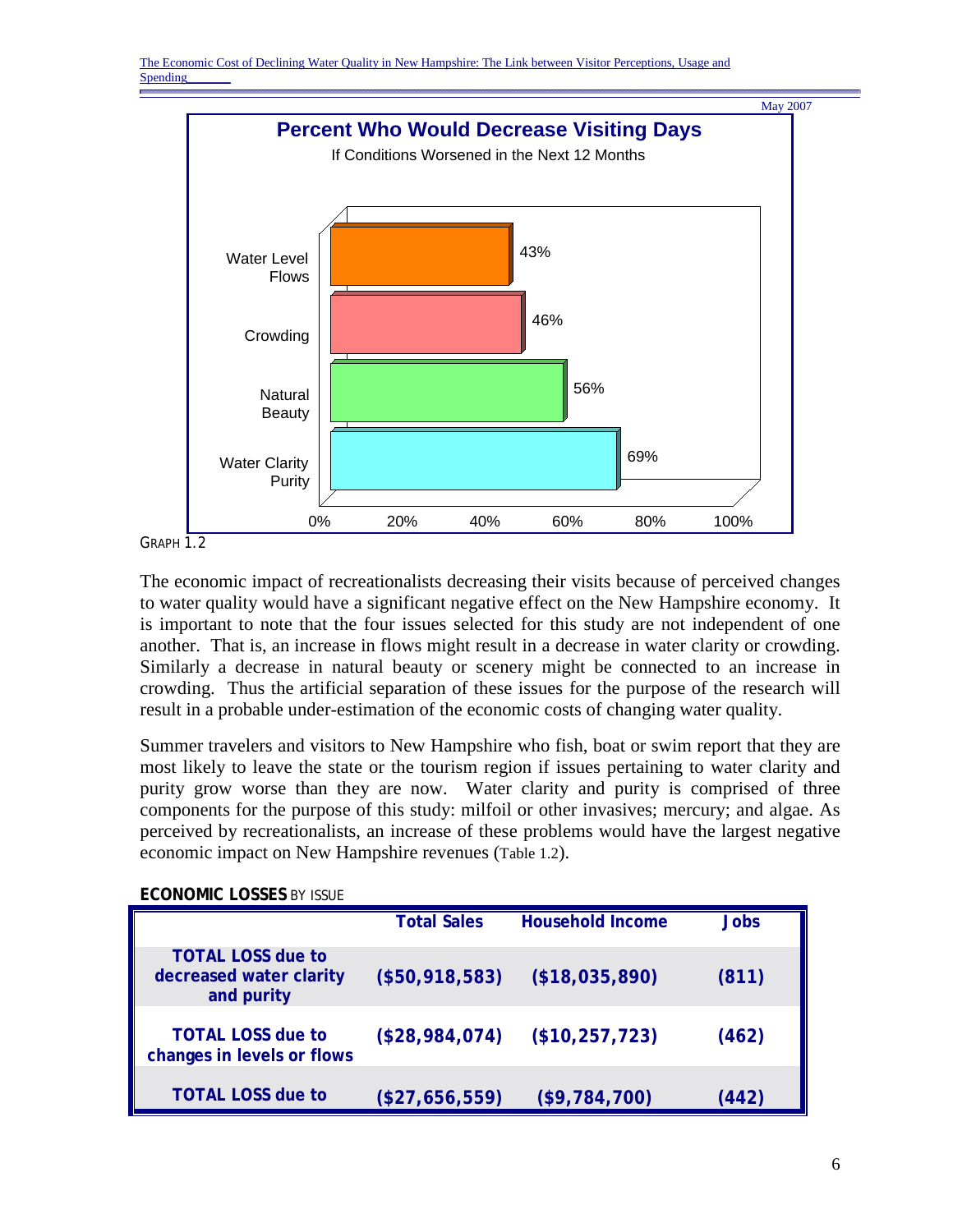**Percent Who Would Decrease Visiting Days**

If Conditions Worsened in the Next 12 Months

| Issue | Percent |
| --- | --- |
| Water Level Flows | 43% |
| Crowding | 46% |
| Natural Beauty | 56% |
| Water Clarity Purity | 69% |

GRAPH 1.2

The economic impact of recreationalists decreasing their visits because of perceived changes to water quality would have a significant negative effect on the New Hampshire economy. It is important to note that the four issues selected for this study are not independent of one another. That is, an increase in flows might result in a decrease in water clarity or crowding. Similarly a decrease in natural beauty or scenery might be connected to an increase in crowding. Thus the artificial separation of these issues for the purpose of the research will result in a probable under-estimation of the economic costs of changing water quality.

Summer travelers and visitors to New Hampshire who fish, boat or swim report that they are most likely to leave the state or the tourism region if issues pertaining to water clarity and purity grow worse than they are now. Water clarity and purity is comprised of three components for the purpose of this study: milfoil or other invasives; mercury; and algae. As perceived by recreationalists, an increase of these problems would have the largest negative economic impact on New Hampshire revenues (Table 1.2).

**ECONOMIC LOSSES** BY ISSUE

| | Total Sales | Household Income | Jobs |
| --- | --- | --- | --- |
| **TOTAL LOSS due to decreased water clarity and purity** | **($50,918,583)** | **($18,035,890)** | **(811)** |
| **TOTAL LOSS due to changes in levels or flows** | **($28,984,074)** | **($10,257,723)** | **(462)** |
| **TOTAL LOSS due to** | **($27,656,559)** | **($9,784,700)** | **(442)** |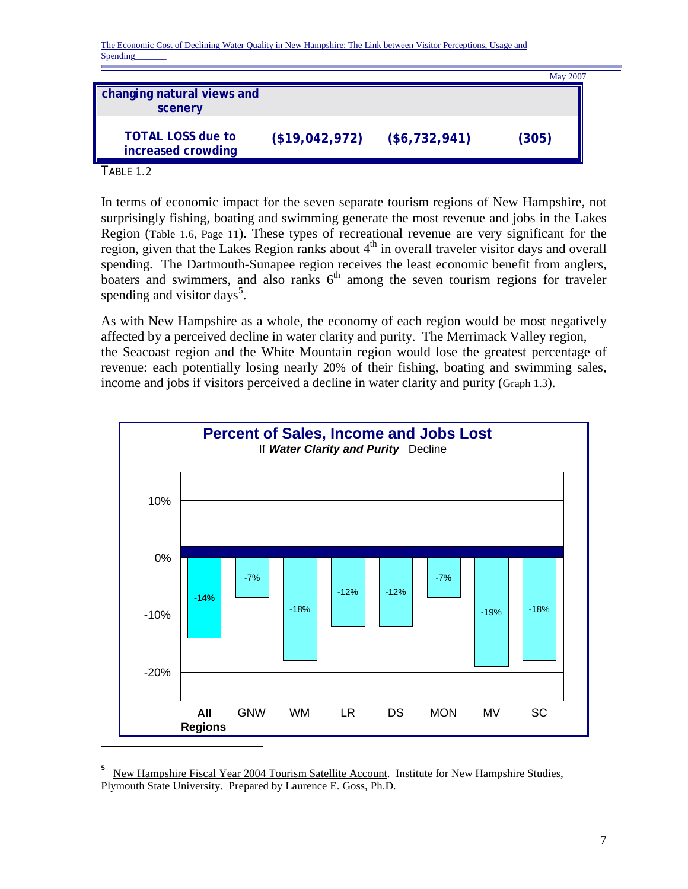| | | | |
|---|---|---|---|
| changing natural views and scenery | | | |
| **TOTAL LOSS due to increased crowding** | **($19,042,972)** | **($6,732,941)** | **(305)** |

TABLE 1.2

In terms of economic impact for the seven separate tourism regions of New Hampshire, not surprisingly fishing, boating and swimming generate the most revenue and jobs in the Lakes Region (Table 1.6, Page 11). These types of recreational revenue are very significant for the region, given that the Lakes Region ranks about 4th in overall traveler visitor days and overall spending. The Dartmouth-Sunapee region receives the least economic benefit from anglers, boaters and swimmers, and also ranks 6th among the seven tourism regions for traveler spending and visitor days[5].

As with New Hampshire as a whole, the economy of each region would be most negatively affected by a perceived decline in water clarity and purity. The Merrimack Valley region, the Seacoast region and the White Mountain region would lose the greatest percentage of revenue: each potentially losing nearly 20% of their fishing, boating and swimming sales, income and jobs if visitors perceived a decline in water clarity and purity (Graph 1.3).

**Percent of Sales, Income and Jobs Lost**
If ***Water Clarity and Purity*** Decline

| All Regions | GNW | WM | LR | DS | MON | MV | SC |
|---|---|---|---|---|---|---|---|
| -14% | -7% | -18% | -12% | -12% | -7% | -19% | -18% |

[5] New Hampshire Fiscal Year 2004 Tourism Satellite Account. Institute for New Hampshire Studies, Plymouth State University. Prepared by Laurence E. Goss, Ph.D.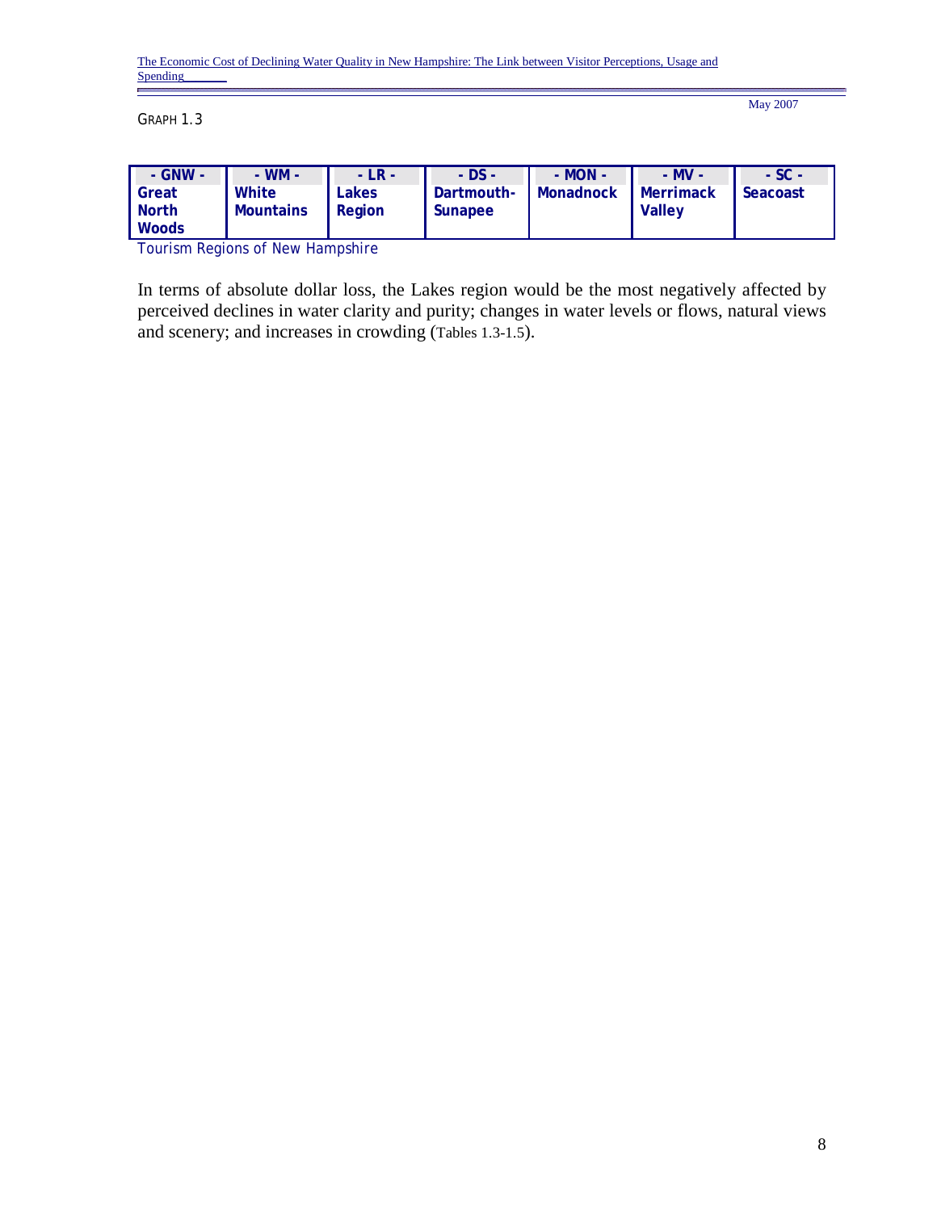GRAPH 1.3

| - GNW - | - WM - | - LR - | - DS - | - MON - | - MV - | - SC - |
|---|---|---|---|---|---|---|
| **Great North Woods** | **White Mountains** | **Lakes Region** | **Dartmouth-Sunapee** | **Monadnock** | **Merrimack Valley** | **Seacoast** |

Tourism Regions of New Hampshire

In terms of absolute dollar loss, the Lakes region would be the most negatively affected by perceived declines in water clarity and purity; changes in water levels or flows, natural views and scenery; and increases in crowding (Tables 1.3-1.5).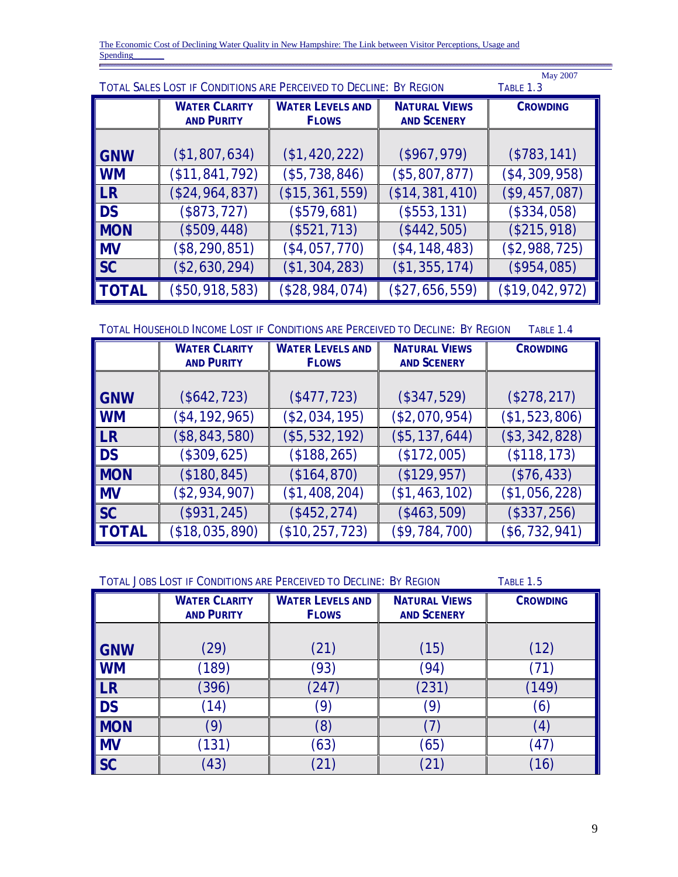May 2007

TOTAL SALES LOST IF CONDITIONS ARE PERCEIVED TO DECLINE: BY REGION — TABLE 1.3

| | WATER CLARITY AND PURITY | WATER LEVELS AND FLOWS | NATURAL VIEWS AND SCENERY | CROWDING |
|---|---|---|---|---|
| GNW | ($1,807,634) | ($1,420,222) | ($967,979) | ($783,141) |
| WM | ($11,841,792) | ($5,738,846) | ($5,807,877) | ($4,309,958) |
| LR | ($24,964,837) | ($15,361,559) | ($14,381,410) | ($9,457,087) |
| DS | ($873,727) | ($579,681) | ($553,131) | ($334,058) |
| MON | ($509,448) | ($521,713) | ($442,505) | ($215,918) |
| MV | ($8,290,851) | ($4,057,770) | ($4,148,483) | ($2,988,725) |
| SC | ($2,630,294) | ($1,304,283) | ($1,355,174) | ($954,085) |
| TOTAL | ($50,918,583) | ($28,984,074) | ($27,656,559) | ($19,042,972) |

TOTAL HOUSEHOLD INCOME LOST IF CONDITIONS ARE PERCEIVED TO DECLINE: BY REGION — TABLE 1.4

| | WATER CLARITY AND PURITY | WATER LEVELS AND FLOWS | NATURAL VIEWS AND SCENERY | CROWDING |
|---|---|---|---|---|
| GNW | ($642,723) | ($477,723) | ($347,529) | ($278,217) |
| WM | ($4,192,965) | ($2,034,195) | ($2,070,954) | ($1,523,806) |
| LR | ($8,843,580) | ($5,532,192) | ($5,137,644) | ($3,342,828) |
| DS | ($309,625) | ($188,265) | ($172,005) | ($118,173) |
| MON | ($180,845) | ($164,870) | ($129,957) | ($76,433) |
| MV | ($2,934,907) | ($1,408,204) | ($1,463,102) | ($1,056,228) |
| SC | ($931,245) | ($452,274) | ($463,509) | ($337,256) |
| TOTAL | ($18,035,890) | ($10,257,723) | ($9,784,700) | ($6,732,941) |

TOTAL JOBS LOST IF CONDITIONS ARE PERCEIVED TO DECLINE: BY REGION — TABLE 1.5

| | WATER CLARITY AND PURITY | WATER LEVELS AND FLOWS | NATURAL VIEWS AND SCENERY | CROWDING |
|---|---|---|---|---|
| GNW | (29) | (21) | (15) | (12) |
| WM | (189) | (93) | (94) | (71) |
| LR | (396) | (247) | (231) | (149) |
| DS | (14) | (9) | (9) | (6) |
| MON | (9) | (8) | (7) | (4) |
| MV | (131) | (63) | (65) | (47) |
| SC | (43) | (21) | (21) | (16) |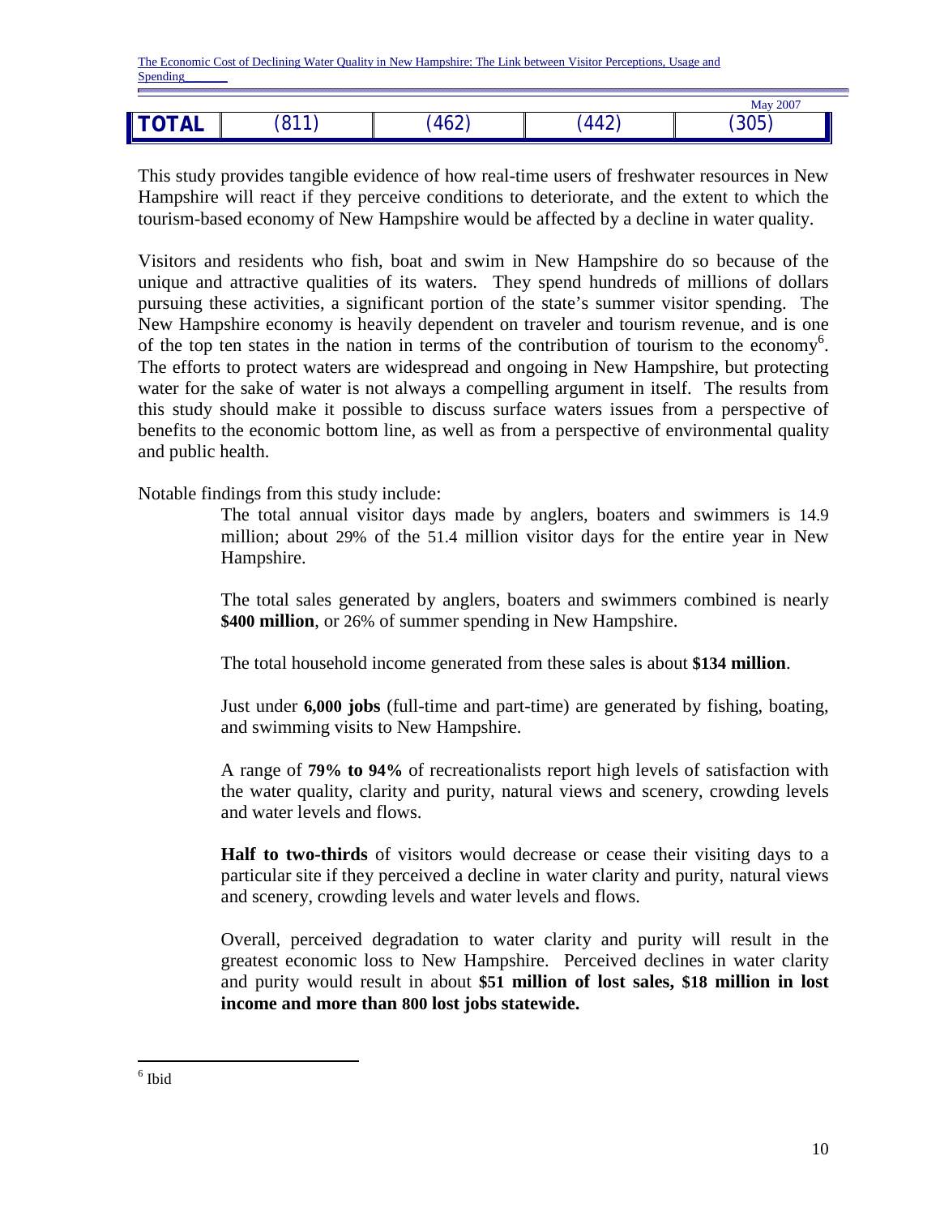| TOTAL | (811) | (462) | (442) | (305) |
|---|---|---|---|---|

This study provides tangible evidence of how real-time users of freshwater resources in New Hampshire will react if they perceive conditions to deteriorate, and the extent to which the tourism-based economy of New Hampshire would be affected by a decline in water quality.

Visitors and residents who fish, boat and swim in New Hampshire do so because of the unique and attractive qualities of its waters. They spend hundreds of millions of dollars pursuing these activities, a significant portion of the state's summer visitor spending. The New Hampshire economy is heavily dependent on traveler and tourism revenue, and is one of the top ten states in the nation in terms of the contribution of tourism to the economy[6]. The efforts to protect waters are widespread and ongoing in New Hampshire, but protecting water for the sake of water is not always a compelling argument in itself. The results from this study should make it possible to discuss surface waters issues from a perspective of benefits to the economic bottom line, as well as from a perspective of environmental quality and public health.

Notable findings from this study include:

- The total annual visitor days made by anglers, boaters and swimmers is 14.9 million; about 29% of the 51.4 million visitor days for the entire year in New Hampshire.
- The total sales generated by anglers, boaters and swimmers combined is nearly **$400 million**, or 26% of summer spending in New Hampshire.
- The total household income generated from these sales is about **$134 million**.
- Just under **6,000 jobs** (full-time and part-time) are generated by fishing, boating, and swimming visits to New Hampshire.
- A range of **79% to 94%** of recreationalists report high levels of satisfaction with the water quality, clarity and purity, natural views and scenery, crowding levels and water levels and flows.
- **Half to two-thirds** of visitors would decrease or cease their visiting days to a particular site if they perceived a decline in water clarity and purity, natural views and scenery, crowding levels and water levels and flows.
- Overall, perceived degradation to water clarity and purity will result in the greatest economic loss to New Hampshire. Perceived declines in water clarity and purity would result in about **$51 million of lost sales, $18 million in lost income and more than 800 lost jobs statewide.**

[6] Ibid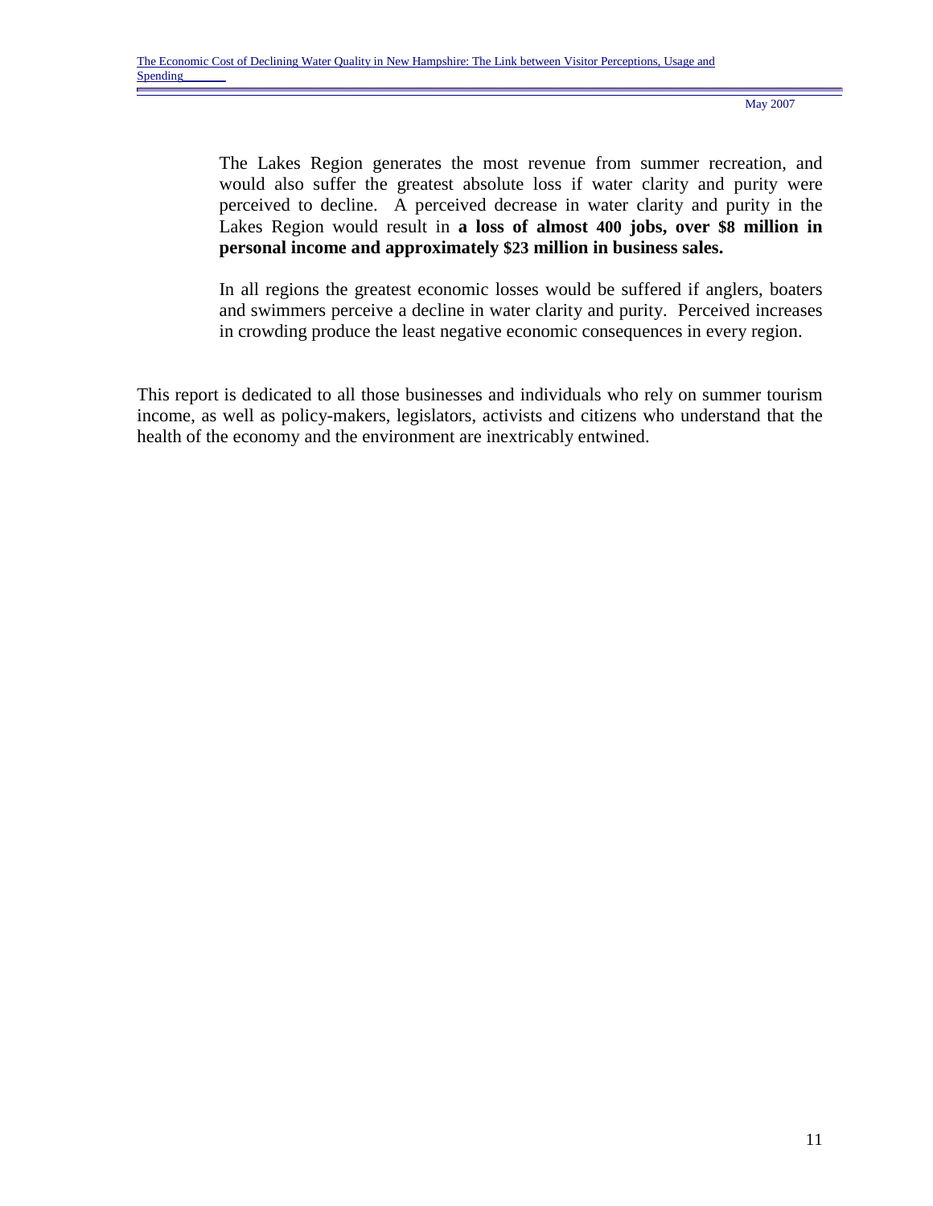The Lakes Region generates the most revenue from summer recreation, and would also suffer the greatest absolute loss if water clarity and purity were perceived to decline. A perceived decrease in water clarity and purity in the Lakes Region would result in **a loss of almost 400 jobs, over $8 million in personal income and approximately $23 million in business sales.**

In all regions the greatest economic losses would be suffered if anglers, boaters and swimmers perceive a decline in water clarity and purity. Perceived increases in crowding produce the least negative economic consequences in every region.

This report is dedicated to all those businesses and individuals who rely on summer tourism income, as well as policy-makers, legislators, activists and citizens who understand that the health of the economy and the environment are inextricably entwined.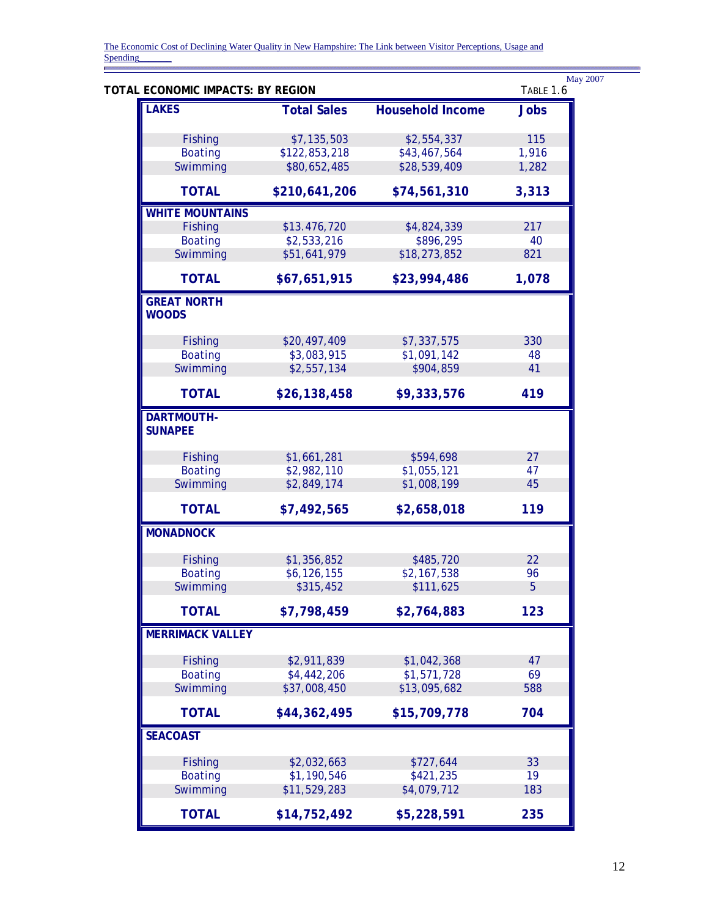**TOTAL ECONOMIC IMPACTS: BY REGION** TABLE 1.6

| LAKES | Total Sales | Household Income | Jobs |
|---|---|---|---|
| Fishing | $7,135,503 | $2,554,337 | 115 |
| Boating | $122,853,218 | $43,467,564 | 1,916 |
| Swimming | $80,652,485 | $28,539,409 | 1,282 |
| **TOTAL** | **$210,641,206** | **$74,561,310** | **3,313** |
| **WHITE MOUNTAINS** | | | |
| Fishing | $13.476,720 | $4,824,339 | 217 |
| Boating | $2,533,216 | $896,295 | 40 |
| Swimming | $51,641,979 | $18,273,852 | 821 |
| **TOTAL** | **$67,651,915** | **$23,994,486** | **1,078** |
| **GREAT NORTH WOODS** | | | |
| Fishing | $20,497,409 | $7,337,575 | 330 |
| Boating | $3,083,915 | $1,091,142 | 48 |
| Swimming | $2,557,134 | $904,859 | 41 |
| **TOTAL** | **$26,138,458** | **$9,333,576** | **419** |
| **DARTMOUTH-SUNAPEE** | | | |
| Fishing | $1,661,281 | $594,698 | 27 |
| Boating | $2,982,110 | $1,055,121 | 47 |
| Swimming | $2,849,174 | $1,008,199 | 45 |
| **TOTAL** | **$7,492,565** | **$2,658,018** | **119** |
| **MONADNOCK** | | | |
| Fishing | $1,356,852 | $485,720 | 22 |
| Boating | $6,126,155 | $2,167,538 | 96 |
| Swimming | $315,452 | $111,625 | 5 |
| **TOTAL** | **$7,798,459** | **$2,764,883** | **123** |
| **MERRIMACK VALLEY** | | | |
| Fishing | $2,911,839 | $1,042,368 | 47 |
| Boating | $4,442,206 | $1,571,728 | 69 |
| Swimming | $37,008,450 | $13,095,682 | 588 |
| **TOTAL** | **$44,362,495** | **$15,709,778** | **704** |
| **SEACOAST** | | | |
| Fishing | $2,032,663 | $727,644 | 33 |
| Boating | $1,190,546 | $421,235 | 19 |
| Swimming | $11,529,283 | $4,079,712 | 183 |
| **TOTAL** | **$14,752,492** | **$5,228,591** | **235** |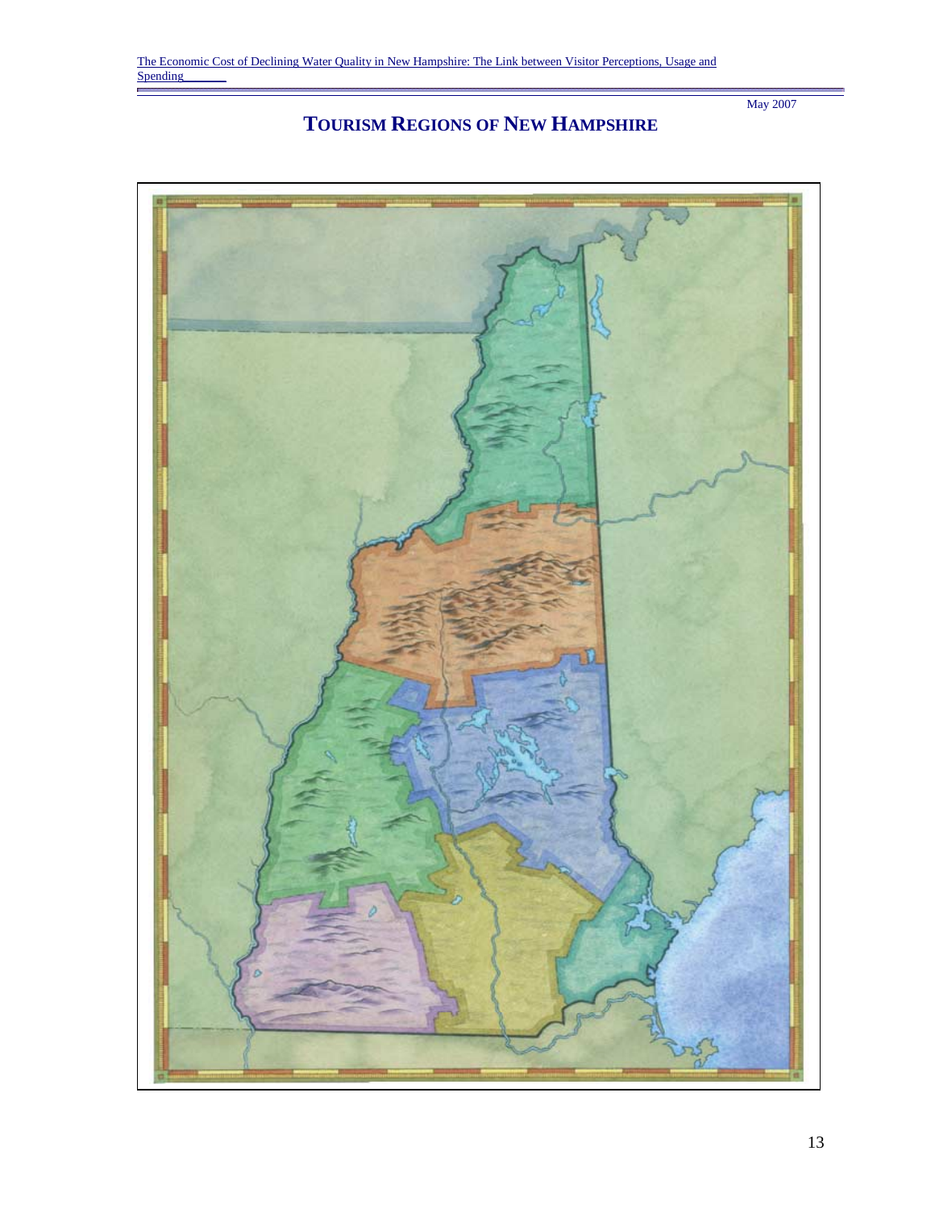# TOURISM REGIONS OF NEW HAMPSHIRE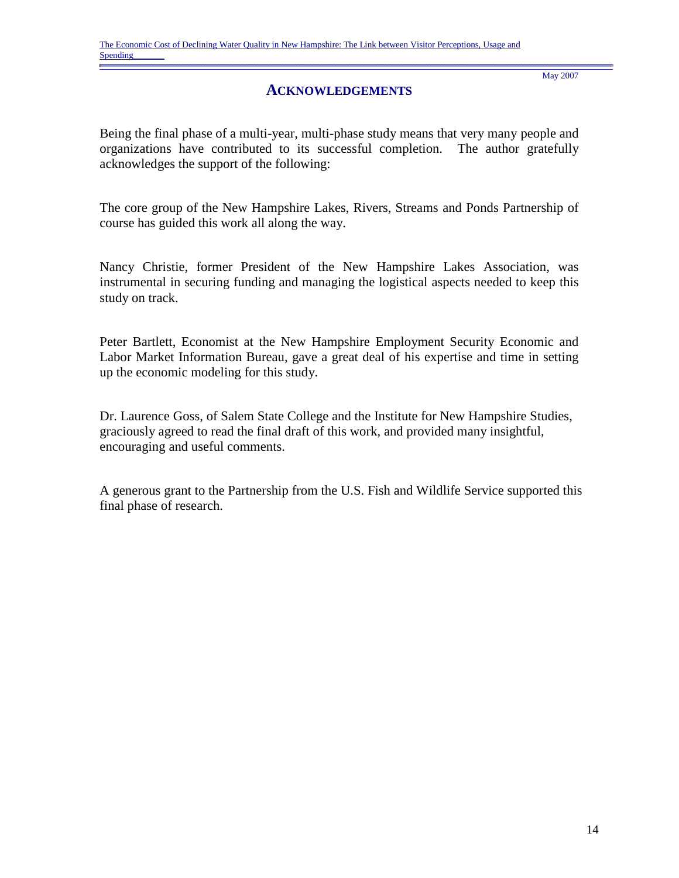# ACKNOWLEDGEMENTS

Being the final phase of a multi-year, multi-phase study means that very many people and organizations have contributed to its successful completion. The author gratefully acknowledges the support of the following:

The core group of the New Hampshire Lakes, Rivers, Streams and Ponds Partnership of course has guided this work all along the way.

Nancy Christie, former President of the New Hampshire Lakes Association, was instrumental in securing funding and managing the logistical aspects needed to keep this study on track.

Peter Bartlett, Economist at the New Hampshire Employment Security Economic and Labor Market Information Bureau, gave a great deal of his expertise and time in setting up the economic modeling for this study.

Dr. Laurence Goss, of Salem State College and the Institute for New Hampshire Studies, graciously agreed to read the final draft of this work, and provided many insightful, encouraging and useful comments.

A generous grant to the Partnership from the U.S. Fish and Wildlife Service supported this final phase of research.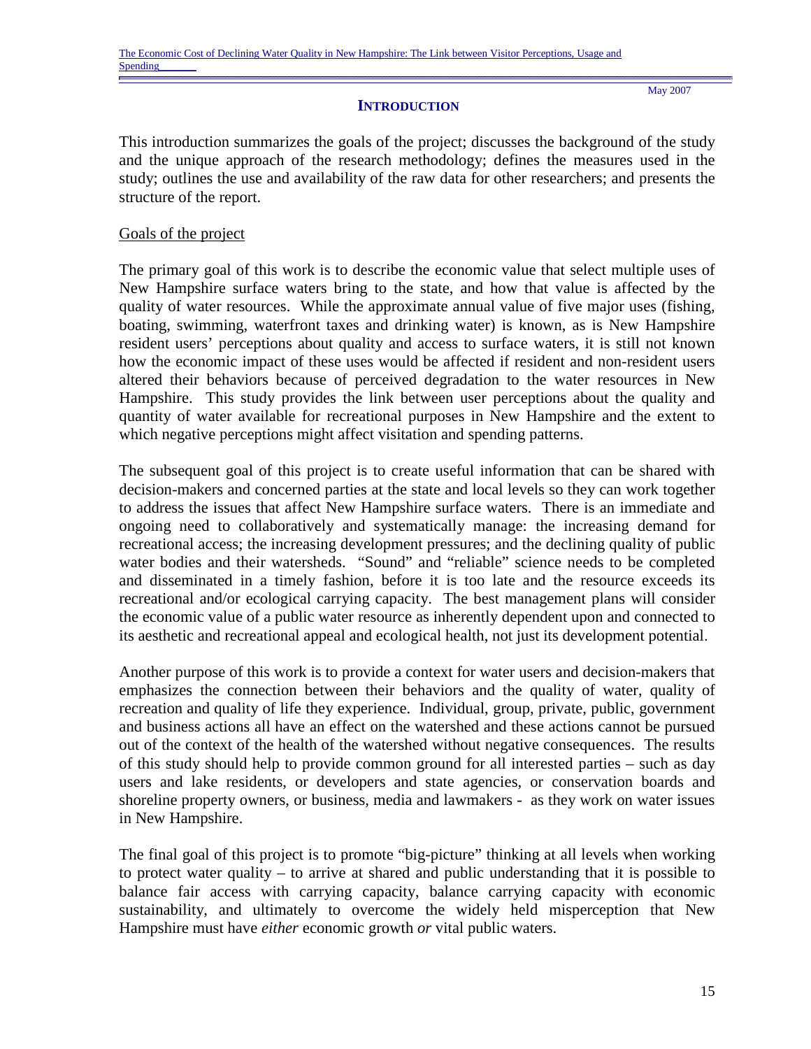## INTRODUCTION

This introduction summarizes the goals of the project; discusses the background of the study and the unique approach of the research methodology; defines the measures used in the study; outlines the use and availability of the raw data for other researchers; and presents the structure of the report.

### Goals of the project

The primary goal of this work is to describe the economic value that select multiple uses of New Hampshire surface waters bring to the state, and how that value is affected by the quality of water resources. While the approximate annual value of five major uses (fishing, boating, swimming, waterfront taxes and drinking water) is known, as is New Hampshire resident users' perceptions about quality and access to surface waters, it is still not known how the economic impact of these uses would be affected if resident and non-resident users altered their behaviors because of perceived degradation to the water resources in New Hampshire. This study provides the link between user perceptions about the quality and quantity of water available for recreational purposes in New Hampshire and the extent to which negative perceptions might affect visitation and spending patterns.

The subsequent goal of this project is to create useful information that can be shared with decision-makers and concerned parties at the state and local levels so they can work together to address the issues that affect New Hampshire surface waters. There is an immediate and ongoing need to collaboratively and systematically manage: the increasing demand for recreational access; the increasing development pressures; and the declining quality of public water bodies and their watersheds. "Sound" and "reliable" science needs to be completed and disseminated in a timely fashion, before it is too late and the resource exceeds its recreational and/or ecological carrying capacity. The best management plans will consider the economic value of a public water resource as inherently dependent upon and connected to its aesthetic and recreational appeal and ecological health, not just its development potential.

Another purpose of this work is to provide a context for water users and decision-makers that emphasizes the connection between their behaviors and the quality of water, quality of recreation and quality of life they experience. Individual, group, private, public, government and business actions all have an effect on the watershed and these actions cannot be pursued out of the context of the health of the watershed without negative consequences. The results of this study should help to provide common ground for all interested parties – such as day users and lake residents, or developers and state agencies, or conservation boards and shoreline property owners, or business, media and lawmakers - as they work on water issues in New Hampshire.

The final goal of this project is to promote "big-picture" thinking at all levels when working to protect water quality – to arrive at shared and public understanding that it is possible to balance fair access with carrying capacity, balance carrying capacity with economic sustainability, and ultimately to overcome the widely held misperception that New Hampshire must have *either* economic growth *or* vital public waters.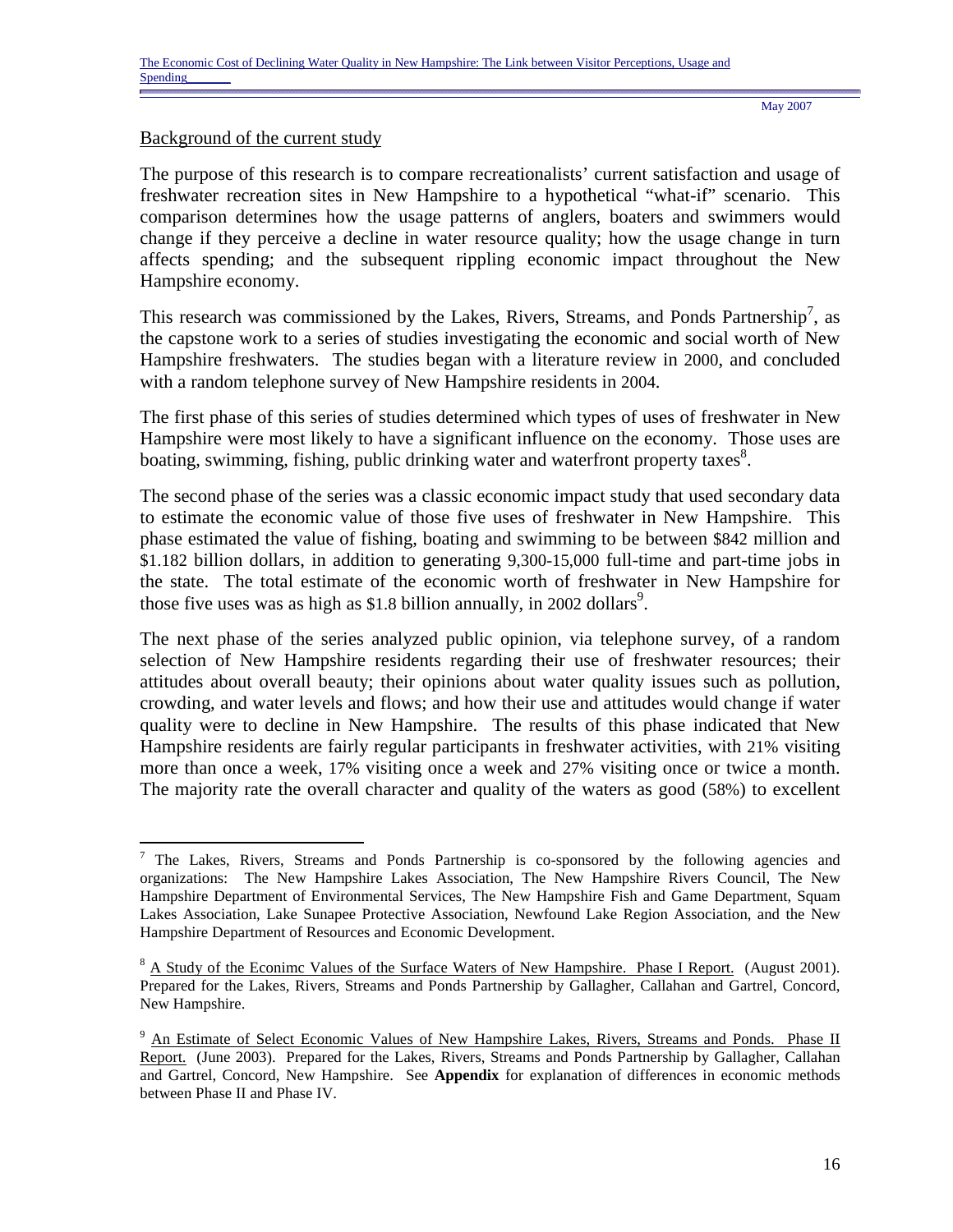## Background of the current study

The purpose of this research is to compare recreationalists' current satisfaction and usage of freshwater recreation sites in New Hampshire to a hypothetical "what-if" scenario. This comparison determines how the usage patterns of anglers, boaters and swimmers would change if they perceive a decline in water resource quality; how the usage change in turn affects spending; and the subsequent rippling economic impact throughout the New Hampshire economy.

This research was commissioned by the Lakes, Rivers, Streams, and Ponds Partnership[7], as the capstone work to a series of studies investigating the economic and social worth of New Hampshire freshwaters. The studies began with a literature review in 2000, and concluded with a random telephone survey of New Hampshire residents in 2004.

The first phase of this series of studies determined which types of uses of freshwater in New Hampshire were most likely to have a significant influence on the economy. Those uses are boating, swimming, fishing, public drinking water and waterfront property taxes[8].

The second phase of the series was a classic economic impact study that used secondary data to estimate the economic value of those five uses of freshwater in New Hampshire. This phase estimated the value of fishing, boating and swimming to be between $842 million and $1.182 billion dollars, in addition to generating 9,300-15,000 full-time and part-time jobs in the state. The total estimate of the economic worth of freshwater in New Hampshire for those five uses was as high as $1.8 billion annually, in 2002 dollars[9].

The next phase of the series analyzed public opinion, via telephone survey, of a random selection of New Hampshire residents regarding their use of freshwater resources; their attitudes about overall beauty; their opinions about water quality issues such as pollution, crowding, and water levels and flows; and how their use and attitudes would change if water quality were to decline in New Hampshire. The results of this phase indicated that New Hampshire residents are fairly regular participants in freshwater activities, with 21% visiting more than once a week, 17% visiting once a week and 27% visiting once or twice a month. The majority rate the overall character and quality of the waters as good (58%) to excellent

---

[7] The Lakes, Rivers, Streams and Ponds Partnership is co-sponsored by the following agencies and organizations: The New Hampshire Lakes Association, The New Hampshire Rivers Council, The New Hampshire Department of Environmental Services, The New Hampshire Fish and Game Department, Squam Lakes Association, Lake Sunapee Protective Association, Newfound Lake Region Association, and the New Hampshire Department of Resources and Economic Development.

[8] A Study of the Econimc Values of the Surface Waters of New Hampshire. Phase I Report. (August 2001). Prepared for the Lakes, Rivers, Streams and Ponds Partnership by Gallagher, Callahan and Gartrel, Concord, New Hampshire.

[9] An Estimate of Select Economic Values of New Hampshire Lakes, Rivers, Streams and Ponds. Phase II Report. (June 2003). Prepared for the Lakes, Rivers, Streams and Ponds Partnership by Gallagher, Callahan and Gartrel, Concord, New Hampshire. See **Appendix** for explanation of differences in economic methods between Phase II and Phase IV.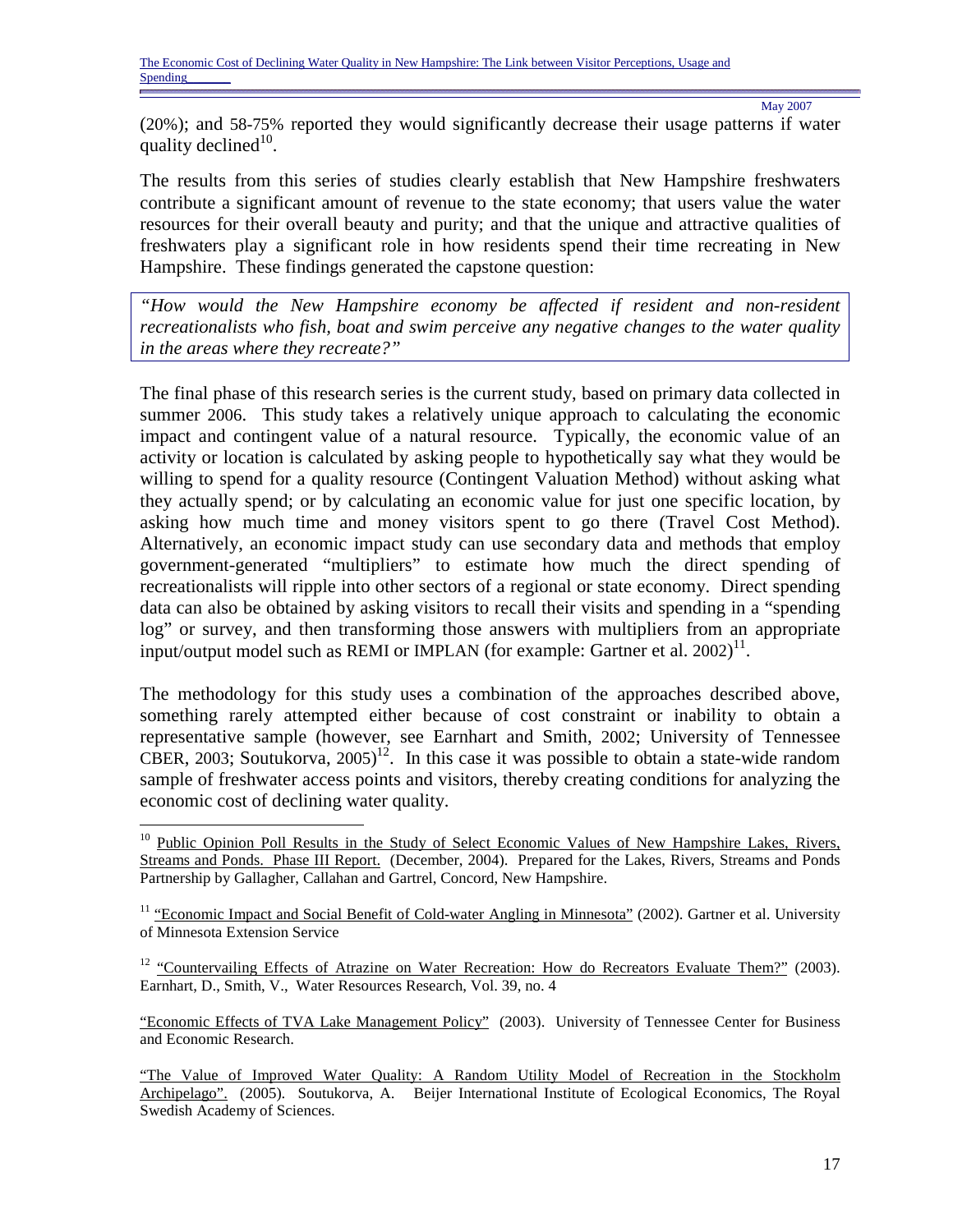(20%); and 58-75% reported they would significantly decrease their usage patterns if water quality declined[10].

The results from this series of studies clearly establish that New Hampshire freshwaters contribute a significant amount of revenue to the state economy; that users value the water resources for their overall beauty and purity; and that the unique and attractive qualities of freshwaters play a significant role in how residents spend their time recreating in New Hampshire. These findings generated the capstone question:

> *"How would the New Hampshire economy be affected if resident and non-resident recreationalists who fish, boat and swim perceive any negative changes to the water quality in the areas where they recreate?"*

The final phase of this research series is the current study, based on primary data collected in summer 2006. This study takes a relatively unique approach to calculating the economic impact and contingent value of a natural resource. Typically, the economic value of an activity or location is calculated by asking people to hypothetically say what they would be willing to spend for a quality resource (Contingent Valuation Method) without asking what they actually spend; or by calculating an economic value for just one specific location, by asking how much time and money visitors spent to go there (Travel Cost Method). Alternatively, an economic impact study can use secondary data and methods that employ government-generated "multipliers" to estimate how much the direct spending of recreationalists will ripple into other sectors of a regional or state economy. Direct spending data can also be obtained by asking visitors to recall their visits and spending in a "spending log" or survey, and then transforming those answers with multipliers from an appropriate input/output model such as REMI or IMPLAN (for example: Gartner et al. 2002)[11].

The methodology for this study uses a combination of the approaches described above, something rarely attempted either because of cost constraint or inability to obtain a representative sample (however, see Earnhart and Smith, 2002; University of Tennessee CBER, 2003; Soutukorva, 2005)[12]. In this case it was possible to obtain a state-wide random sample of freshwater access points and visitors, thereby creating conditions for analyzing the economic cost of declining water quality.

---

[10] Public Opinion Poll Results in the Study of Select Economic Values of New Hampshire Lakes, Rivers, Streams and Ponds. Phase III Report. (December, 2004). Prepared for the Lakes, Rivers, Streams and Ponds Partnership by Gallagher, Callahan and Gartrel, Concord, New Hampshire.

[11] "Economic Impact and Social Benefit of Cold-water Angling in Minnesota" (2002). Gartner et al. University of Minnesota Extension Service

[12] "Countervailing Effects of Atrazine on Water Recreation: How do Recreators Evaluate Them?" (2003). Earnhart, D., Smith, V., Water Resources Research, Vol. 39, no. 4

"Economic Effects of TVA Lake Management Policy" (2003). University of Tennessee Center for Business and Economic Research.

"The Value of Improved Water Quality: A Random Utility Model of Recreation in the Stockholm Archipelago". (2005). Soutukorva, A. Beijer International Institute of Ecological Economics, The Royal Swedish Academy of Sciences.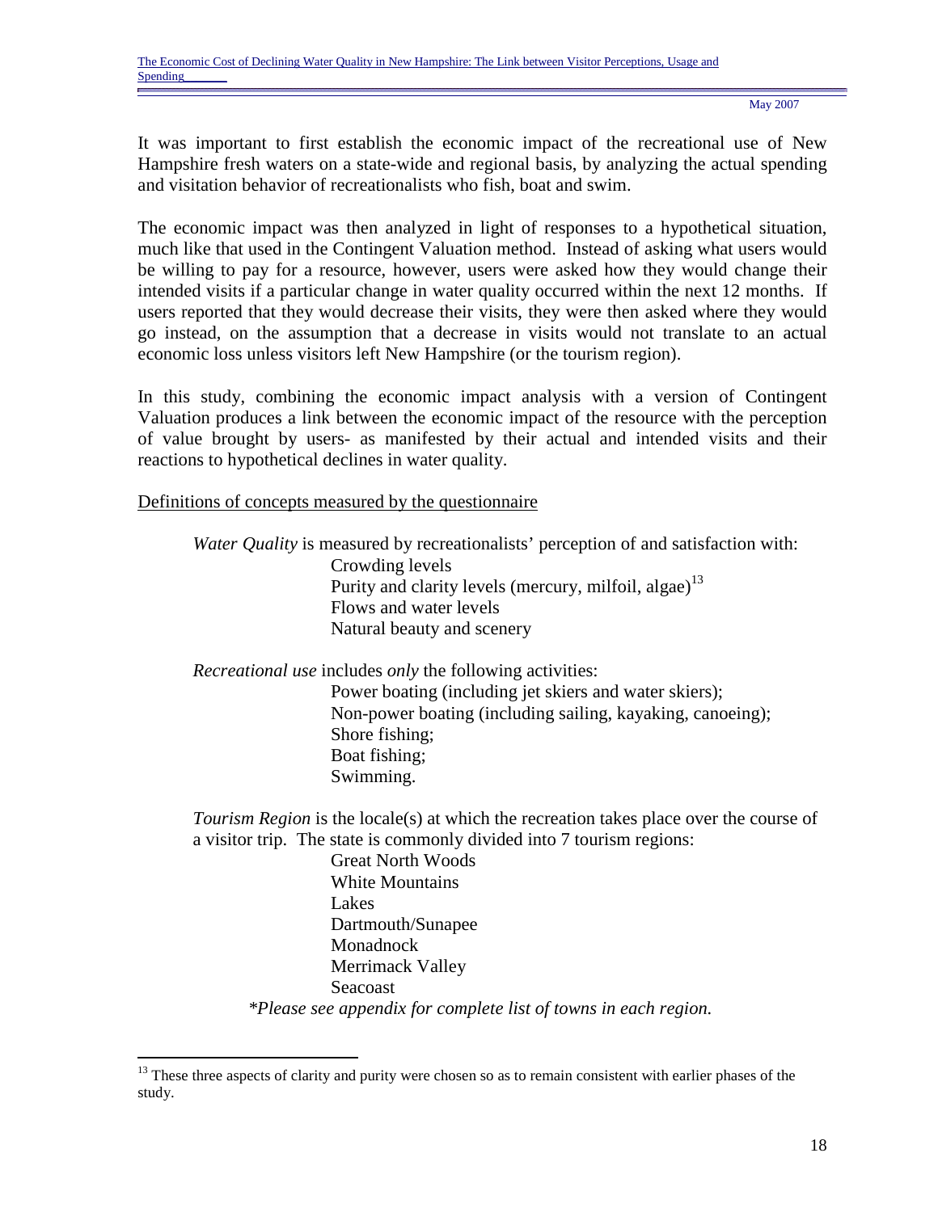It was important to first establish the economic impact of the recreational use of New Hampshire fresh waters on a state-wide and regional basis, by analyzing the actual spending and visitation behavior of recreationalists who fish, boat and swim.

The economic impact was then analyzed in light of responses to a hypothetical situation, much like that used in the Contingent Valuation method. Instead of asking what users would be willing to pay for a resource, however, users were asked how they would change their intended visits if a particular change in water quality occurred within the next 12 months. If users reported that they would decrease their visits, they were then asked where they would go instead, on the assumption that a decrease in visits would not translate to an actual economic loss unless visitors left New Hampshire (or the tourism region).

In this study, combining the economic impact analysis with a version of Contingent Valuation produces a link between the economic impact of the resource with the perception of value brought by users- as manifested by their actual and intended visits and their reactions to hypothetical declines in water quality.

<u>Definitions of concepts measured by the questionnaire</u>

*Water Quality* is measured by recreationalists' perception of and satisfaction with:

- Crowding levels
- Purity and clarity levels (mercury, milfoil, algae)[13]
- Flows and water levels
- Natural beauty and scenery

*Recreational use* includes *only* the following activities:

- Power boating (including jet skiers and water skiers);
- Non-power boating (including sailing, kayaking, canoeing);
- Shore fishing;
- Boat fishing;
- Swimming.

*Tourism Region* is the locale(s) at which the recreation takes place over the course of a visitor trip. The state is commonly divided into 7 tourism regions:

- Great North Woods
- White Mountains
- Lakes
- Dartmouth/Sunapee
- Monadnock
- Merrimack Valley
- Seacoast

*\*Please see appendix for complete list of towns in each region.*

[13] These three aspects of clarity and purity were chosen so as to remain consistent with earlier phases of the study.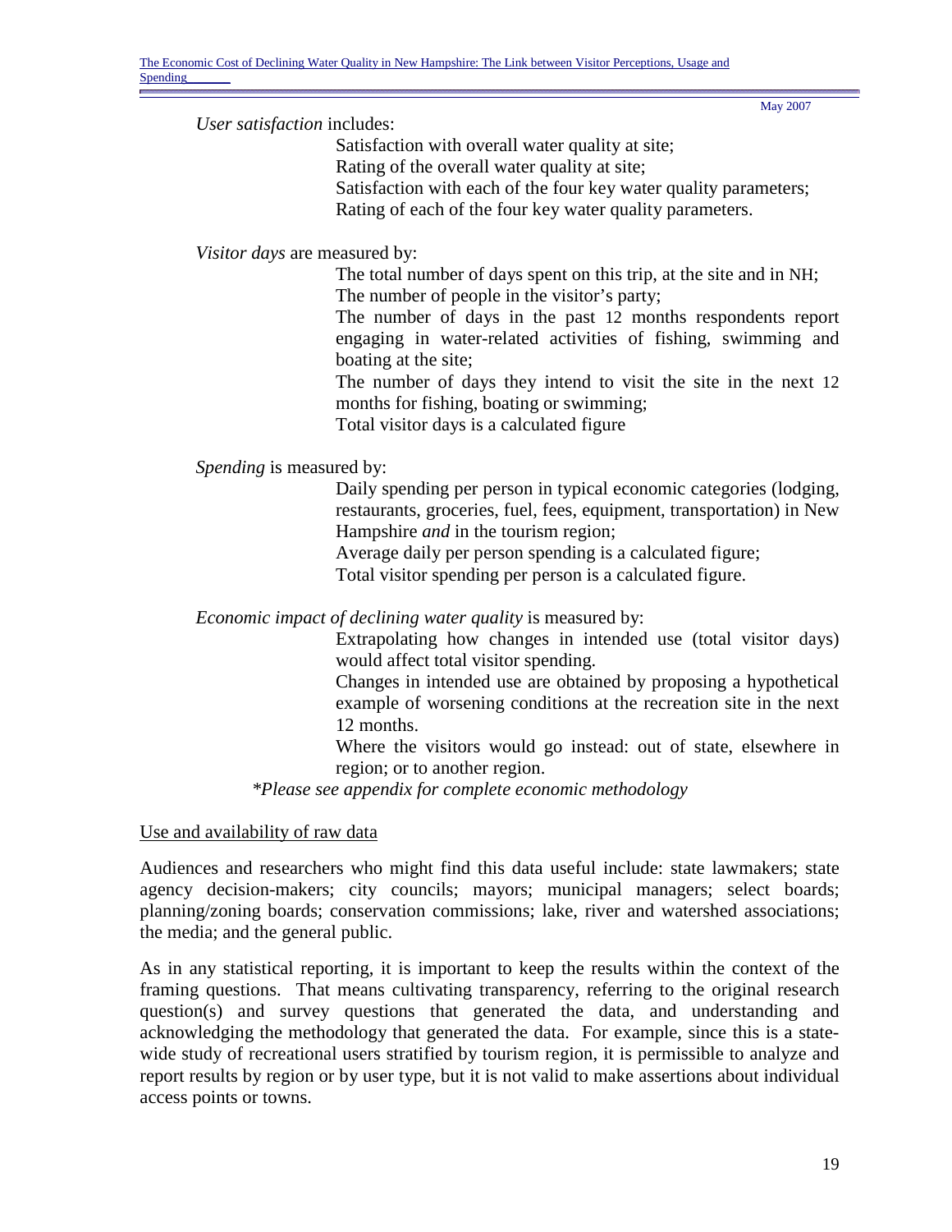*User satisfaction* includes:

- Satisfaction with overall water quality at site;
- Rating of the overall water quality at site;
- Satisfaction with each of the four key water quality parameters;
- Rating of each of the four key water quality parameters.

*Visitor days* are measured by:

- The total number of days spent on this trip, at the site and in NH;
- The number of people in the visitor's party;
- The number of days in the past 12 months respondents report engaging in water-related activities of fishing, swimming and boating at the site;
- The number of days they intend to visit the site in the next 12 months for fishing, boating or swimming;
- Total visitor days is a calculated figure

*Spending* is measured by:

- Daily spending per person in typical economic categories (lodging, restaurants, groceries, fuel, fees, equipment, transportation) in New Hampshire *and* in the tourism region;
- Average daily per person spending is a calculated figure;
- Total visitor spending per person is a calculated figure.

*Economic impact of declining water quality* is measured by:

- Extrapolating how changes in intended use (total visitor days) would affect total visitor spending.
- Changes in intended use are obtained by proposing a hypothetical example of worsening conditions at the recreation site in the next 12 months.
- Where the visitors would go instead: out of state, elsewhere in region; or to another region.

*\*Please see appendix for complete economic methodology*

Use and availability of raw data

Audiences and researchers who might find this data useful include: state lawmakers; state agency decision-makers; city councils; mayors; municipal managers; select boards; planning/zoning boards; conservation commissions; lake, river and watershed associations; the media; and the general public.

As in any statistical reporting, it is important to keep the results within the context of the framing questions. That means cultivating transparency, referring to the original research question(s) and survey questions that generated the data, and understanding and acknowledging the methodology that generated the data. For example, since this is a state-wide study of recreational users stratified by tourism region, it is permissible to analyze and report results by region or by user type, but it is not valid to make assertions about individual access points or towns.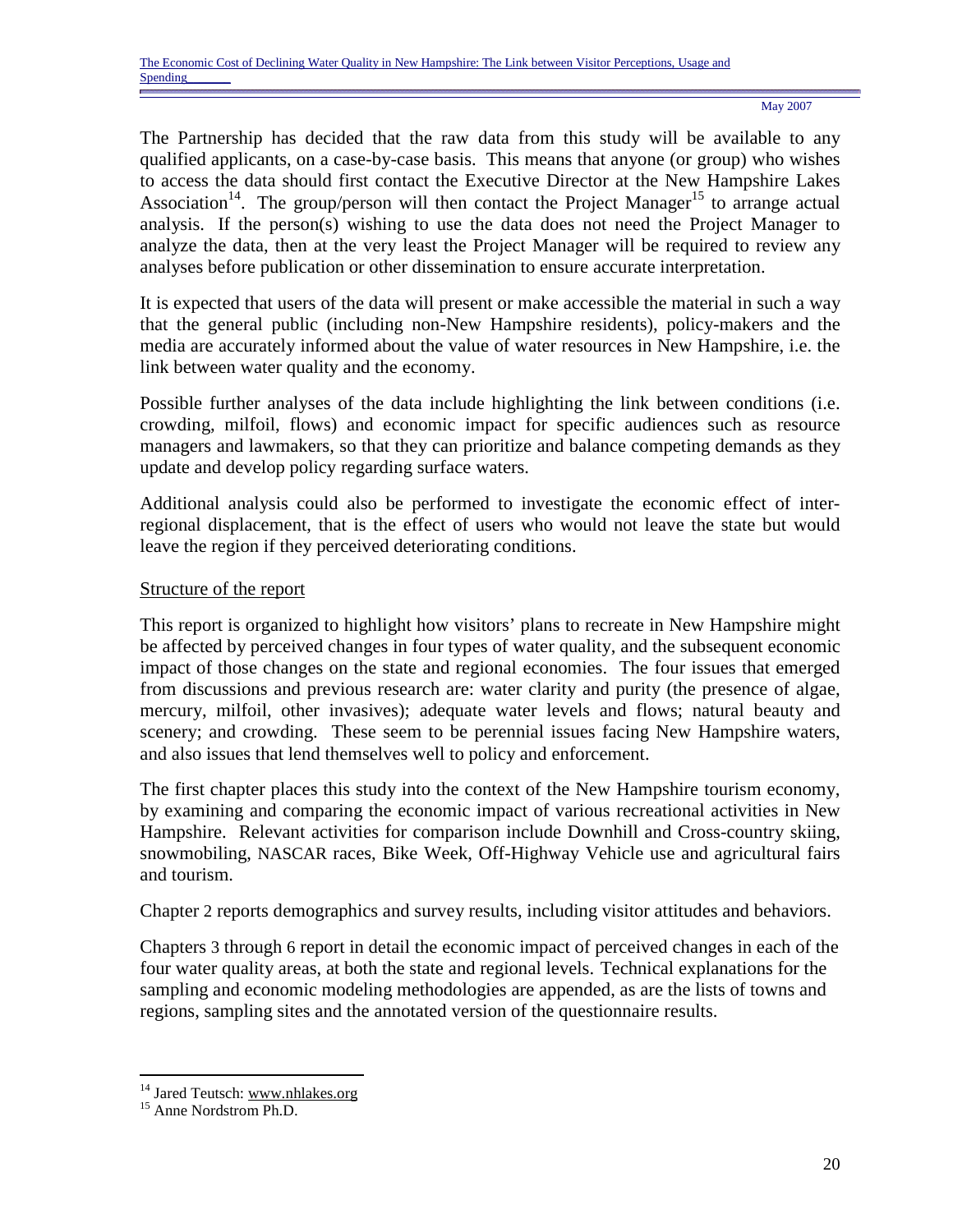The Partnership has decided that the raw data from this study will be available to any qualified applicants, on a case-by-case basis. This means that anyone (or group) who wishes to access the data should first contact the Executive Director at the New Hampshire Lakes Association[14]. The group/person will then contact the Project Manager[15] to arrange actual analysis. If the person(s) wishing to use the data does not need the Project Manager to analyze the data, then at the very least the Project Manager will be required to review any analyses before publication or other dissemination to ensure accurate interpretation.

It is expected that users of the data will present or make accessible the material in such a way that the general public (including non-New Hampshire residents), policy-makers and the media are accurately informed about the value of water resources in New Hampshire, i.e. the link between water quality and the economy.

Possible further analyses of the data include highlighting the link between conditions (i.e. crowding, milfoil, flows) and economic impact for specific audiences such as resource managers and lawmakers, so that they can prioritize and balance competing demands as they update and develop policy regarding surface waters.

Additional analysis could also be performed to investigate the economic effect of inter-regional displacement, that is the effect of users who would not leave the state but would leave the region if they perceived deteriorating conditions.

## Structure of the report

This report is organized to highlight how visitors' plans to recreate in New Hampshire might be affected by perceived changes in four types of water quality, and the subsequent economic impact of those changes on the state and regional economies. The four issues that emerged from discussions and previous research are: water clarity and purity (the presence of algae, mercury, milfoil, other invasives); adequate water levels and flows; natural beauty and scenery; and crowding. These seem to be perennial issues facing New Hampshire waters, and also issues that lend themselves well to policy and enforcement.

The first chapter places this study into the context of the New Hampshire tourism economy, by examining and comparing the economic impact of various recreational activities in New Hampshire. Relevant activities for comparison include Downhill and Cross-country skiing, snowmobiling, NASCAR races, Bike Week, Off-Highway Vehicle use and agricultural fairs and tourism.

Chapter 2 reports demographics and survey results, including visitor attitudes and behaviors.

Chapters 3 through 6 report in detail the economic impact of perceived changes in each of the four water quality areas, at both the state and regional levels. Technical explanations for the sampling and economic modeling methodologies are appended, as are the lists of towns and regions, sampling sites and the annotated version of the questionnaire results.

---

[14] Jared Teutsch: www.nhlakes.org

[15] Anne Nordstrom Ph.D.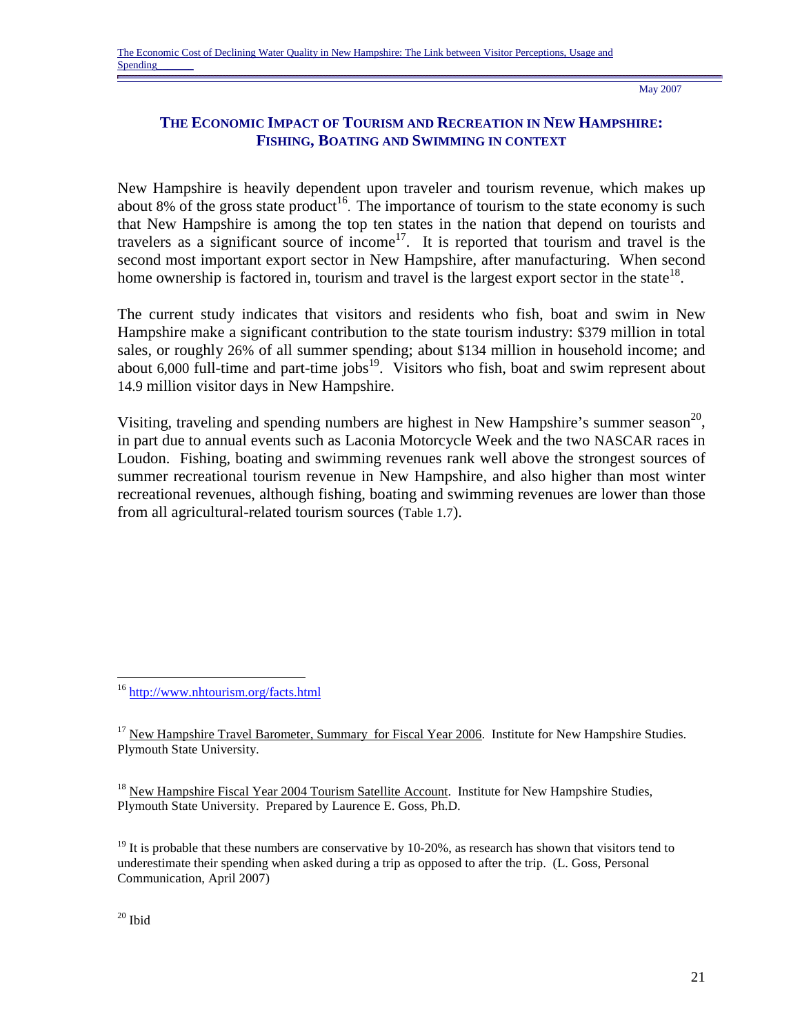## THE ECONOMIC IMPACT OF TOURISM AND RECREATION IN NEW HAMPSHIRE: FISHING, BOATING AND SWIMMING IN CONTEXT

New Hampshire is heavily dependent upon traveler and tourism revenue, which makes up about 8% of the gross state product[16]. The importance of tourism to the state economy is such that New Hampshire is among the top ten states in the nation that depend on tourists and travelers as a significant source of income[17]. It is reported that tourism and travel is the second most important export sector in New Hampshire, after manufacturing. When second home ownership is factored in, tourism and travel is the largest export sector in the state[18].

The current study indicates that visitors and residents who fish, boat and swim in New Hampshire make a significant contribution to the state tourism industry: $379 million in total sales, or roughly 26% of all summer spending; about $134 million in household income; and about 6,000 full-time and part-time jobs[19]. Visitors who fish, boat and swim represent about 14.9 million visitor days in New Hampshire.

Visiting, traveling and spending numbers are highest in New Hampshire's summer season[20], in part due to annual events such as Laconia Motorcycle Week and the two NASCAR races in Loudon. Fishing, boating and swimming revenues rank well above the strongest sources of summer recreational tourism revenue in New Hampshire, and also higher than most winter recreational revenues, although fishing, boating and swimming revenues are lower than those from all agricultural-related tourism sources (Table 1.7).

---

[16] http://www.nhtourism.org/facts.html

[17] New Hampshire Travel Barometer, Summary for Fiscal Year 2006. Institute for New Hampshire Studies. Plymouth State University.

[18] New Hampshire Fiscal Year 2004 Tourism Satellite Account. Institute for New Hampshire Studies, Plymouth State University. Prepared by Laurence E. Goss, Ph.D.

[19] It is probable that these numbers are conservative by 10-20%, as research has shown that visitors tend to underestimate their spending when asked during a trip as opposed to after the trip. (L. Goss, Personal Communication, April 2007)

[20] Ibid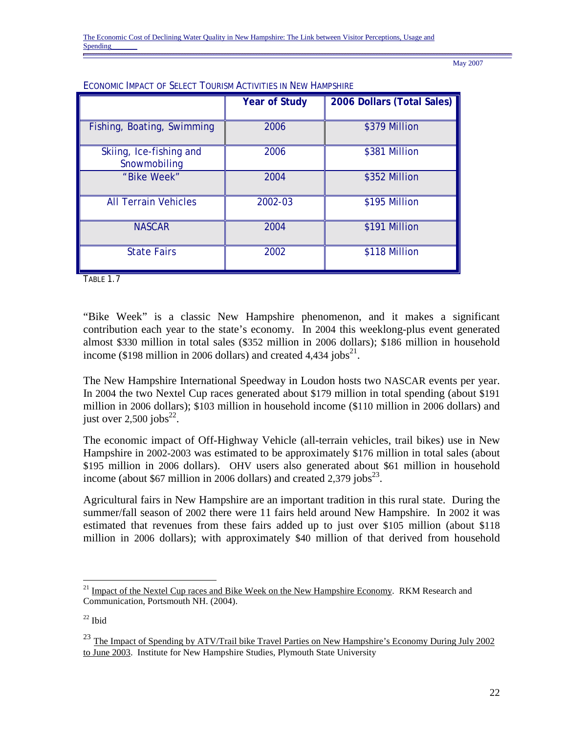ECONOMIC IMPACT OF SELECT TOURISM ACTIVITIES IN NEW HAMPSHIRE

| | Year of Study | 2006 Dollars (Total Sales) |
|---|---|---|
| Fishing, Boating, Swimming | 2006 | $379 Million |
| Skiing, Ice-fishing and Snowmobiling | 2006 | $381 Million |
| "Bike Week" | 2004 | $352 Million |
| All Terrain Vehicles | 2002-03 | $195 Million |
| NASCAR | 2004 | $191 Million |
| State Fairs | 2002 | $118 Million |

TABLE 1.7

"Bike Week" is a classic New Hampshire phenomenon, and it makes a significant contribution each year to the state's economy. In 2004 this weeklong-plus event generated almost $330 million in total sales ($352 million in 2006 dollars); $186 million in household income ($198 million in 2006 dollars) and created 4,434 jobs[21].

The New Hampshire International Speedway in Loudon hosts two NASCAR events per year. In 2004 the two Nextel Cup races generated about $179 million in total spending (about $191 million in 2006 dollars); $103 million in household income ($110 million in 2006 dollars) and just over 2,500 jobs[22].

The economic impact of Off-Highway Vehicle (all-terrain vehicles, trail bikes) use in New Hampshire in 2002-2003 was estimated to be approximately $176 million in total sales (about $195 million in 2006 dollars). OHV users also generated about $61 million in household income (about $67 million in 2006 dollars) and created 2,379 jobs[23].

Agricultural fairs in New Hampshire are an important tradition in this rural state. During the summer/fall season of 2002 there were 11 fairs held around New Hampshire. In 2002 it was estimated that revenues from these fairs added up to just over $105 million (about $118 million in 2006 dollars); with approximately $40 million of that derived from household

---

[21] Impact of the Nextel Cup races and Bike Week on the New Hampshire Economy. RKM Research and Communication, Portsmouth NH. (2004).

[22] Ibid

[23] The Impact of Spending by ATV/Trail bike Travel Parties on New Hampshire's Economy During July 2002 to June 2003. Institute for New Hampshire Studies, Plymouth State University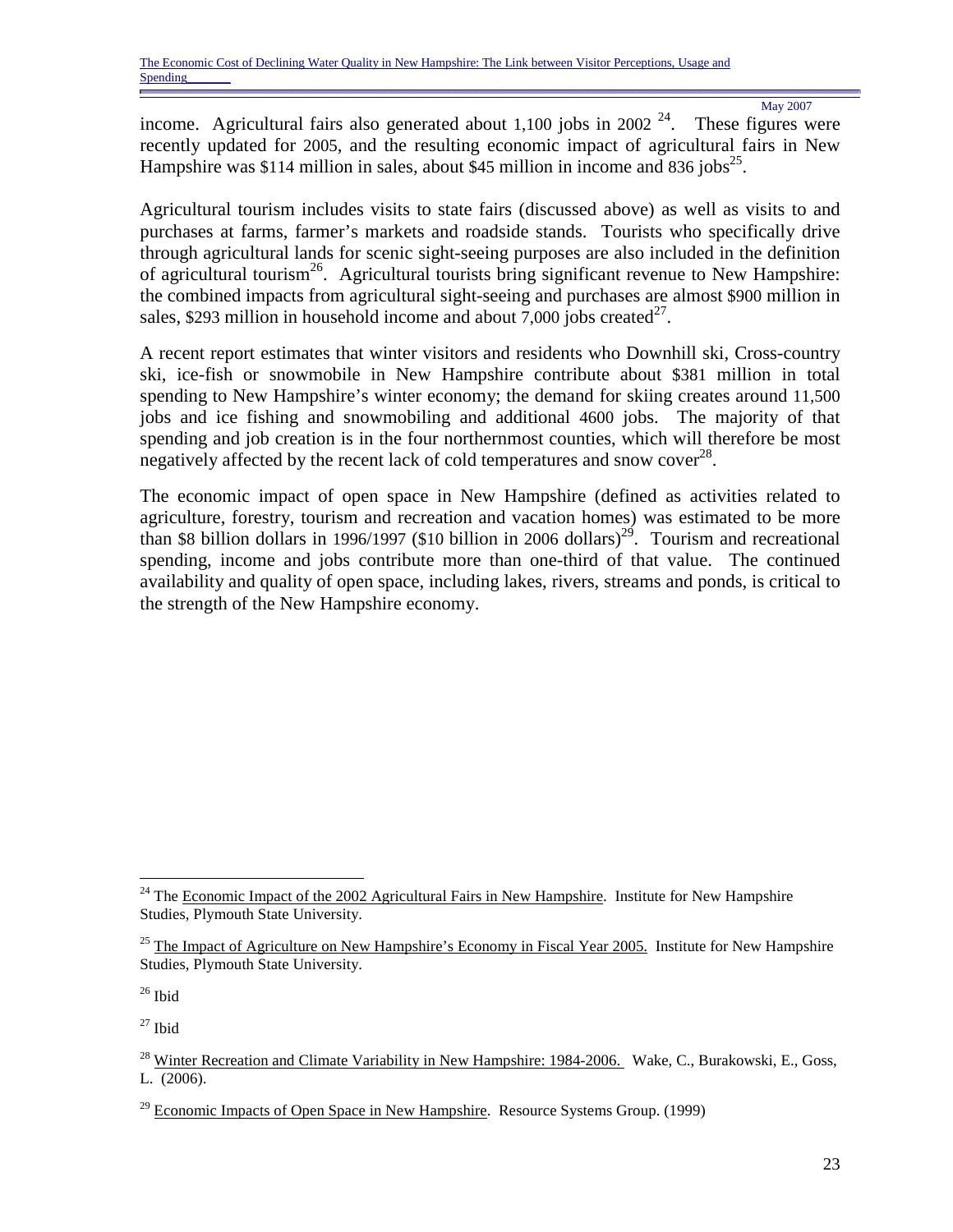income. Agricultural fairs also generated about 1,100 jobs in 2002 [24]. These figures were recently updated for 2005, and the resulting economic impact of agricultural fairs in New Hampshire was $114 million in sales, about $45 million in income and 836 jobs[25].

Agricultural tourism includes visits to state fairs (discussed above) as well as visits to and purchases at farms, farmer's markets and roadside stands. Tourists who specifically drive through agricultural lands for scenic sight-seeing purposes are also included in the definition of agricultural tourism[26]. Agricultural tourists bring significant revenue to New Hampshire: the combined impacts from agricultural sight-seeing and purchases are almost $900 million in sales, $293 million in household income and about 7,000 jobs created[27].

A recent report estimates that winter visitors and residents who Downhill ski, Cross-country ski, ice-fish or snowmobile in New Hampshire contribute about $381 million in total spending to New Hampshire's winter economy; the demand for skiing creates around 11,500 jobs and ice fishing and snowmobiling and additional 4600 jobs. The majority of that spending and job creation is in the four northernmost counties, which will therefore be most negatively affected by the recent lack of cold temperatures and snow cover[28].

The economic impact of open space in New Hampshire (defined as activities related to agriculture, forestry, tourism and recreation and vacation homes) was estimated to be more than $8 billion dollars in 1996/1997 ($10 billion in 2006 dollars)[29]. Tourism and recreational spending, income and jobs contribute more than one-third of that value. The continued availability and quality of open space, including lakes, rivers, streams and ponds, is critical to the strength of the New Hampshire economy.

---

[24] The Economic Impact of the 2002 Agricultural Fairs in New Hampshire. Institute for New Hampshire Studies, Plymouth State University.

[25] The Impact of Agriculture on New Hampshire's Economy in Fiscal Year 2005. Institute for New Hampshire Studies, Plymouth State University.

[26] Ibid

[27] Ibid

[28] Winter Recreation and Climate Variability in New Hampshire: 1984-2006. Wake, C., Burakowski, E., Goss, L. (2006).

[29] Economic Impacts of Open Space in New Hampshire. Resource Systems Group. (1999)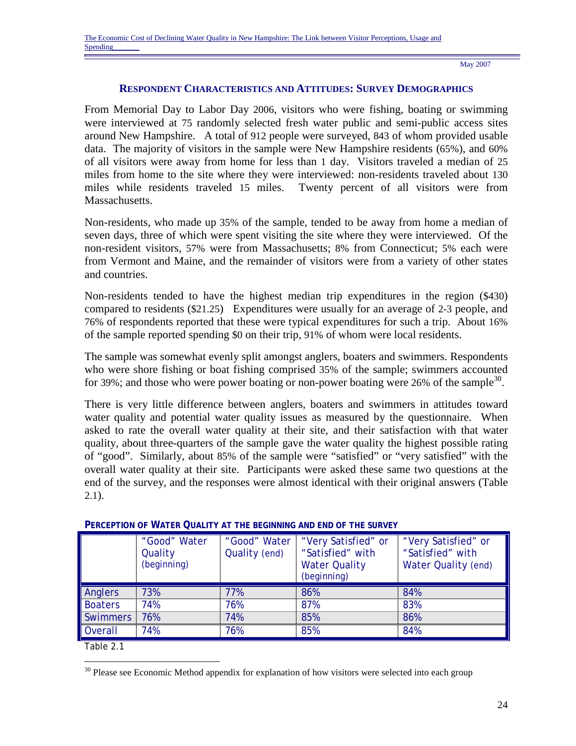## RESPONDENT CHARACTERISTICS AND ATTITUDES: SURVEY DEMOGRAPHICS

From Memorial Day to Labor Day 2006, visitors who were fishing, boating or swimming were interviewed at 75 randomly selected fresh water public and semi-public access sites around New Hampshire. A total of 912 people were surveyed, 843 of whom provided usable data. The majority of visitors in the sample were New Hampshire residents (65%), and 60% of all visitors were away from home for less than 1 day. Visitors traveled a median of 25 miles from home to the site where they were interviewed: non-residents traveled about 130 miles while residents traveled 15 miles. Twenty percent of all visitors were from Massachusetts.

Non-residents, who made up 35% of the sample, tended to be away from home a median of seven days, three of which were spent visiting the site where they were interviewed. Of the non-resident visitors, 57% were from Massachusetts; 8% from Connecticut; 5% each were from Vermont and Maine, and the remainder of visitors were from a variety of other states and countries.

Non-residents tended to have the highest median trip expenditures in the region ($430) compared to residents ($21.25) Expenditures were usually for an average of 2-3 people, and 76% of respondents reported that these were typical expenditures for such a trip. About 16% of the sample reported spending $0 on their trip, 91% of whom were local residents.

The sample was somewhat evenly split amongst anglers, boaters and swimmers. Respondents who were shore fishing or boat fishing comprised 35% of the sample; swimmers accounted for 39%; and those who were power boating or non-power boating were 26% of the sample[30].

There is very little difference between anglers, boaters and swimmers in attitudes toward water quality and potential water quality issues as measured by the questionnaire. When asked to rate the overall water quality at their site, and their satisfaction with that water quality, about three-quarters of the sample gave the water quality the highest possible rating of "good". Similarly, about 85% of the sample were "satisfied" or "very satisfied" with the overall water quality at their site. Participants were asked these same two questions at the end of the survey, and the responses were almost identical with their original answers (Table 2.1).

**PERCEPTION OF WATER QUALITY AT THE BEGINNING AND END OF THE SURVEY**

| | "Good" Water Quality (beginning) | "Good" Water Quality (end) | "Very Satisfied" or "Satisfied" with Water Quality (beginning) | "Very Satisfied" or "Satisfied" with Water Quality (end) |
|---|---|---|---|---|
| Anglers | 73% | 77% | 86% | 84% |
| Boaters | 74% | 76% | 87% | 83% |
| Swimmers | 76% | 74% | 85% | 86% |
| Overall | 74% | 76% | 85% | 84% |

Table 2.1

[30] Please see Economic Method appendix for explanation of how visitors were selected into each group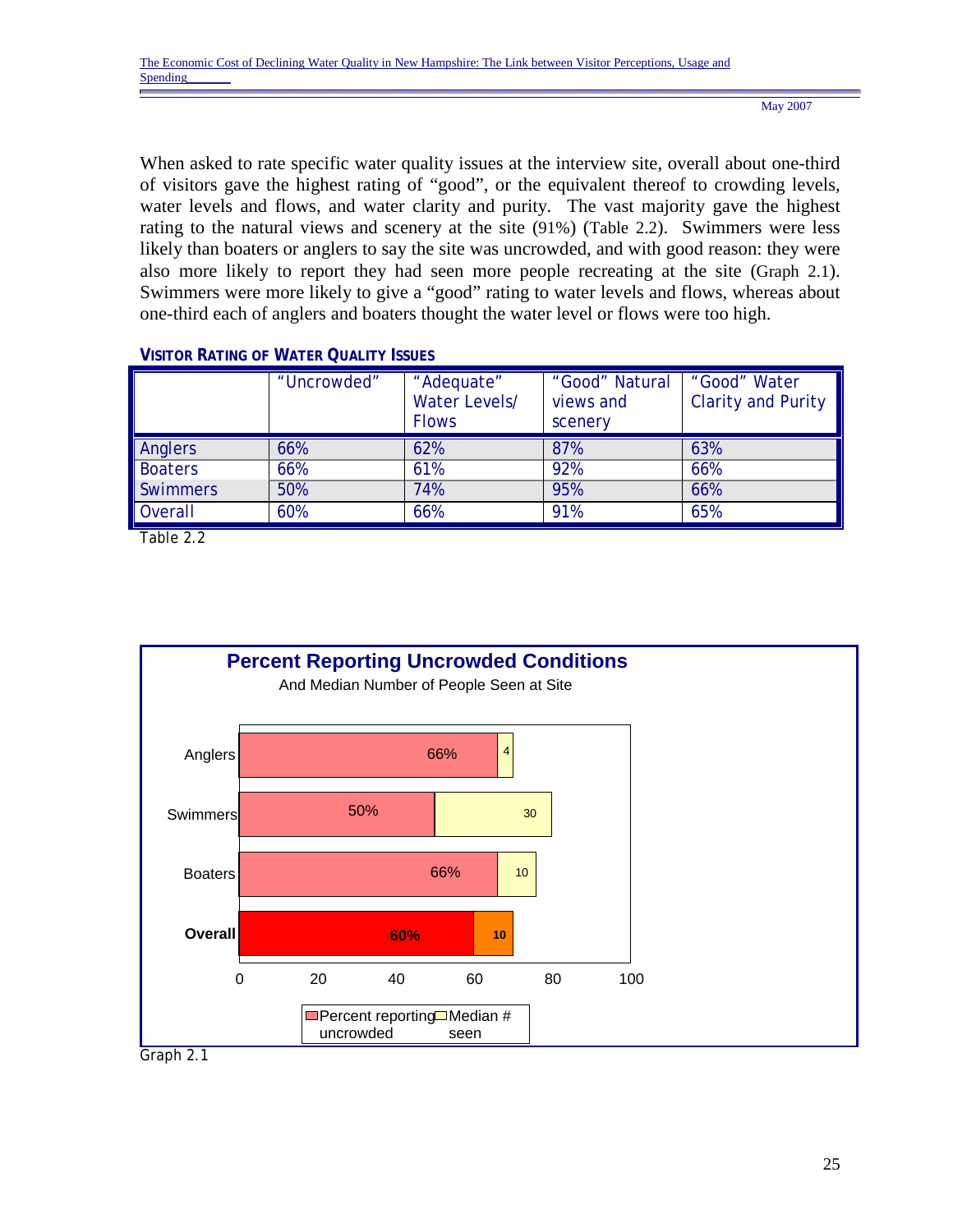When asked to rate specific water quality issues at the interview site, overall about one-third of visitors gave the highest rating of "good", or the equivalent thereof to crowding levels, water levels and flows, and water clarity and purity. The vast majority gave the highest rating to the natural views and scenery at the site (91%) (Table 2.2). Swimmers were less likely than boaters or anglers to say the site was uncrowded, and with good reason: they were also more likely to report they had seen more people recreating at the site (Graph 2.1). Swimmers were more likely to give a "good" rating to water levels and flows, whereas about one-third each of anglers and boaters thought the water level or flows were too high.

**VISITOR RATING OF WATER QUALITY ISSUES**

| | "Uncrowded" | "Adequate" Water Levels/ Flows | "Good" Natural views and scenery | "Good" Water Clarity and Purity |
|---|---|---|---|---|
| Anglers | 66% | 62% | 87% | 63% |
| Boaters | 66% | 61% | 92% | 66% |
| Swimmers | 50% | 74% | 95% | 66% |
| Overall | 60% | 66% | 91% | 65% |

Table 2.2

**Percent Reporting Uncrowded Conditions**

And Median Number of People Seen at Site

| | Percent reporting uncrowded | Median # seen |
|---|---|---|
| Anglers | 66% | 4 |
| Swimmers | 50% | 30 |
| Boaters | 66% | 10 |
| **Overall** | **60%** | **10** |

Graph 2.1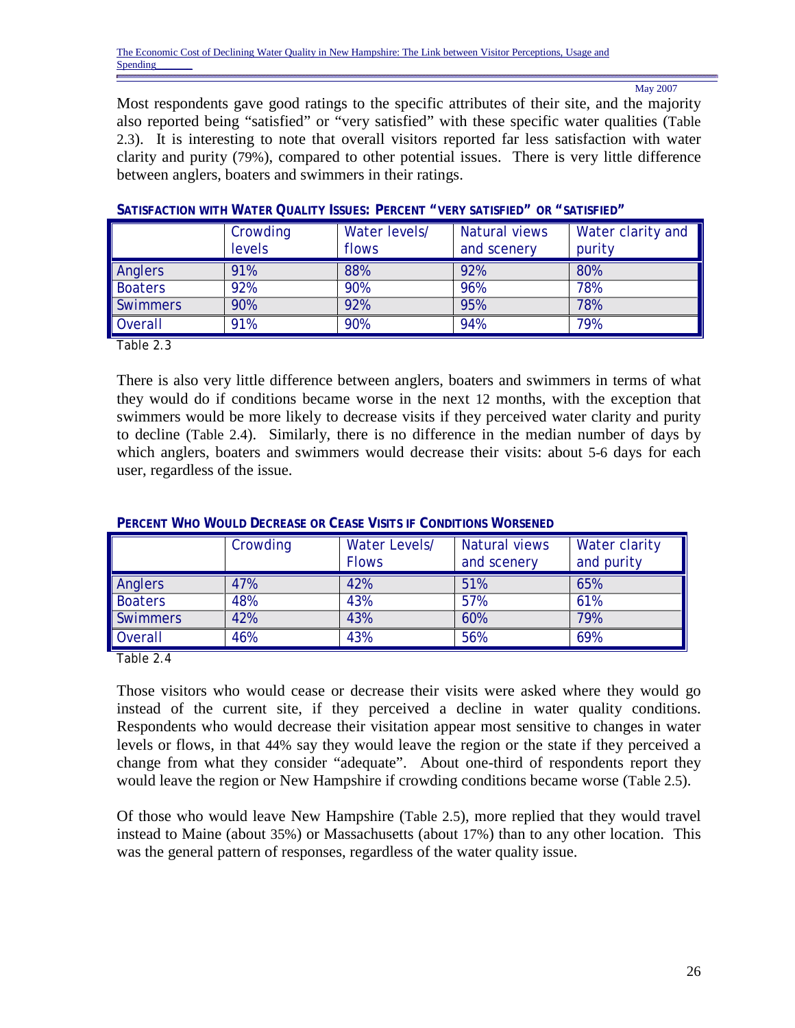Most respondents gave good ratings to the specific attributes of their site, and the majority also reported being "satisfied" or "very satisfied" with these specific water qualities (Table 2.3). It is interesting to note that overall visitors reported far less satisfaction with water clarity and purity (79%), compared to other potential issues. There is very little difference between anglers, boaters and swimmers in their ratings.

**SATISFACTION WITH WATER QUALITY ISSUES: PERCENT "VERY SATISFIED" OR "SATISFIED"**

| | Crowding levels | Water levels/ flows | Natural views and scenery | Water clarity and purity |
|---|---|---|---|---|
| Anglers | 91% | 88% | 92% | 80% |
| Boaters | 92% | 90% | 96% | 78% |
| Swimmers | 90% | 92% | 95% | 78% |
| Overall | 91% | 90% | 94% | 79% |

Table 2.3

There is also very little difference between anglers, boaters and swimmers in terms of what they would do if conditions became worse in the next 12 months, with the exception that swimmers would be more likely to decrease visits if they perceived water clarity and purity to decline (Table 2.4). Similarly, there is no difference in the median number of days by which anglers, boaters and swimmers would decrease their visits: about 5-6 days for each user, regardless of the issue.

**PERCENT WHO WOULD DECREASE OR CEASE VISITS IF CONDITIONS WORSENED**

| | Crowding | Water Levels/ Flows | Natural views and scenery | Water clarity and purity |
|---|---|---|---|---|
| Anglers | 47% | 42% | 51% | 65% |
| Boaters | 48% | 43% | 57% | 61% |
| Swimmers | 42% | 43% | 60% | 79% |
| Overall | 46% | 43% | 56% | 69% |

Table 2.4

Those visitors who would cease or decrease their visits were asked where they would go instead of the current site, if they perceived a decline in water quality conditions. Respondents who would decrease their visitation appear most sensitive to changes in water levels or flows, in that 44% say they would leave the region or the state if they perceived a change from what they consider "adequate". About one-third of respondents report they would leave the region or New Hampshire if crowding conditions became worse (Table 2.5).

Of those who would leave New Hampshire (Table 2.5), more replied that they would travel instead to Maine (about 35%) or Massachusetts (about 17%) than to any other location. This was the general pattern of responses, regardless of the water quality issue.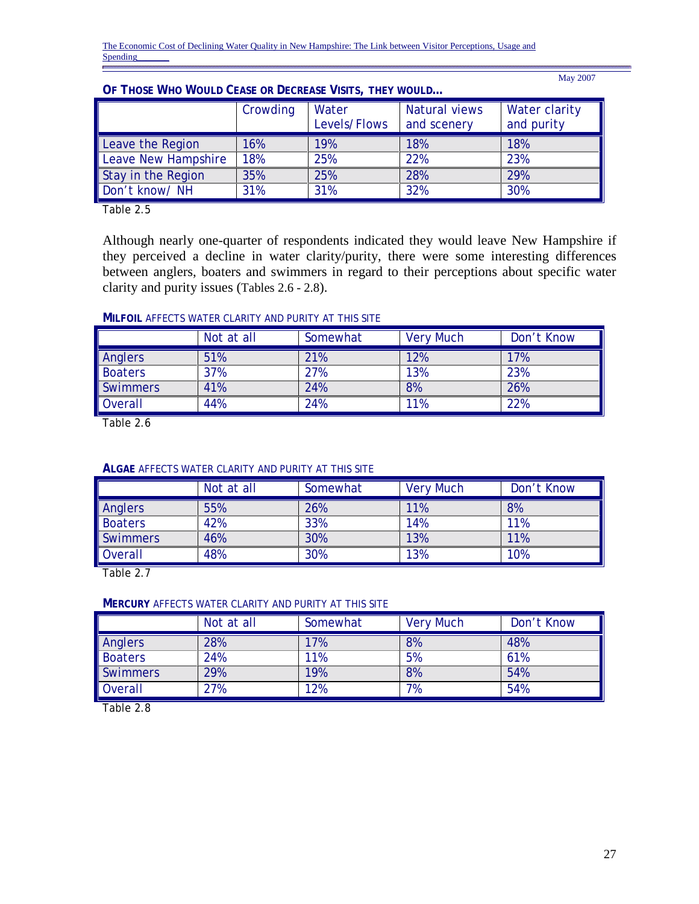**OF THOSE WHO WOULD CEASE OR DECREASE VISITS, THEY WOULD...**

| | Crowding | Water Levels/Flows | Natural views and scenery | Water clarity and purity |
|---|---|---|---|---|
| Leave the Region | 16% | 19% | 18% | 18% |
| Leave New Hampshire | 18% | 25% | 22% | 23% |
| Stay in the Region | 35% | 25% | 28% | 29% |
| Don't know/ NH | 31% | 31% | 32% | 30% |

Table 2.5

Although nearly one-quarter of respondents indicated they would leave New Hampshire if they perceived a decline in water clarity/purity, there were some interesting differences between anglers, boaters and swimmers in regard to their perceptions about specific water clarity and purity issues (Tables 2.6 - 2.8).

**MILFOIL** AFFECTS WATER CLARITY AND PURITY AT THIS SITE

| | Not at all | Somewhat | Very Much | Don't Know |
|---|---|---|---|---|
| Anglers | 51% | 21% | 12% | 17% |
| Boaters | 37% | 27% | 13% | 23% |
| Swimmers | 41% | 24% | 8% | 26% |
| Overall | 44% | 24% | 11% | 22% |

Table 2.6

**ALGAE** AFFECTS WATER CLARITY AND PURITY AT THIS SITE

| | Not at all | Somewhat | Very Much | Don't Know |
|---|---|---|---|---|
| Anglers | 55% | 26% | 11% | 8% |
| Boaters | 42% | 33% | 14% | 11% |
| Swimmers | 46% | 30% | 13% | 11% |
| Overall | 48% | 30% | 13% | 10% |

Table 2.7

**MERCURY** AFFECTS WATER CLARITY AND PURITY AT THIS SITE

| | Not at all | Somewhat | Very Much | Don't Know |
|---|---|---|---|---|
| Anglers | 28% | 17% | 8% | 48% |
| Boaters | 24% | 11% | 5% | 61% |
| Swimmers | 29% | 19% | 8% | 54% |
| Overall | 27% | 12% | 7% | 54% |

Table 2.8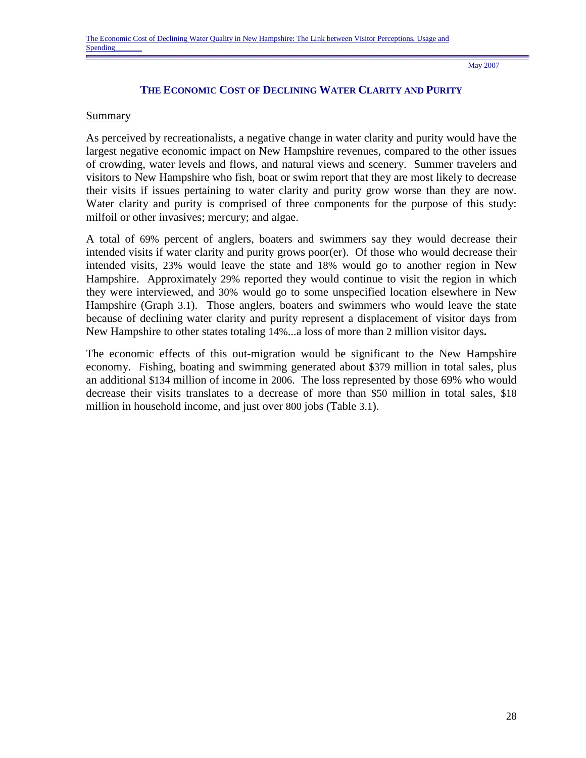## THE ECONOMIC COST OF DECLINING WATER CLARITY AND PURITY

Summary

As perceived by recreationalists, a negative change in water clarity and purity would have the largest negative economic impact on New Hampshire revenues, compared to the other issues of crowding, water levels and flows, and natural views and scenery. Summer travelers and visitors to New Hampshire who fish, boat or swim report that they are most likely to decrease their visits if issues pertaining to water clarity and purity grow worse than they are now. Water clarity and purity is comprised of three components for the purpose of this study: milfoil or other invasives; mercury; and algae.

A total of 69% percent of anglers, boaters and swimmers say they would decrease their intended visits if water clarity and purity grows poor(er). Of those who would decrease their intended visits, 23% would leave the state and 18% would go to another region in New Hampshire. Approximately 29% reported they would continue to visit the region in which they were interviewed, and 30% would go to some unspecified location elsewhere in New Hampshire (Graph 3.1). Those anglers, boaters and swimmers who would leave the state because of declining water clarity and purity represent a displacement of visitor days from New Hampshire to other states totaling 14%...a loss of more than 2 million visitor days**.**

The economic effects of this out-migration would be significant to the New Hampshire economy. Fishing, boating and swimming generated about $379 million in total sales, plus an additional $134 million of income in 2006. The loss represented by those 69% who would decrease their visits translates to a decrease of more than $50 million in total sales, $18 million in household income, and just over 800 jobs (Table 3.1).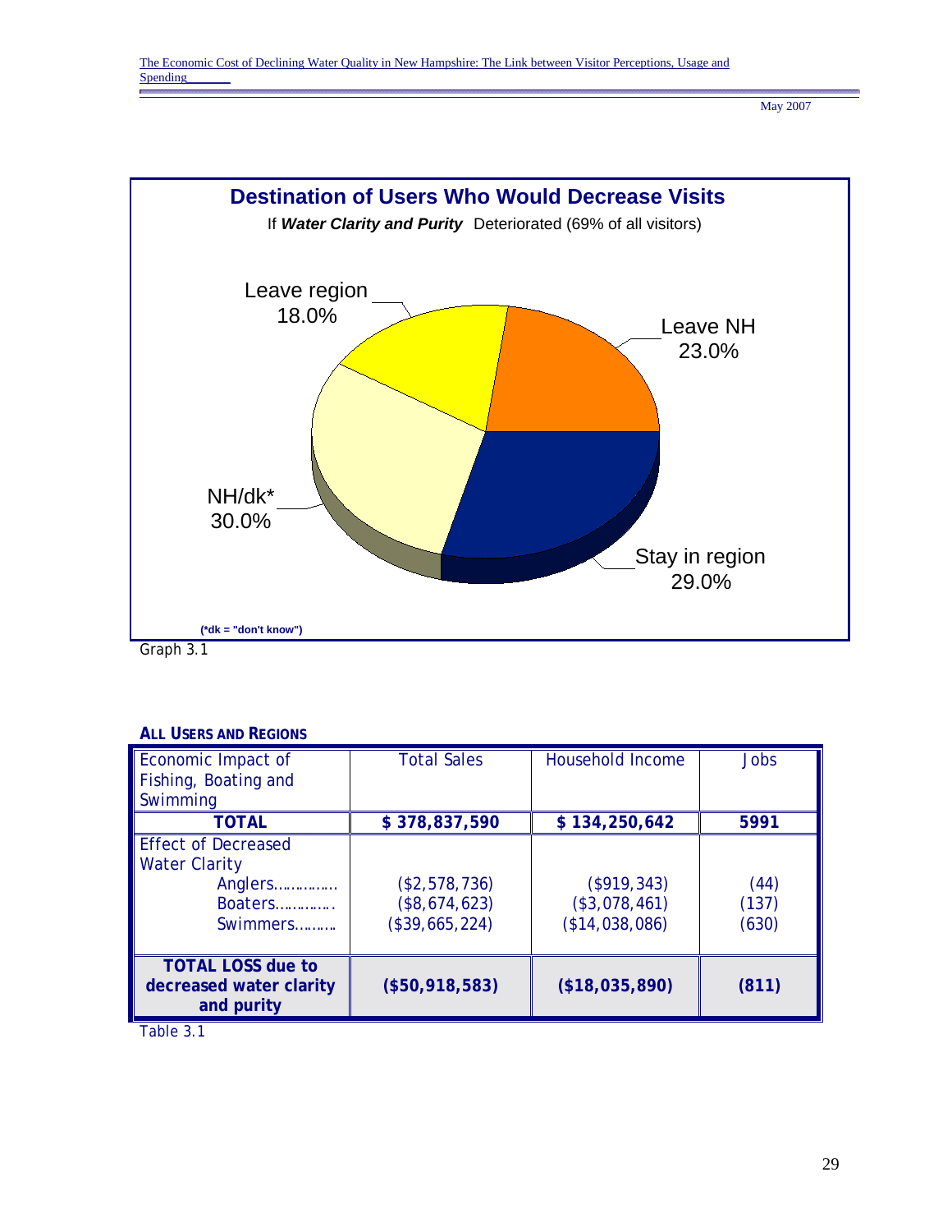**Destination of Users Who Would Decrease Visits**

If ***Water Clarity and Purity*** Deteriorated (69% of all visitors)

Leave region 18.0%

Leave NH 23.0%

NH/dk* 30.0%

Stay in region 29.0%

**(*dk = "don't know")**

Graph 3.1

**ALL USERS AND REGIONS**

| Economic Impact of Fishing, Boating and Swimming | Total Sales | Household Income | Jobs |
|---|---|---|---|
| **TOTAL** | **$ 378,837,590** | **$ 134,250,642** | **5991** |
| Effect of Decreased Water Clarity | | | |
| Anglers…………. | ($2,578,736) | ($919,343) | (44) |
| Boaters…………. | ($8,674,623) | ($3,078,461) | (137) |
| Swimmers……… | ($39,665,224) | ($14,038,086) | (630) |
| **TOTAL LOSS due to decreased water clarity and purity** | **($50,918,583)** | **($18,035,890)** | **(811)** |

Table 3.1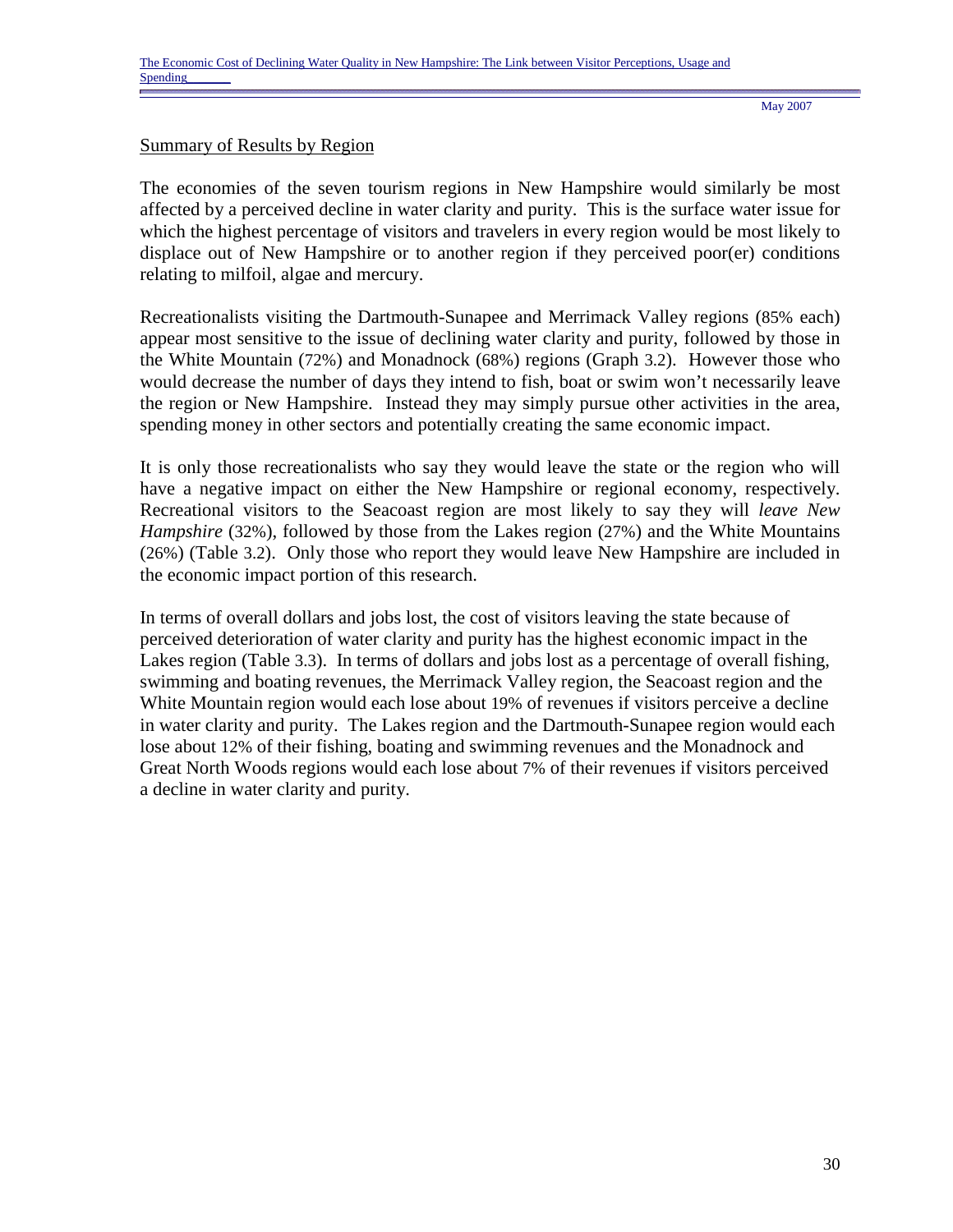## Summary of Results by Region

The economies of the seven tourism regions in New Hampshire would similarly be most affected by a perceived decline in water clarity and purity. This is the surface water issue for which the highest percentage of visitors and travelers in every region would be most likely to displace out of New Hampshire or to another region if they perceived poor(er) conditions relating to milfoil, algae and mercury.

Recreationalists visiting the Dartmouth-Sunapee and Merrimack Valley regions (85% each) appear most sensitive to the issue of declining water clarity and purity, followed by those in the White Mountain (72%) and Monadnock (68%) regions (Graph 3.2). However those who would decrease the number of days they intend to fish, boat or swim won't necessarily leave the region or New Hampshire. Instead they may simply pursue other activities in the area, spending money in other sectors and potentially creating the same economic impact.

It is only those recreationalists who say they would leave the state or the region who will have a negative impact on either the New Hampshire or regional economy, respectively. Recreational visitors to the Seacoast region are most likely to say they will *leave New Hampshire* (32%), followed by those from the Lakes region (27%) and the White Mountains (26%) (Table 3.2). Only those who report they would leave New Hampshire are included in the economic impact portion of this research.

In terms of overall dollars and jobs lost, the cost of visitors leaving the state because of perceived deterioration of water clarity and purity has the highest economic impact in the Lakes region (Table 3.3). In terms of dollars and jobs lost as a percentage of overall fishing, swimming and boating revenues, the Merrimack Valley region, the Seacoast region and the White Mountain region would each lose about 19% of revenues if visitors perceive a decline in water clarity and purity. The Lakes region and the Dartmouth-Sunapee region would each lose about 12% of their fishing, boating and swimming revenues and the Monadnock and Great North Woods regions would each lose about 7% of their revenues if visitors perceived a decline in water clarity and purity.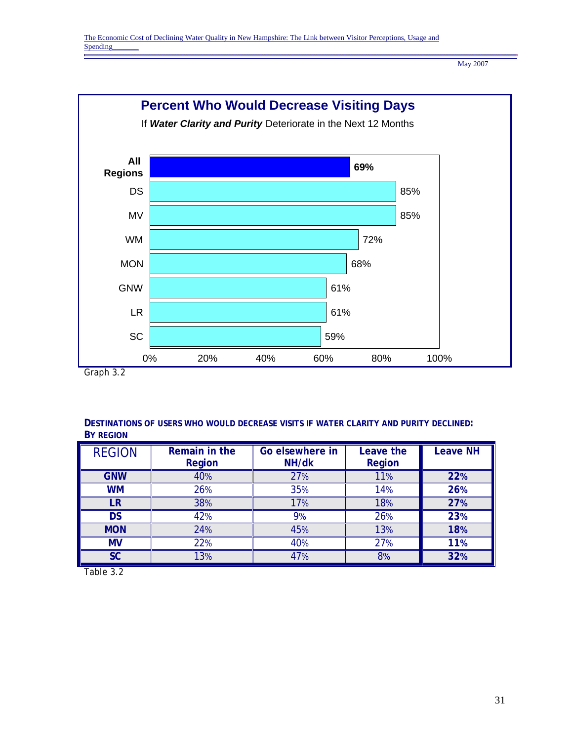**Percent Who Would Decrease Visiting Days**

If ***Water Clarity and Purity*** Deteriorate in the Next 12 Months

| Region | Percent |
|---|---|
| **All Regions** | **69%** |
| DS | 85% |
| MV | 85% |
| WM | 72% |
| MON | 68% |
| GNW | 61% |
| LR | 61% |
| SC | 59% |

Graph 3.2

**DESTINATIONS OF USERS WHO WOULD DECREASE VISITS IF WATER CLARITY AND PURITY DECLINED: BY REGION**

| REGION | Remain in the Region | Go elsewhere in NH/dk | Leave the Region | Leave NH |
|---|---|---|---|---|
| **GNW** | 40% | 27% | 11% | **22%** |
| **WM** | 26% | 35% | 14% | **26%** |
| **LR** | 38% | 17% | 18% | **27%** |
| **DS** | 42% | 9% | 26% | **23%** |
| **MON** | 24% | 45% | 13% | **18%** |
| **MV** | 22% | 40% | 27% | **11%** |
| **SC** | 13% | 47% | 8% | **32%** |

Table 3.2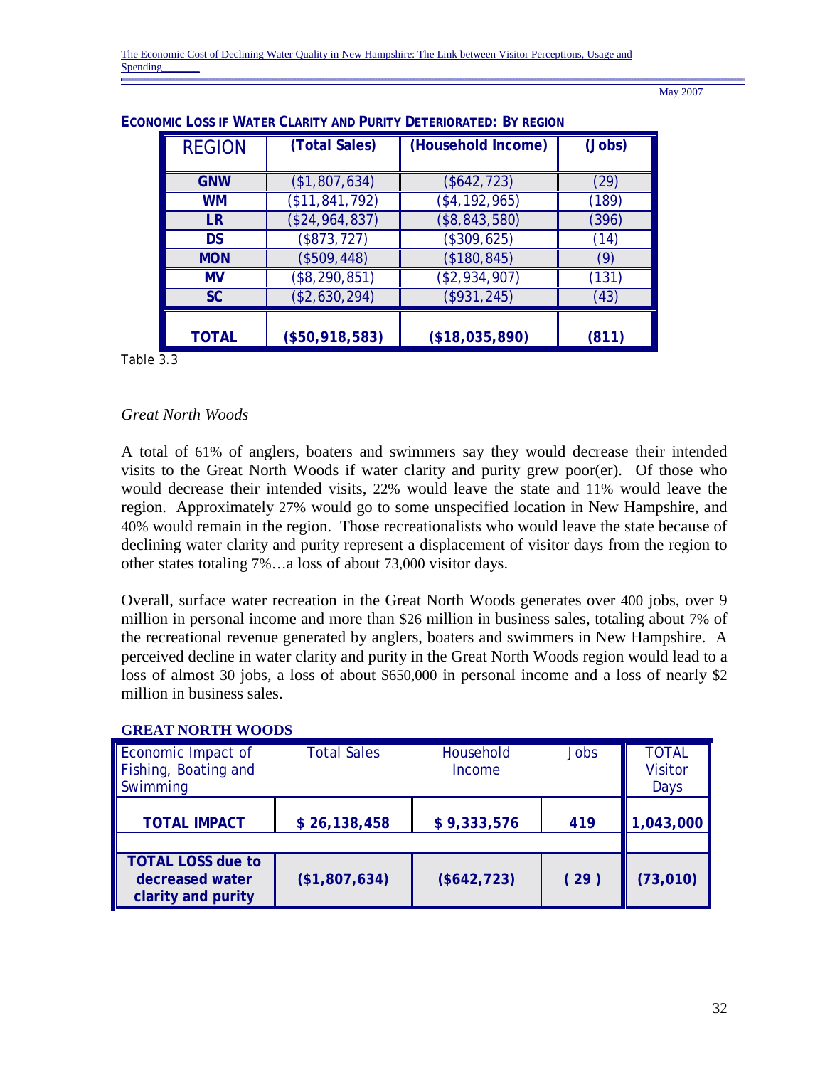**ECONOMIC LOSS IF WATER CLARITY AND PURITY DETERIORATED: BY REGION**

| REGION | (Total Sales) | (Household Income) | (Jobs) |
|---|---|---|---|
| **GNW** | ($1,807,634) | ($642,723) | (29) |
| **WM** | ($11,841,792) | ($4,192,965) | (189) |
| **LR** | ($24,964,837) | ($8,843,580) | (396) |
| **DS** | ($873,727) | ($309,625) | (14) |
| **MON** | ($509,448) | ($180,845) | (9) |
| **MV** | ($8,290,851) | ($2,934,907) | (131) |
| **SC** | ($2,630,294) | ($931,245) | (43) |
| **TOTAL** | **($50,918,583)** | **($18,035,890)** | **(811)** |

Table 3.3

*Great North Woods*

A total of 61% of anglers, boaters and swimmers say they would decrease their intended visits to the Great North Woods if water clarity and purity grew poor(er). Of those who would decrease their intended visits, 22% would leave the state and 11% would leave the region. Approximately 27% would go to some unspecified location in New Hampshire, and 40% would remain in the region. Those recreationalists who would leave the state because of declining water clarity and purity represent a displacement of visitor days from the region to other states totaling 7%…a loss of about 73,000 visitor days.

Overall, surface water recreation in the Great North Woods generates over 400 jobs, over 9 million in personal income and more than $26 million in business sales, totaling about 7% of the recreational revenue generated by anglers, boaters and swimmers in New Hampshire. A perceived decline in water clarity and purity in the Great North Woods region would lead to a loss of almost 30 jobs, a loss of about $650,000 in personal income and a loss of nearly $2 million in business sales.

**GREAT NORTH WOODS**

| Economic Impact of Fishing, Boating and Swimming | Total Sales | Household Income | Jobs | TOTAL Visitor Days |
|---|---|---|---|---|
| **TOTAL IMPACT** | **$ 26,138,458** | **$ 9,333,576** | **419** | **1,043,000** |
| | | | | |
| **TOTAL LOSS due to decreased water clarity and purity** | **($1,807,634)** | **($642,723)** | **( 29 )** | **(73,010)** |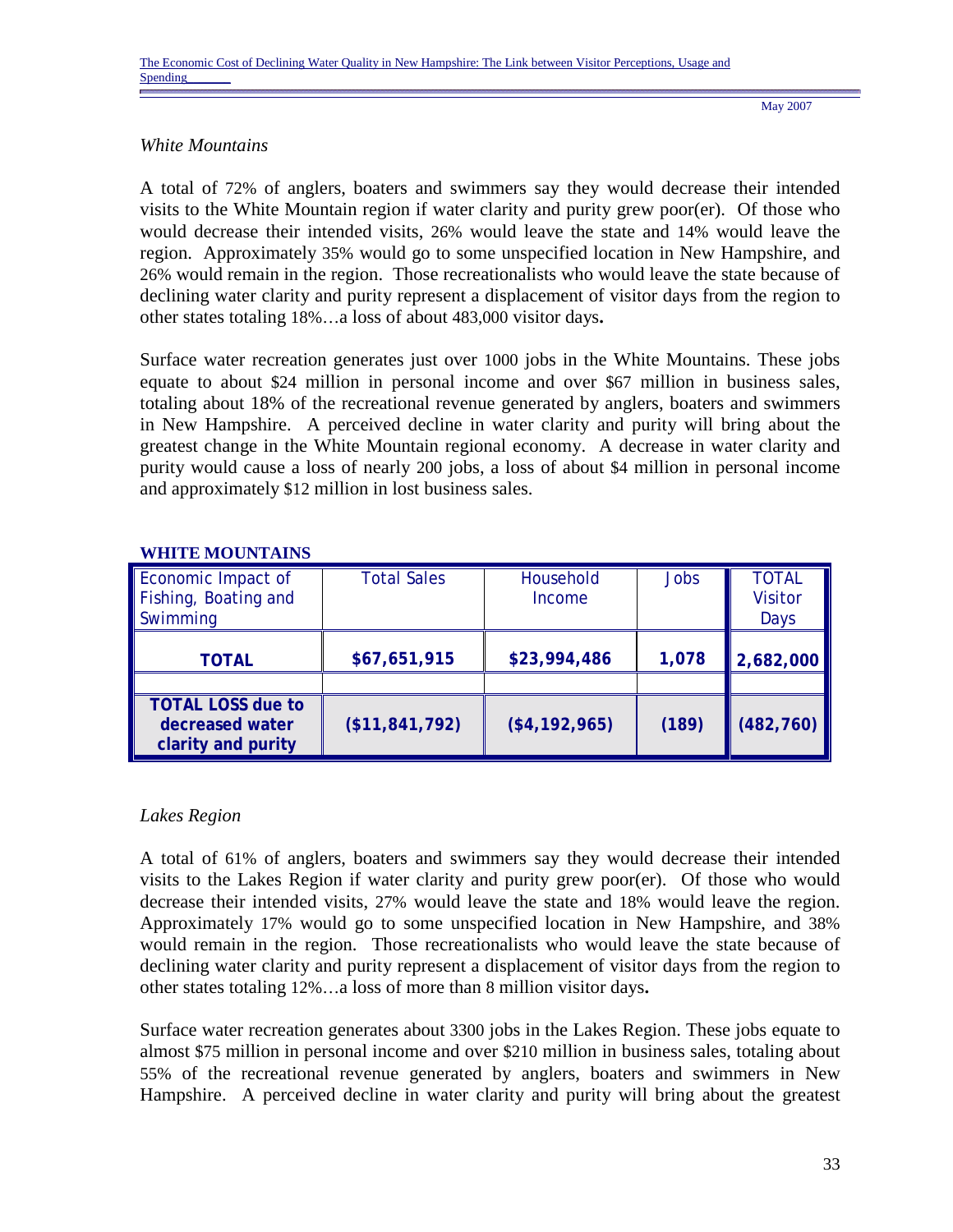*White Mountains*

A total of 72% of anglers, boaters and swimmers say they would decrease their intended visits to the White Mountain region if water clarity and purity grew poor(er). Of those who would decrease their intended visits, 26% would leave the state and 14% would leave the region. Approximately 35% would go to some unspecified location in New Hampshire, and 26% would remain in the region. Those recreationalists who would leave the state because of declining water clarity and purity represent a displacement of visitor days from the region to other states totaling 18%…a loss of about 483,000 visitor days**.**

Surface water recreation generates just over 1000 jobs in the White Mountains. These jobs equate to about $24 million in personal income and over $67 million in business sales, totaling about 18% of the recreational revenue generated by anglers, boaters and swimmers in New Hampshire. A perceived decline in water clarity and purity will bring about the greatest change in the White Mountain regional economy. A decrease in water clarity and purity would cause a loss of nearly 200 jobs, a loss of about $4 million in personal income and approximately $12 million in lost business sales.

**WHITE MOUNTAINS**

| Economic Impact of Fishing, Boating and Swimming | Total Sales | Household Income | Jobs | TOTAL Visitor Days |
|---|---|---|---|---|
| **TOTAL** | **$67,651,915** | **$23,994,486** | **1,078** | **2,682,000** |
| | | | | |
| **TOTAL LOSS due to decreased water clarity and purity** | **($11,841,792)** | **($4,192,965)** | **(189)** | **(482,760)** |

*Lakes Region*

A total of 61% of anglers, boaters and swimmers say they would decrease their intended visits to the Lakes Region if water clarity and purity grew poor(er). Of those who would decrease their intended visits, 27% would leave the state and 18% would leave the region. Approximately 17% would go to some unspecified location in New Hampshire, and 38% would remain in the region. Those recreationalists who would leave the state because of declining water clarity and purity represent a displacement of visitor days from the region to other states totaling 12%…a loss of more than 8 million visitor days**.**

Surface water recreation generates about 3300 jobs in the Lakes Region. These jobs equate to almost $75 million in personal income and over $210 million in business sales, totaling about 55% of the recreational revenue generated by anglers, boaters and swimmers in New Hampshire. A perceived decline in water clarity and purity will bring about the greatest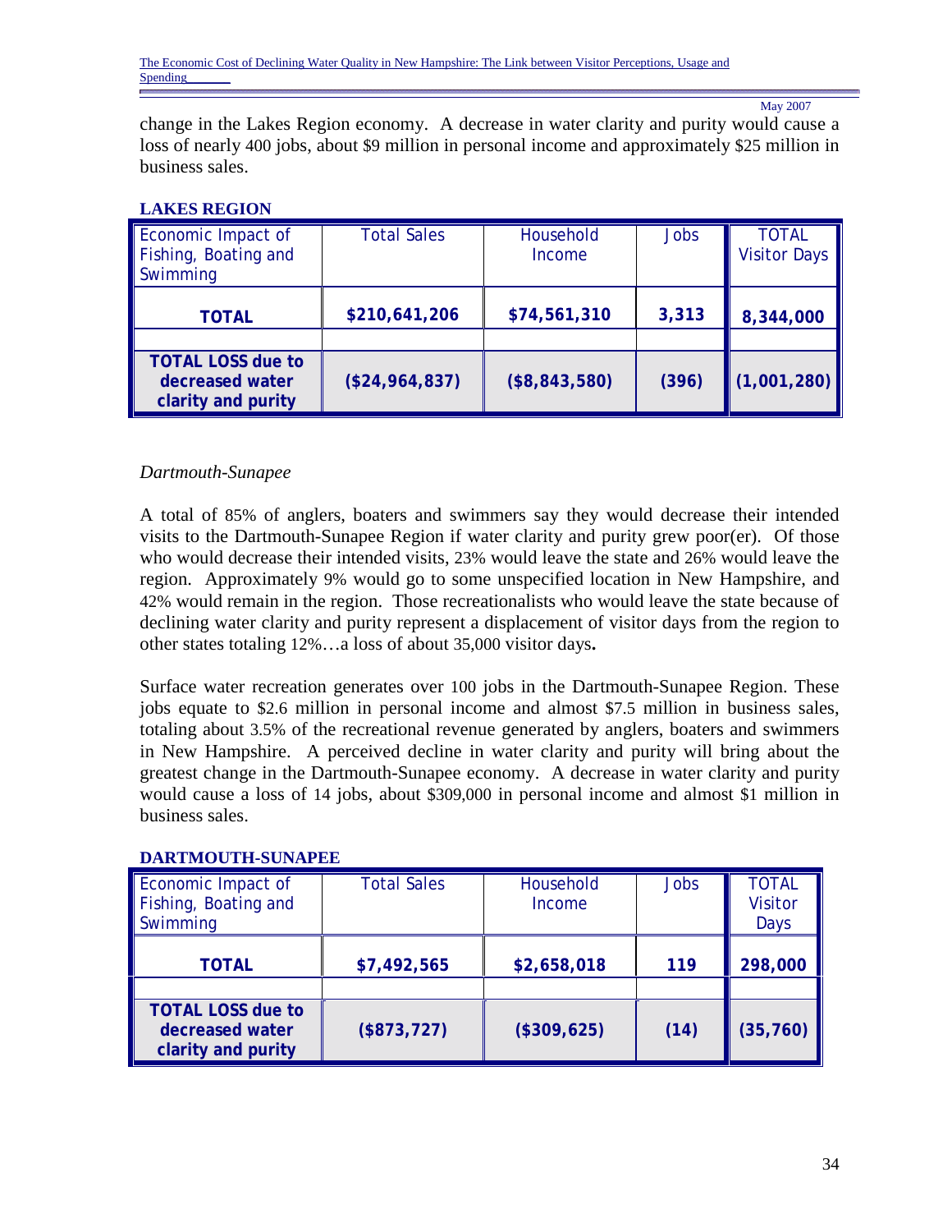change in the Lakes Region economy. A decrease in water clarity and purity would cause a loss of nearly 400 jobs, about $9 million in personal income and approximately $25 million in business sales.

**LAKES REGION**

| Economic Impact of Fishing, Boating and Swimming | Total Sales | Household Income | Jobs | TOTAL Visitor Days |
|---|---|---|---|---|
| **TOTAL** | **$210,641,206** | **$74,561,310** | **3,313** | **8,344,000** |
| | | | | |
| **TOTAL LOSS due to decreased water clarity and purity** | **($24,964,837)** | **($8,843,580)** | **(396)** | **(1,001,280)** |

*Dartmouth-Sunapee*

A total of 85% of anglers, boaters and swimmers say they would decrease their intended visits to the Dartmouth-Sunapee Region if water clarity and purity grew poor(er). Of those who would decrease their intended visits, 23% would leave the state and 26% would leave the region. Approximately 9% would go to some unspecified location in New Hampshire, and 42% would remain in the region. Those recreationalists who would leave the state because of declining water clarity and purity represent a displacement of visitor days from the region to other states totaling 12%…a loss of about 35,000 visitor days**.**

Surface water recreation generates over 100 jobs in the Dartmouth-Sunapee Region. These jobs equate to $2.6 million in personal income and almost $7.5 million in business sales, totaling about 3.5% of the recreational revenue generated by anglers, boaters and swimmers in New Hampshire. A perceived decline in water clarity and purity will bring about the greatest change in the Dartmouth-Sunapee economy. A decrease in water clarity and purity would cause a loss of 14 jobs, about $309,000 in personal income and almost $1 million in business sales.

**DARTMOUTH-SUNAPEE**

| Economic Impact of Fishing, Boating and Swimming | Total Sales | Household Income | Jobs | TOTAL Visitor Days |
|---|---|---|---|---|
| **TOTAL** | **$7,492,565** | **$2,658,018** | **119** | **298,000** |
| | | | | |
| **TOTAL LOSS due to decreased water clarity and purity** | **($873,727)** | **($309,625)** | **(14)** | **(35,760)** |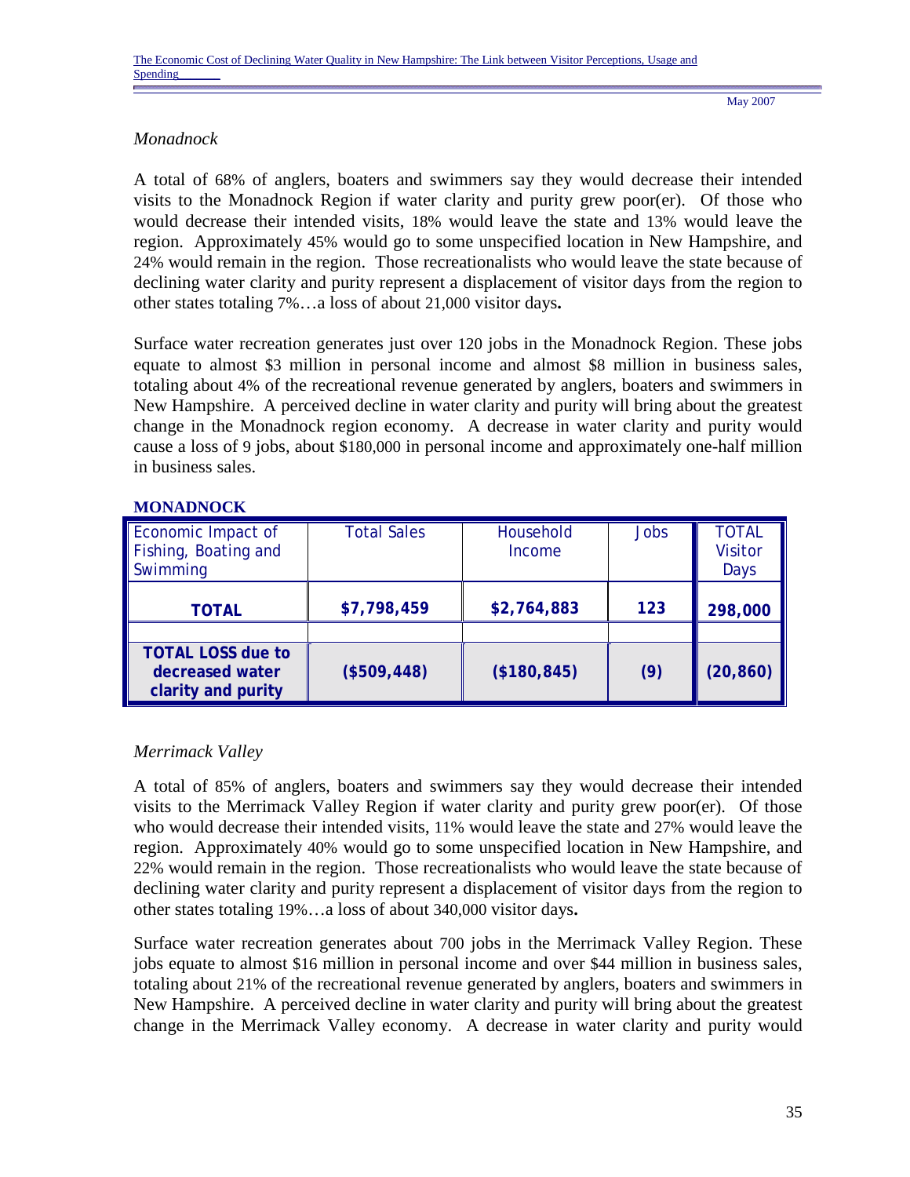*Monadnock*

A total of 68% of anglers, boaters and swimmers say they would decrease their intended visits to the Monadnock Region if water clarity and purity grew poor(er). Of those who would decrease their intended visits, 18% would leave the state and 13% would leave the region. Approximately 45% would go to some unspecified location in New Hampshire, and 24% would remain in the region. Those recreationalists who would leave the state because of declining water clarity and purity represent a displacement of visitor days from the region to other states totaling 7%…a loss of about 21,000 visitor days**.**

Surface water recreation generates just over 120 jobs in the Monadnock Region. These jobs equate to almost $3 million in personal income and almost $8 million in business sales, totaling about 4% of the recreational revenue generated by anglers, boaters and swimmers in New Hampshire. A perceived decline in water clarity and purity will bring about the greatest change in the Monadnock region economy. A decrease in water clarity and purity would cause a loss of 9 jobs, about $180,000 in personal income and approximately one-half million in business sales.

**MONADNOCK**

| Economic Impact of Fishing, Boating and Swimming | Total Sales | Household Income | Jobs | TOTAL Visitor Days |
|---|---|---|---|---|
| **TOTAL** | **$7,798,459** | **$2,764,883** | **123** | **298,000** |
| | | | | |
| **TOTAL LOSS due to decreased water clarity and purity** | **($509,448)** | **($180,845)** | **(9)** | **(20,860)** |

*Merrimack Valley*

A total of 85% of anglers, boaters and swimmers say they would decrease their intended visits to the Merrimack Valley Region if water clarity and purity grew poor(er). Of those who would decrease their intended visits, 11% would leave the state and 27% would leave the region. Approximately 40% would go to some unspecified location in New Hampshire, and 22% would remain in the region. Those recreationalists who would leave the state because of declining water clarity and purity represent a displacement of visitor days from the region to other states totaling 19%…a loss of about 340,000 visitor days**.**

Surface water recreation generates about 700 jobs in the Merrimack Valley Region. These jobs equate to almost $16 million in personal income and over $44 million in business sales, totaling about 21% of the recreational revenue generated by anglers, boaters and swimmers in New Hampshire. A perceived decline in water clarity and purity will bring about the greatest change in the Merrimack Valley economy. A decrease in water clarity and purity would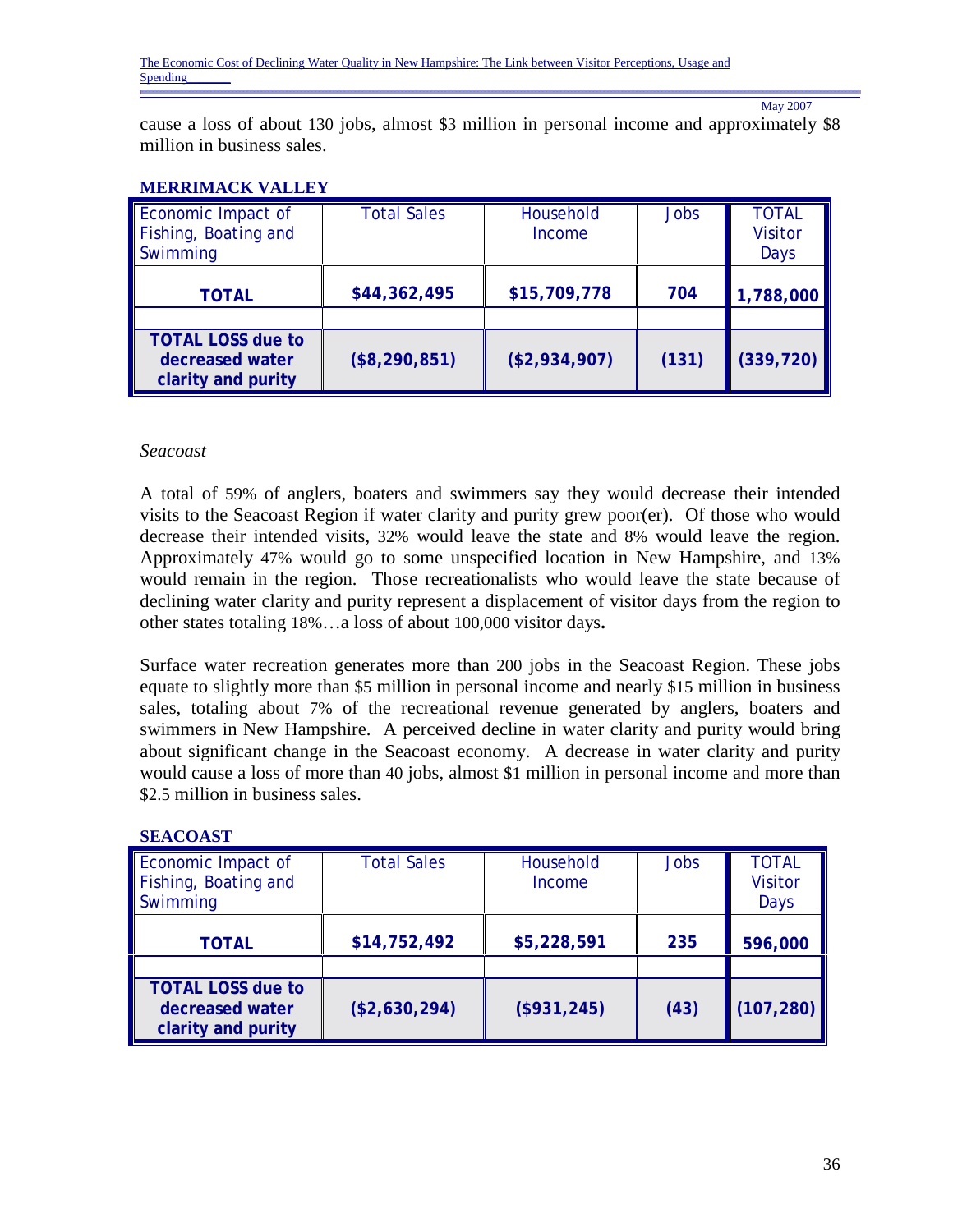cause a loss of about 130 jobs, almost $3 million in personal income and approximately $8 million in business sales.

**MERRIMACK VALLEY**

| Economic Impact of Fishing, Boating and Swimming | Total Sales | Household Income | Jobs | TOTAL Visitor Days |
|---|---|---|---|---|
| **TOTAL** | **$44,362,495** | **$15,709,778** | **704** | **1,788,000** |
| | | | | |
| **TOTAL LOSS due to decreased water clarity and purity** | **($8,290,851)** | **($2,934,907)** | **(131)** | **(339,720)** |

*Seacoast*

A total of 59% of anglers, boaters and swimmers say they would decrease their intended visits to the Seacoast Region if water clarity and purity grew poor(er). Of those who would decrease their intended visits, 32% would leave the state and 8% would leave the region. Approximately 47% would go to some unspecified location in New Hampshire, and 13% would remain in the region. Those recreationalists who would leave the state because of declining water clarity and purity represent a displacement of visitor days from the region to other states totaling 18%…a loss of about 100,000 visitor days**.**

Surface water recreation generates more than 200 jobs in the Seacoast Region. These jobs equate to slightly more than $5 million in personal income and nearly $15 million in business sales, totaling about 7% of the recreational revenue generated by anglers, boaters and swimmers in New Hampshire. A perceived decline in water clarity and purity would bring about significant change in the Seacoast economy. A decrease in water clarity and purity would cause a loss of more than 40 jobs, almost $1 million in personal income and more than $2.5 million in business sales.

**SEACOAST**

| Economic Impact of Fishing, Boating and Swimming | Total Sales | Household Income | Jobs | TOTAL Visitor Days |
|---|---|---|---|---|
| **TOTAL** | **$14,752,492** | **$5,228,591** | **235** | **596,000** |
| | | | | |
| **TOTAL LOSS due to decreased water clarity and purity** | **($2,630,294)** | **($931,245)** | **(43)** | **(107,280)** |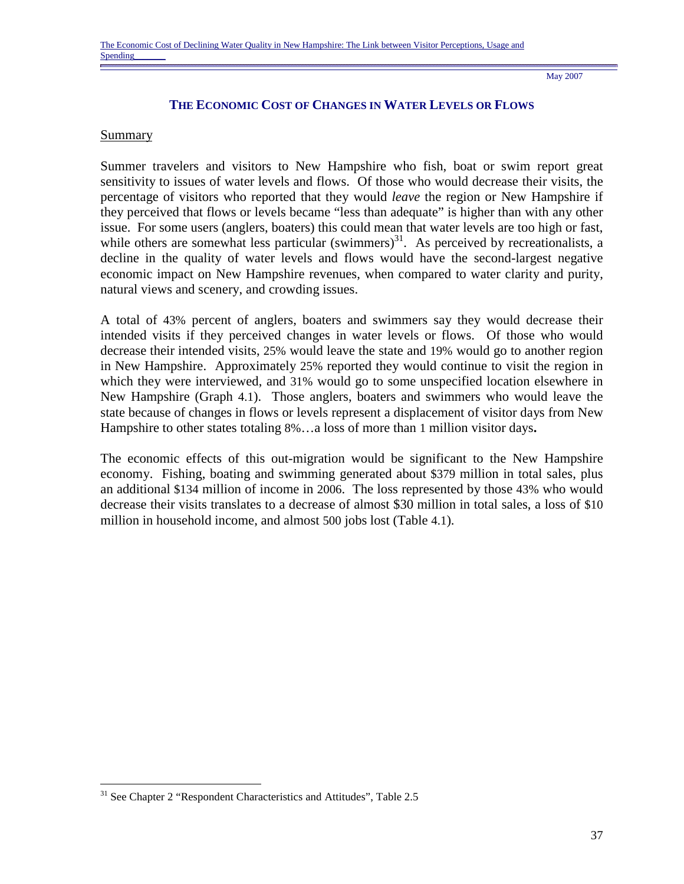## THE ECONOMIC COST OF CHANGES IN WATER LEVELS OR FLOWS

### Summary

Summer travelers and visitors to New Hampshire who fish, boat or swim report great sensitivity to issues of water levels and flows. Of those who would decrease their visits, the percentage of visitors who reported that they would *leave* the region or New Hampshire if they perceived that flows or levels became "less than adequate" is higher than with any other issue. For some users (anglers, boaters) this could mean that water levels are too high or fast, while others are somewhat less particular (swimmers)[31]. As perceived by recreationalists, a decline in the quality of water levels and flows would have the second-largest negative economic impact on New Hampshire revenues, when compared to water clarity and purity, natural views and scenery, and crowding issues.

A total of 43% percent of anglers, boaters and swimmers say they would decrease their intended visits if they perceived changes in water levels or flows. Of those who would decrease their intended visits, 25% would leave the state and 19% would go to another region in New Hampshire. Approximately 25% reported they would continue to visit the region in which they were interviewed, and 31% would go to some unspecified location elsewhere in New Hampshire (Graph 4.1). Those anglers, boaters and swimmers who would leave the state because of changes in flows or levels represent a displacement of visitor days from New Hampshire to other states totaling 8%…a loss of more than 1 million visitor days**.**

The economic effects of this out-migration would be significant to the New Hampshire economy. Fishing, boating and swimming generated about $379 million in total sales, plus an additional $134 million of income in 2006. The loss represented by those 43% who would decrease their visits translates to a decrease of almost $30 million in total sales, a loss of $10 million in household income, and almost 500 jobs lost (Table 4.1).

---

[31] See Chapter 2 "Respondent Characteristics and Attitudes", Table 2.5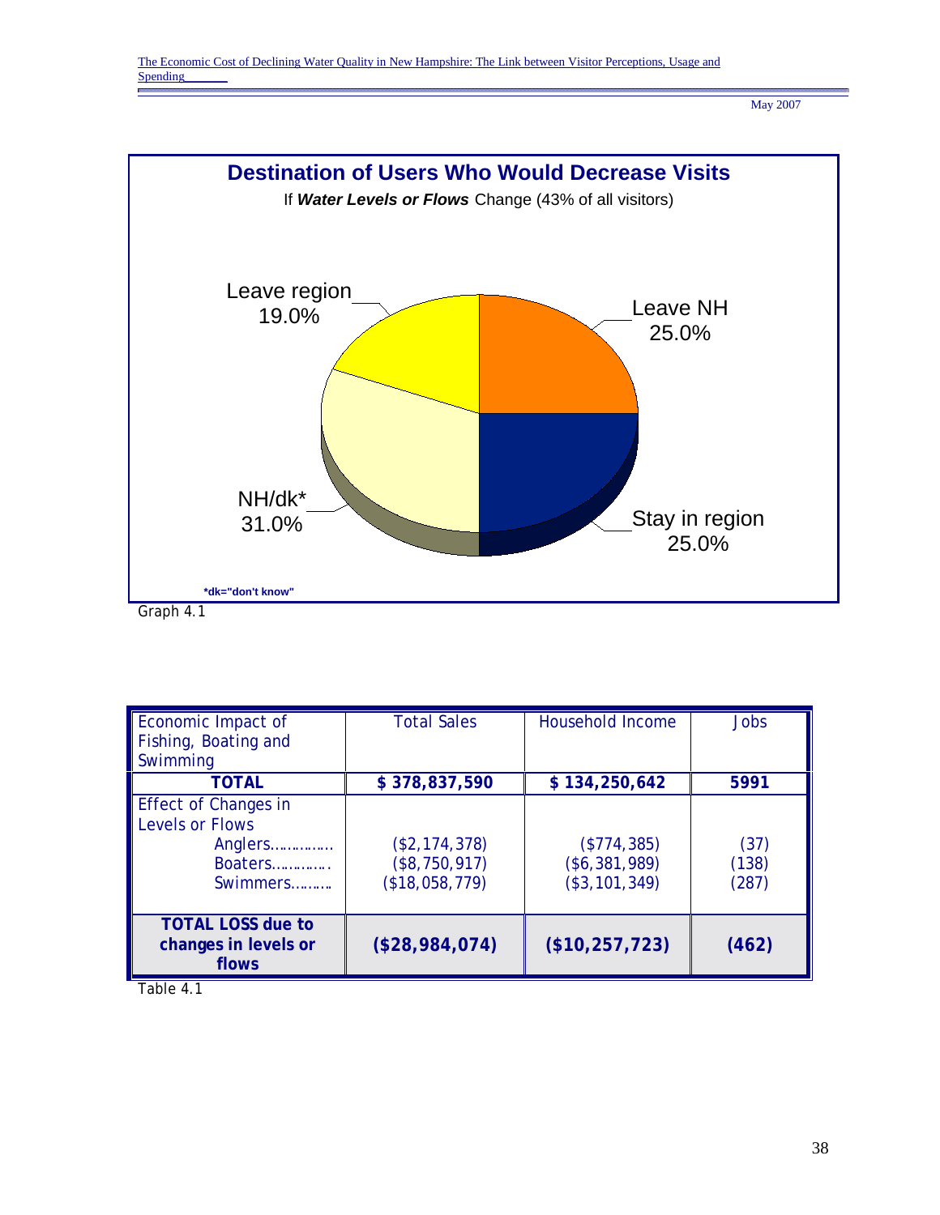**Destination of Users Who Would Decrease Visits**

If ***Water Levels or Flows*** Change (43% of all visitors)

Leave region 19.0%

Leave NH 25.0%

NH/dk* 31.0%

Stay in region 25.0%

*dk="don't know"

Graph 4.1

| Economic Impact of Fishing, Boating and Swimming | Total Sales | Household Income | Jobs |
|---|---|---|---|
| **TOTAL** | **$ 378,837,590** | **$ 134,250,642** | **5991** |
| Effect of Changes in Levels or Flows | | | |
| Anglers…………… | ($2,174,378) | ($774,385) | (37) |
| Boaters…………. | ($8,750,917) | ($6,381,989) | (138) |
| Swimmers……… | ($18,058,779) | ($3,101,349) | (287) |
| **TOTAL LOSS due to changes in levels or flows** | **($28,984,074)** | **($10,257,723)** | **(462)** |

Table 4.1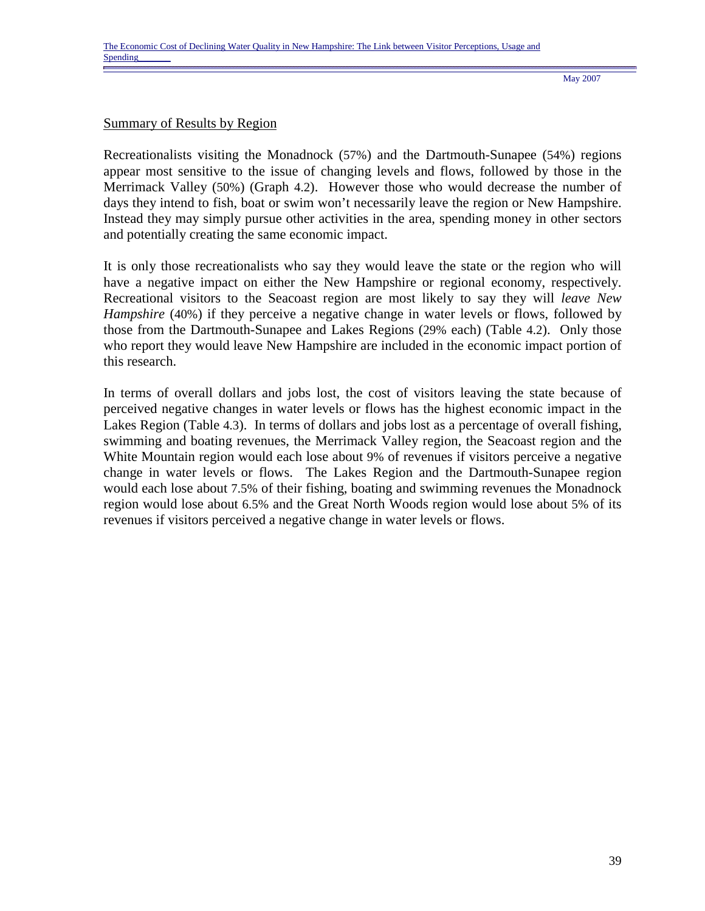Summary of Results by Region

Recreationalists visiting the Monadnock (57%) and the Dartmouth-Sunapee (54%) regions appear most sensitive to the issue of changing levels and flows, followed by those in the Merrimack Valley (50%) (Graph 4.2). However those who would decrease the number of days they intend to fish, boat or swim won't necessarily leave the region or New Hampshire. Instead they may simply pursue other activities in the area, spending money in other sectors and potentially creating the same economic impact.

It is only those recreationalists who say they would leave the state or the region who will have a negative impact on either the New Hampshire or regional economy, respectively. Recreational visitors to the Seacoast region are most likely to say they will *leave New Hampshire* (40%) if they perceive a negative change in water levels or flows, followed by those from the Dartmouth-Sunapee and Lakes Regions (29% each) (Table 4.2). Only those who report they would leave New Hampshire are included in the economic impact portion of this research.

In terms of overall dollars and jobs lost, the cost of visitors leaving the state because of perceived negative changes in water levels or flows has the highest economic impact in the Lakes Region (Table 4.3). In terms of dollars and jobs lost as a percentage of overall fishing, swimming and boating revenues, the Merrimack Valley region, the Seacoast region and the White Mountain region would each lose about 9% of revenues if visitors perceive a negative change in water levels or flows. The Lakes Region and the Dartmouth-Sunapee region would each lose about 7.5% of their fishing, boating and swimming revenues the Monadnock region would lose about 6.5% and the Great North Woods region would lose about 5% of its revenues if visitors perceived a negative change in water levels or flows.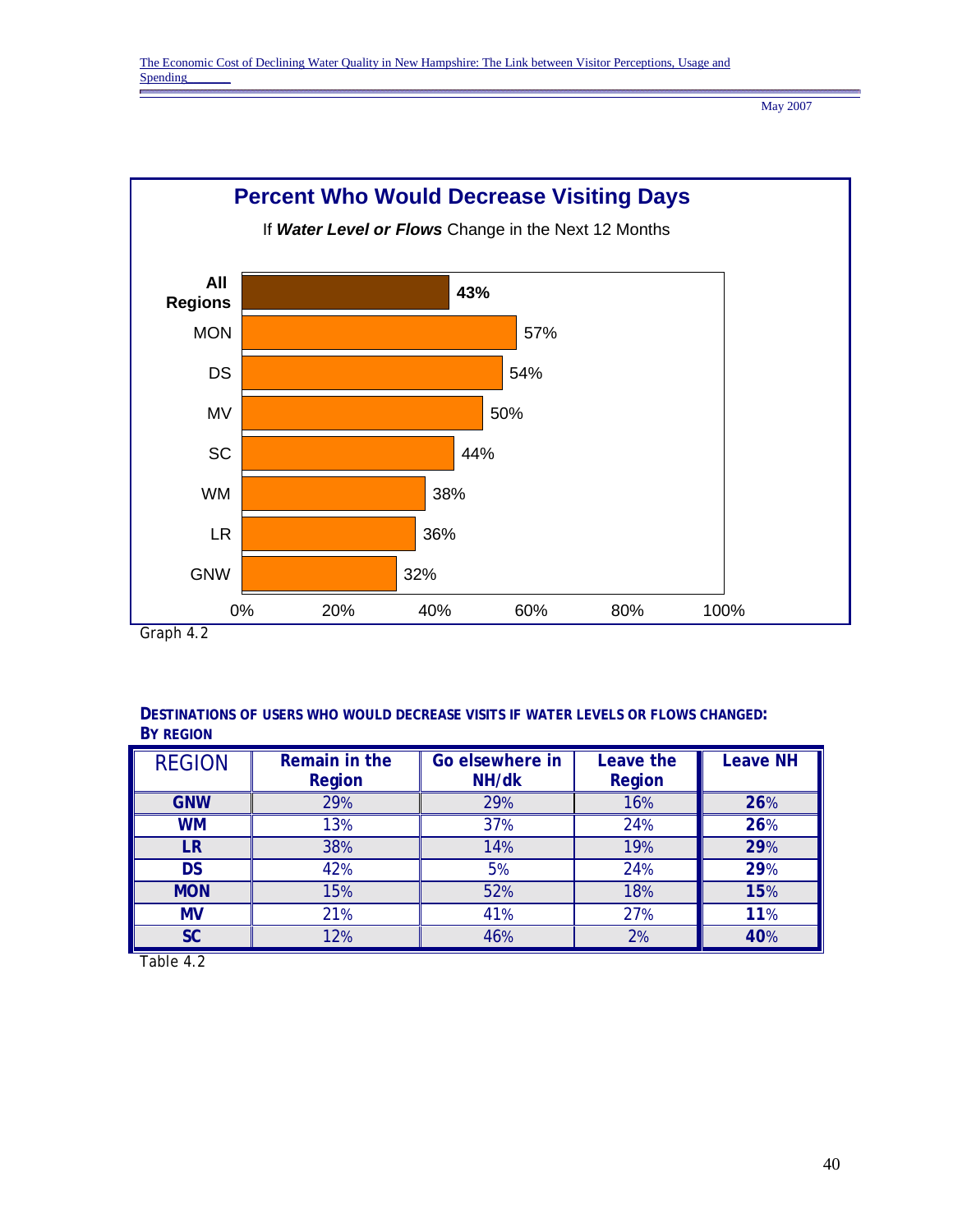**Percent Who Would Decrease Visiting Days**

If ***Water Level or Flows*** Change in the Next 12 Months

| Region | Percent |
|---|---|
| **All Regions** | **43%** |
| MON | 57% |
| DS | 54% |
| MV | 50% |
| SC | 44% |
| WM | 38% |
| LR | 36% |
| GNW | 32% |

Graph 4.2

**DESTINATIONS OF USERS WHO WOULD DECREASE VISITS IF WATER LEVELS OR FLOWS CHANGED: BY REGION**

| REGION | Remain in the Region | Go elsewhere in NH/dk | Leave the Region | Leave NH |
|---|---|---|---|---|
| **GNW** | 29% | 29% | 16% | **26**% |
| **WM** | 13% | 37% | 24% | **26**% |
| **LR** | 38% | 14% | 19% | **29**% |
| **DS** | 42% | 5% | 24% | **29**% |
| **MON** | 15% | 52% | 18% | **15**% |
| **MV** | 21% | 41% | 27% | **11**% |
| **SC** | 12% | 46% | 2% | **40**% |

Table 4.2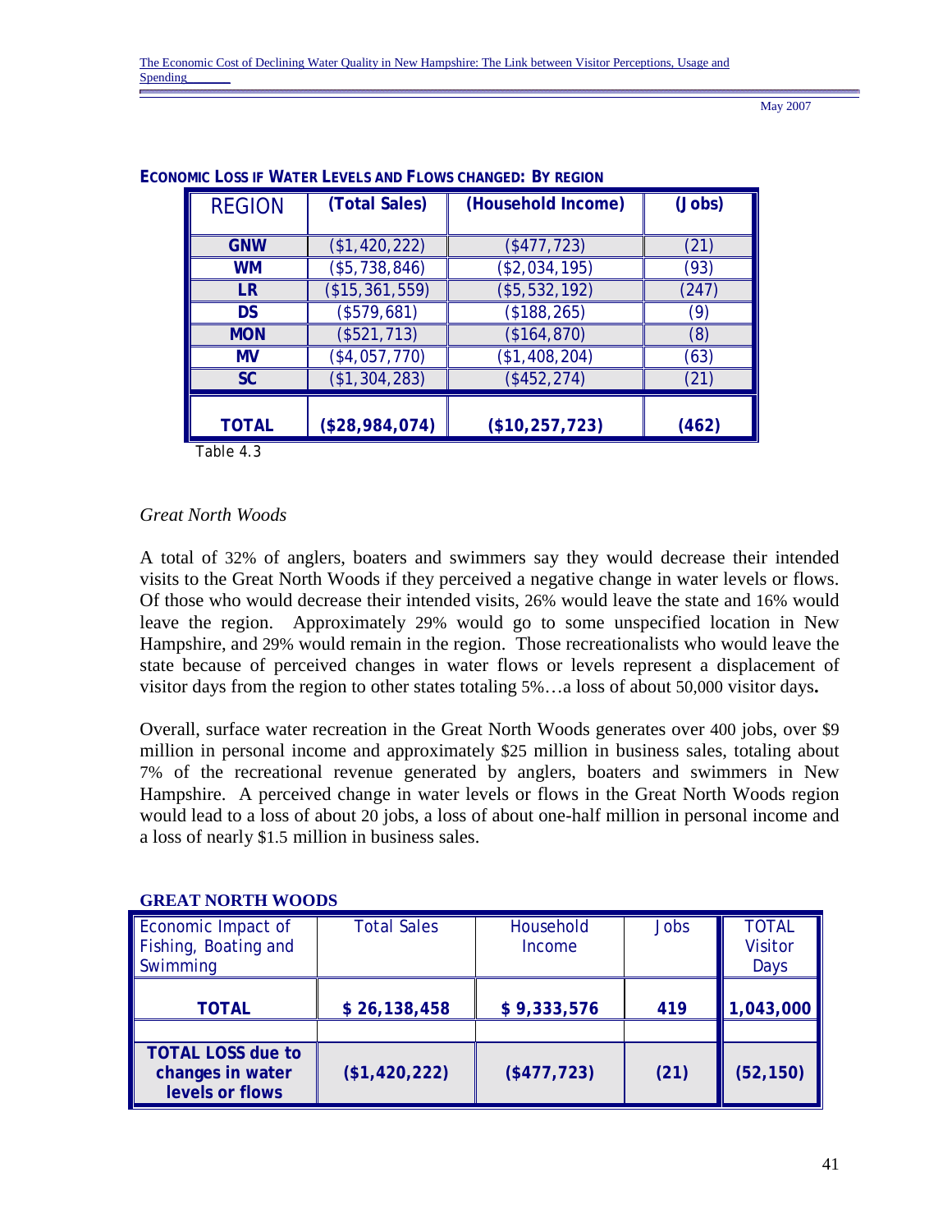**ECONOMIC LOSS IF WATER LEVELS AND FLOWS CHANGED: BY REGION**

| REGION | (Total Sales) | (Household Income) | (Jobs) |
|---|---|---|---|
| **GNW** | ($1,420,222) | ($477,723) | (21) |
| **WM** | ($5,738,846) | ($2,034,195) | (93) |
| **LR** | ($15,361,559) | ($5,532,192) | (247) |
| **DS** | ($579,681) | ($188,265) | (9) |
| **MON** | ($521,713) | ($164,870) | (8) |
| **MV** | ($4,057,770) | ($1,408,204) | (63) |
| **SC** | ($1,304,283) | ($452,274) | (21) |
| **TOTAL** | **($28,984,074)** | **($10,257,723)** | **(462)** |

Table 4.3

*Great North Woods*

A total of 32% of anglers, boaters and swimmers say they would decrease their intended visits to the Great North Woods if they perceived a negative change in water levels or flows. Of those who would decrease their intended visits, 26% would leave the state and 16% would leave the region. Approximately 29% would go to some unspecified location in New Hampshire, and 29% would remain in the region. Those recreationalists who would leave the state because of perceived changes in water flows or levels represent a displacement of visitor days from the region to other states totaling 5%…a loss of about 50,000 visitor days**.**

Overall, surface water recreation in the Great North Woods generates over 400 jobs, over $9 million in personal income and approximately $25 million in business sales, totaling about 7% of the recreational revenue generated by anglers, boaters and swimmers in New Hampshire. A perceived change in water levels or flows in the Great North Woods region would lead to a loss of about 20 jobs, a loss of about one-half million in personal income and a loss of nearly $1.5 million in business sales.

**GREAT NORTH WOODS**

| Economic Impact of Fishing, Boating and Swimming | Total Sales | Household Income | Jobs | TOTAL Visitor Days |
|---|---|---|---|---|
| **TOTAL** | **$ 26,138,458** | **$ 9,333,576** | **419** | **1,043,000** |
| | | | | |
| **TOTAL LOSS due to changes in water levels or flows** | **($1,420,222)** | **($477,723)** | **(21)** | **(52,150)** |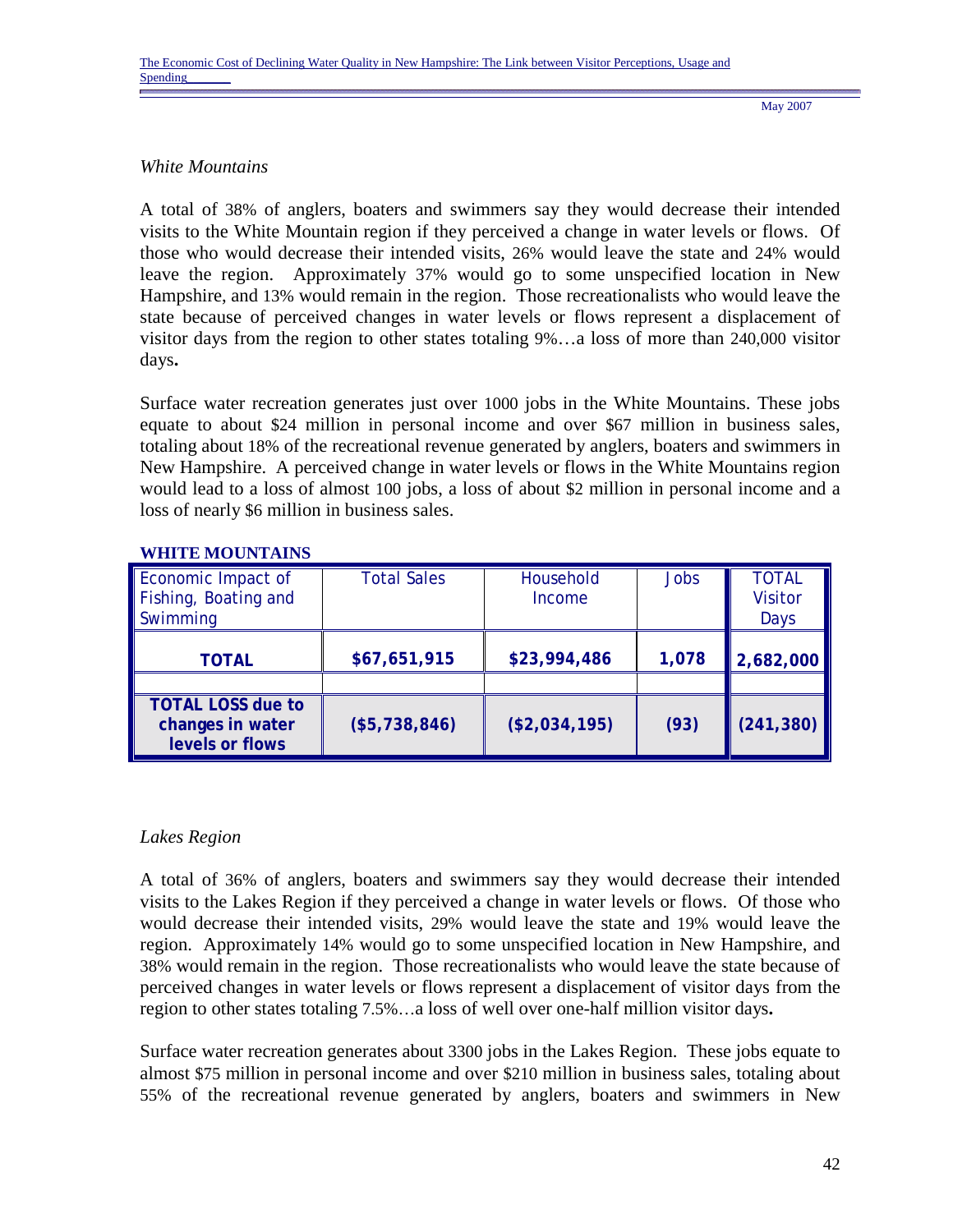*White Mountains*

A total of 38% of anglers, boaters and swimmers say they would decrease their intended visits to the White Mountain region if they perceived a change in water levels or flows. Of those who would decrease their intended visits, 26% would leave the state and 24% would leave the region. Approximately 37% would go to some unspecified location in New Hampshire, and 13% would remain in the region. Those recreationalists who would leave the state because of perceived changes in water levels or flows represent a displacement of visitor days from the region to other states totaling 9%…a loss of more than 240,000 visitor days**.**

Surface water recreation generates just over 1000 jobs in the White Mountains. These jobs equate to about $24 million in personal income and over $67 million in business sales, totaling about 18% of the recreational revenue generated by anglers, boaters and swimmers in New Hampshire. A perceived change in water levels or flows in the White Mountains region would lead to a loss of almost 100 jobs, a loss of about $2 million in personal income and a loss of nearly $6 million in business sales.

**WHITE MOUNTAINS**

| Economic Impact of Fishing, Boating and Swimming | Total Sales | Household Income | Jobs | TOTAL Visitor Days |
|---|---|---|---|---|
| **TOTAL** | **$67,651,915** | **$23,994,486** | **1,078** | **2,682,000** |
| | | | | |
| **TOTAL LOSS due to changes in water levels or flows** | **($5,738,846)** | **($2,034,195)** | **(93)** | **(241,380)** |

*Lakes Region*

A total of 36% of anglers, boaters and swimmers say they would decrease their intended visits to the Lakes Region if they perceived a change in water levels or flows. Of those who would decrease their intended visits, 29% would leave the state and 19% would leave the region. Approximately 14% would go to some unspecified location in New Hampshire, and 38% would remain in the region. Those recreationalists who would leave the state because of perceived changes in water levels or flows represent a displacement of visitor days from the region to other states totaling 7.5%…a loss of well over one-half million visitor days**.**

Surface water recreation generates about 3300 jobs in the Lakes Region. These jobs equate to almost $75 million in personal income and over $210 million in business sales, totaling about 55% of the recreational revenue generated by anglers, boaters and swimmers in New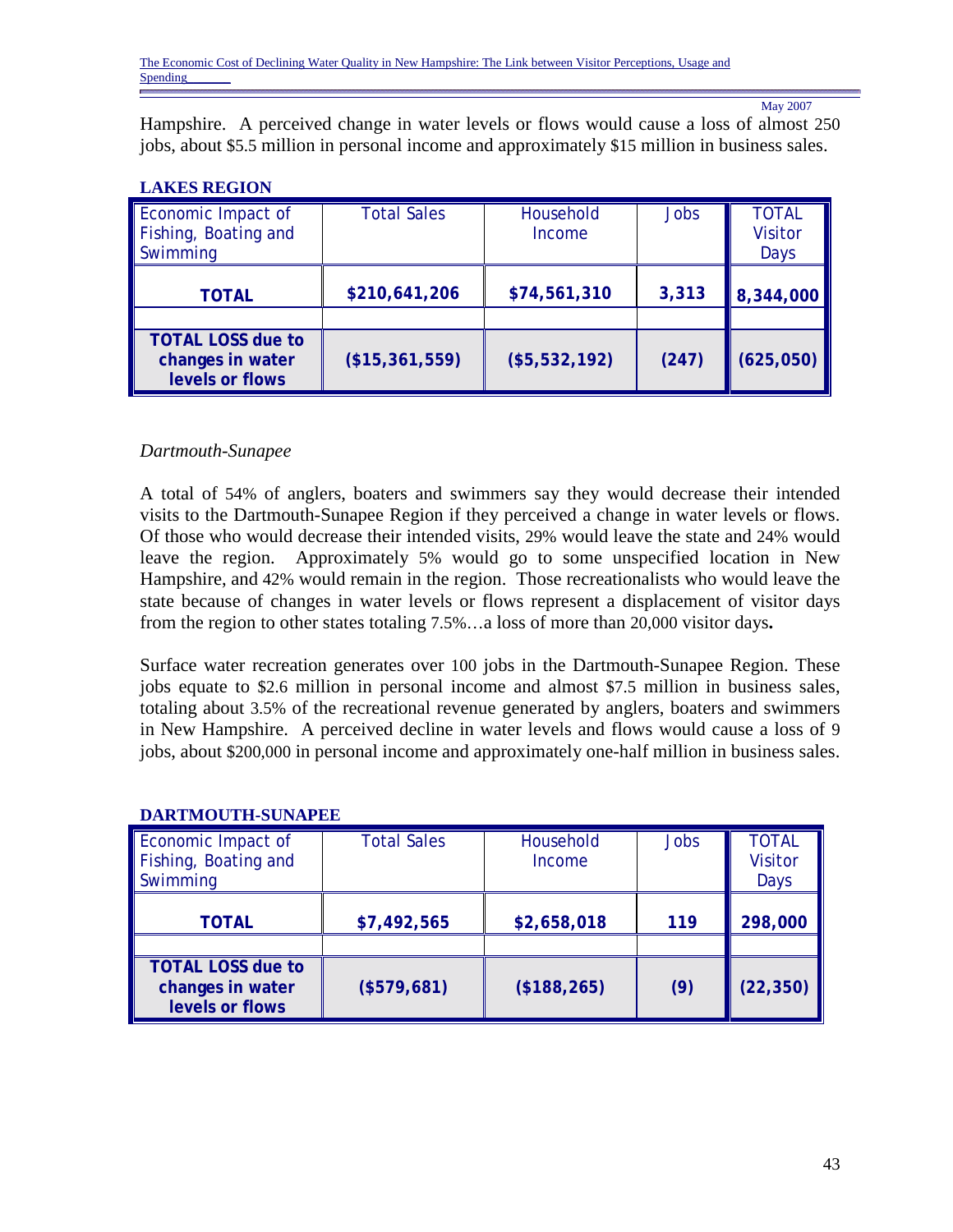Hampshire. A perceived change in water levels or flows would cause a loss of almost 250 jobs, about $5.5 million in personal income and approximately $15 million in business sales.

**LAKES REGION**

| Economic Impact of Fishing, Boating and Swimming | Total Sales | Household Income | Jobs | TOTAL Visitor Days |
|---|---|---|---|---|
| **TOTAL** | **$210,641,206** | **$74,561,310** | **3,313** | **8,344,000** |
| | | | | |
| **TOTAL LOSS due to changes in water levels or flows** | **($15,361,559)** | **($5,532,192)** | **(247)** | **(625,050)** |

*Dartmouth-Sunapee*

A total of 54% of anglers, boaters and swimmers say they would decrease their intended visits to the Dartmouth-Sunapee Region if they perceived a change in water levels or flows. Of those who would decrease their intended visits, 29% would leave the state and 24% would leave the region. Approximately 5% would go to some unspecified location in New Hampshire, and 42% would remain in the region. Those recreationalists who would leave the state because of changes in water levels or flows represent a displacement of visitor days from the region to other states totaling 7.5%…a loss of more than 20,000 visitor days**.**

Surface water recreation generates over 100 jobs in the Dartmouth-Sunapee Region. These jobs equate to $2.6 million in personal income and almost $7.5 million in business sales, totaling about 3.5% of the recreational revenue generated by anglers, boaters and swimmers in New Hampshire. A perceived decline in water levels and flows would cause a loss of 9 jobs, about $200,000 in personal income and approximately one-half million in business sales.

**DARTMOUTH-SUNAPEE**

| Economic Impact of Fishing, Boating and Swimming | Total Sales | Household Income | Jobs | TOTAL Visitor Days |
|---|---|---|---|---|
| **TOTAL** | **$7,492,565** | **$2,658,018** | **119** | **298,000** |
| | | | | |
| **TOTAL LOSS due to changes in water levels or flows** | **($579,681)** | **($188,265)** | **(9)** | **(22,350)** |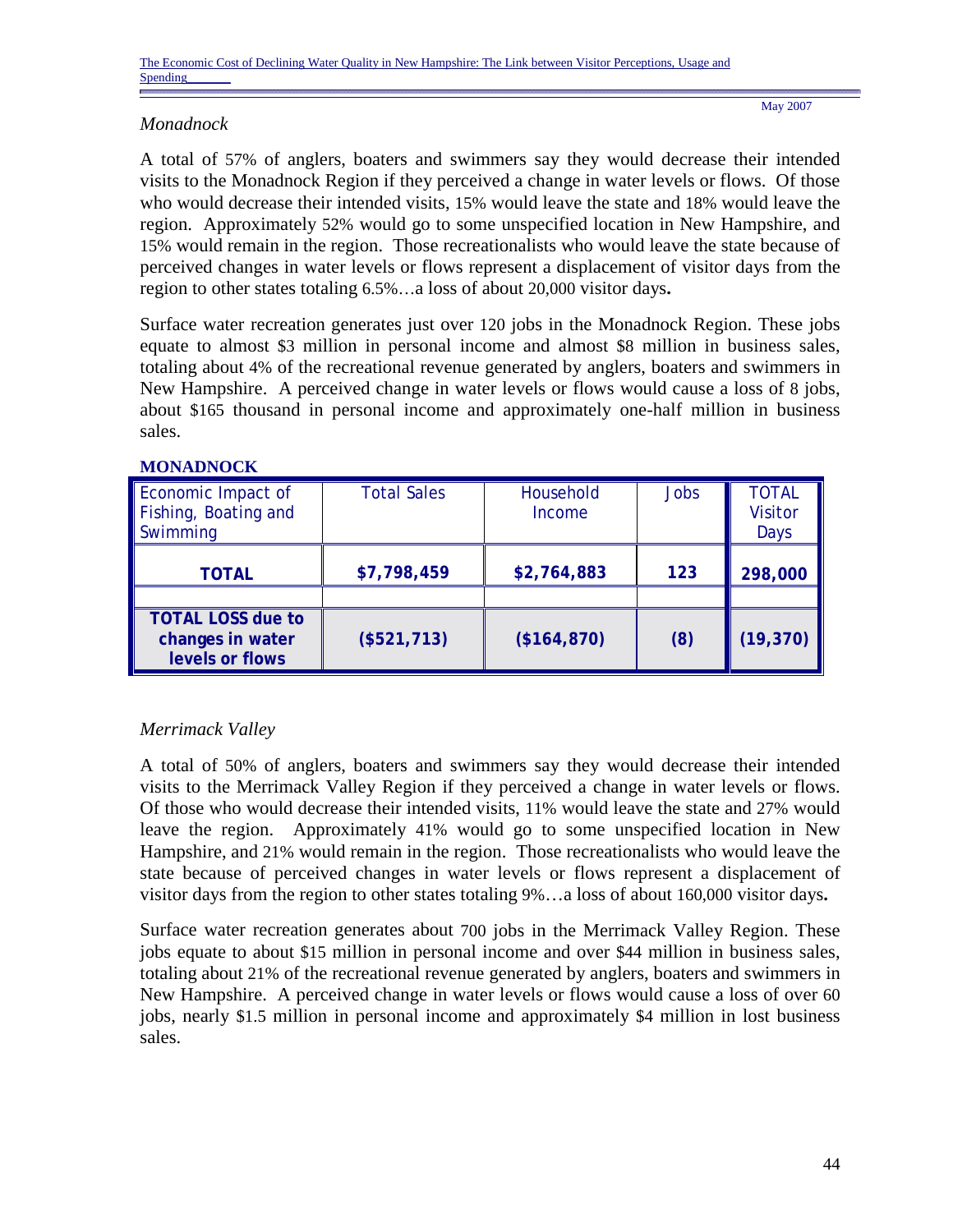*Monadnock*

A total of 57% of anglers, boaters and swimmers say they would decrease their intended visits to the Monadnock Region if they perceived a change in water levels or flows. Of those who would decrease their intended visits, 15% would leave the state and 18% would leave the region. Approximately 52% would go to some unspecified location in New Hampshire, and 15% would remain in the region. Those recreationalists who would leave the state because of perceived changes in water levels or flows represent a displacement of visitor days from the region to other states totaling 6.5%…a loss of about 20,000 visitor days**.**

Surface water recreation generates just over 120 jobs in the Monadnock Region. These jobs equate to almost $3 million in personal income and almost $8 million in business sales, totaling about 4% of the recreational revenue generated by anglers, boaters and swimmers in New Hampshire. A perceived change in water levels or flows would cause a loss of 8 jobs, about $165 thousand in personal income and approximately one-half million in business sales.

**MONADNOCK**

| Economic Impact of Fishing, Boating and Swimming | Total Sales | Household Income | Jobs | TOTAL Visitor Days |
|---|---|---|---|---|
| **TOTAL** | **$7,798,459** | **$2,764,883** | **123** | **298,000** |
| | | | | |
| **TOTAL LOSS due to changes in water levels or flows** | **($521,713)** | **($164,870)** | **(8)** | **(19,370)** |

*Merrimack Valley*

A total of 50% of anglers, boaters and swimmers say they would decrease their intended visits to the Merrimack Valley Region if they perceived a change in water levels or flows. Of those who would decrease their intended visits, 11% would leave the state and 27% would leave the region. Approximately 41% would go to some unspecified location in New Hampshire, and 21% would remain in the region. Those recreationalists who would leave the state because of perceived changes in water levels or flows represent a displacement of visitor days from the region to other states totaling 9%…a loss of about 160,000 visitor days**.**

Surface water recreation generates about 700 jobs in the Merrimack Valley Region. These jobs equate to about $15 million in personal income and over $44 million in business sales, totaling about 21% of the recreational revenue generated by anglers, boaters and swimmers in New Hampshire. A perceived change in water levels or flows would cause a loss of over 60 jobs, nearly $1.5 million in personal income and approximately $4 million in lost business sales.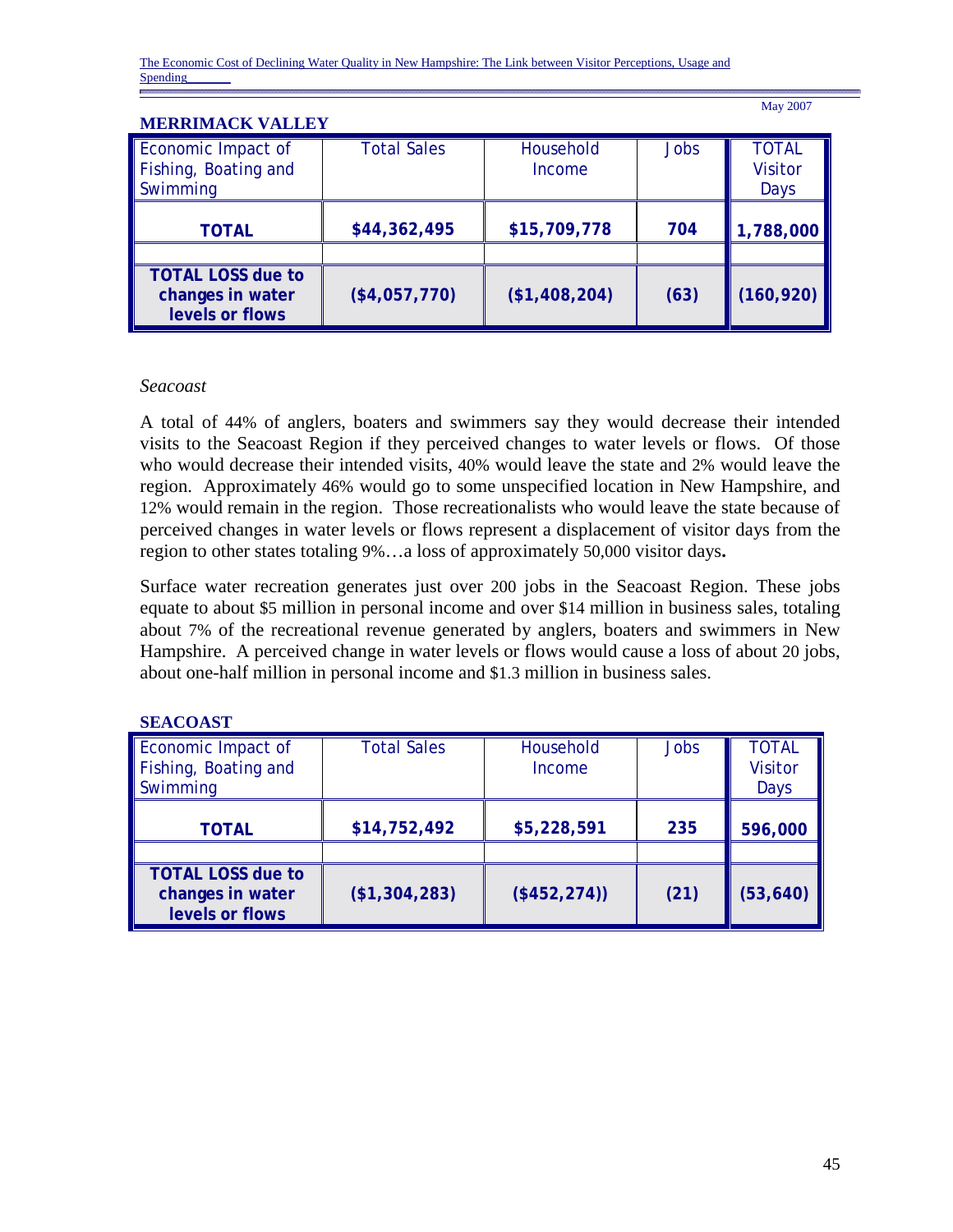**MERRIMACK VALLEY**

| Economic Impact of Fishing, Boating and Swimming | Total Sales | Household Income | Jobs | TOTAL Visitor Days |
|---|---|---|---|---|
| **TOTAL** | **$44,362,495** | **$15,709,778** | **704** | **1,788,000** |
| | | | | |
| **TOTAL LOSS due to changes in water levels or flows** | **($4,057,770)** | **($1,408,204)** | **(63)** | **(160,920)** |

*Seacoast*

A total of 44% of anglers, boaters and swimmers say they would decrease their intended visits to the Seacoast Region if they perceived changes to water levels or flows. Of those who would decrease their intended visits, 40% would leave the state and 2% would leave the region. Approximately 46% would go to some unspecified location in New Hampshire, and 12% would remain in the region. Those recreationalists who would leave the state because of perceived changes in water levels or flows represent a displacement of visitor days from the region to other states totaling 9%…a loss of approximately 50,000 visitor days**.**

Surface water recreation generates just over 200 jobs in the Seacoast Region. These jobs equate to about $5 million in personal income and over $14 million in business sales, totaling about 7% of the recreational revenue generated by anglers, boaters and swimmers in New Hampshire. A perceived change in water levels or flows would cause a loss of about 20 jobs, about one-half million in personal income and $1.3 million in business sales.

**SEACOAST**

| Economic Impact of Fishing, Boating and Swimming | Total Sales | Household Income | Jobs | TOTAL Visitor Days |
|---|---|---|---|---|
| **TOTAL** | **$14,752,492** | **$5,228,591** | **235** | **596,000** |
| | | | | |
| **TOTAL LOSS due to changes in water levels or flows** | **($1,304,283)** | **($452,274))** | **(21)** | **(53,640)** |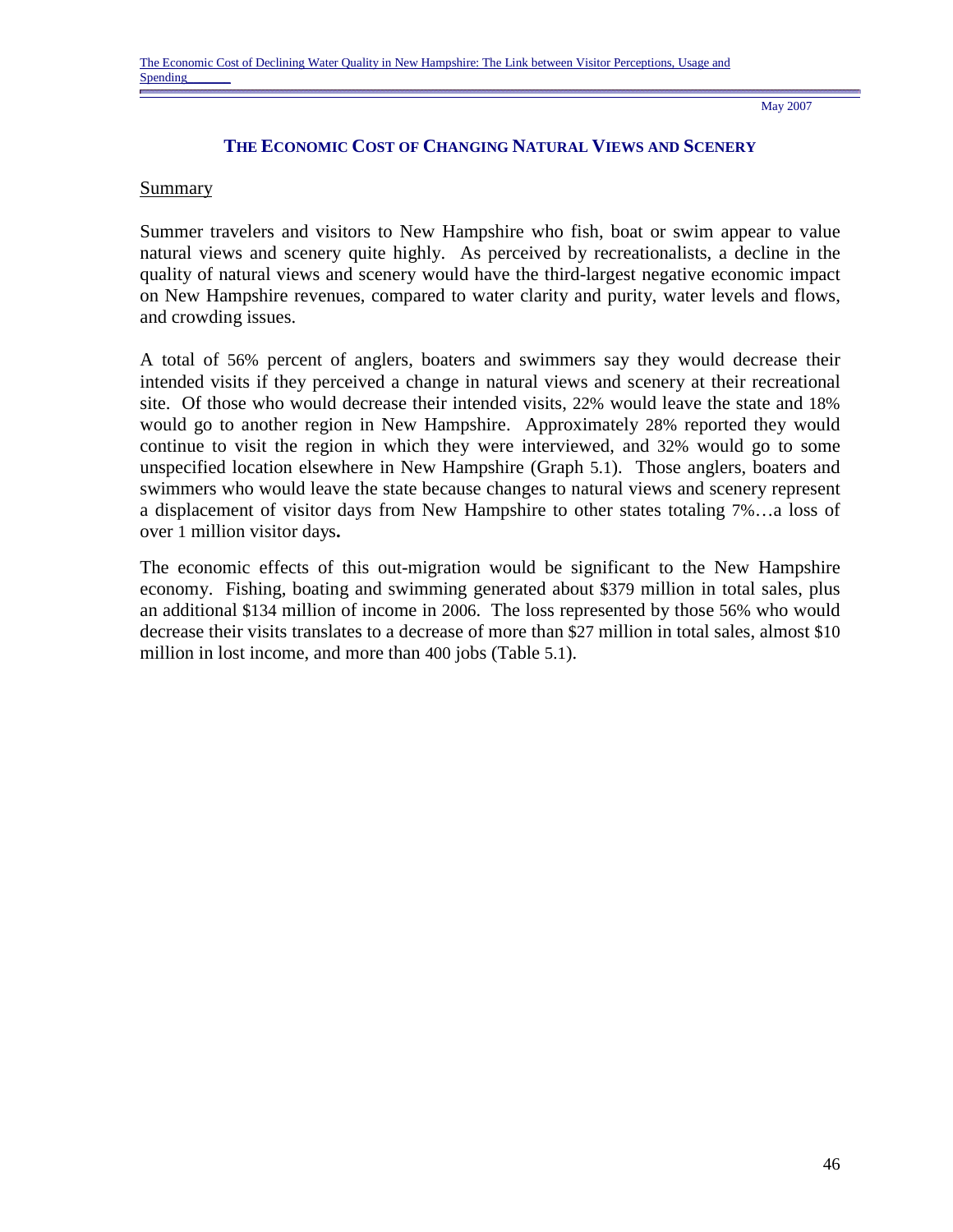## THE ECONOMIC COST OF CHANGING NATURAL VIEWS AND SCENERY

Summary

Summer travelers and visitors to New Hampshire who fish, boat or swim appear to value natural views and scenery quite highly. As perceived by recreationalists, a decline in the quality of natural views and scenery would have the third-largest negative economic impact on New Hampshire revenues, compared to water clarity and purity, water levels and flows, and crowding issues.

A total of 56% percent of anglers, boaters and swimmers say they would decrease their intended visits if they perceived a change in natural views and scenery at their recreational site. Of those who would decrease their intended visits, 22% would leave the state and 18% would go to another region in New Hampshire. Approximately 28% reported they would continue to visit the region in which they were interviewed, and 32% would go to some unspecified location elsewhere in New Hampshire (Graph 5.1). Those anglers, boaters and swimmers who would leave the state because changes to natural views and scenery represent a displacement of visitor days from New Hampshire to other states totaling 7%…a loss of over 1 million visitor days**.**

The economic effects of this out-migration would be significant to the New Hampshire economy. Fishing, boating and swimming generated about $379 million in total sales, plus an additional $134 million of income in 2006. The loss represented by those 56% who would decrease their visits translates to a decrease of more than $27 million in total sales, almost $10 million in lost income, and more than 400 jobs (Table 5.1).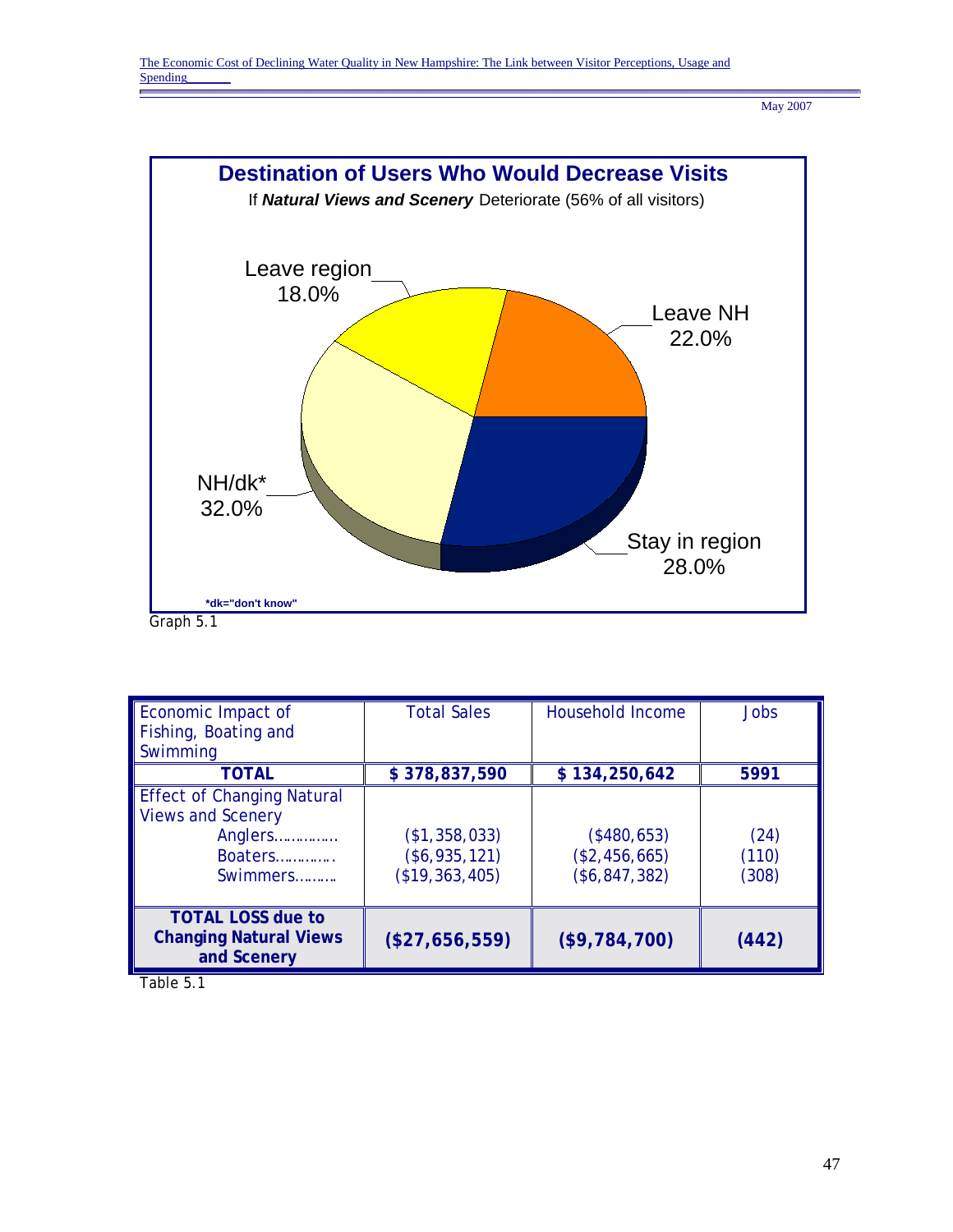**Destination of Users Who Would Decrease Visits**

If ***Natural Views and Scenery*** Deteriorate (56% of all visitors)

Leave region 18.0%

Leave NH 22.0%

NH/dk* 32.0%

Stay in region 28.0%

*dk="don't know"

Graph 5.1

| Economic Impact of Fishing, Boating and Swimming | Total Sales | Household Income | Jobs |
|---|---|---|---|
| **TOTAL** | **$ 378,837,590** | **$ 134,250,642** | **5991** |
| Effect of Changing Natural Views and Scenery | | | |
| Anglers…………… | ($1,358,033) | ($480,653) | (24) |
| Boaters………….. | ($6,935,121) | ($2,456,665) | (110) |
| Swimmers………. | ($19,363,405) | ($6,847,382) | (308) |
| **TOTAL LOSS due to Changing Natural Views and Scenery** | **($27,656,559)** | **($9,784,700)** | **(442)** |

Table 5.1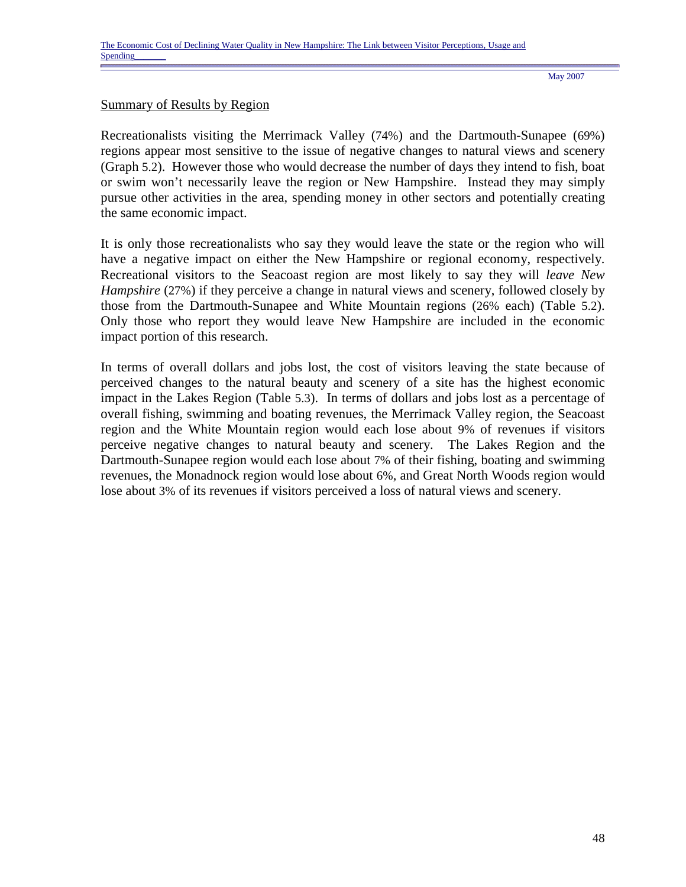## Summary of Results by Region

Recreationalists visiting the Merrimack Valley (74%) and the Dartmouth-Sunapee (69%) regions appear most sensitive to the issue of negative changes to natural views and scenery (Graph 5.2). However those who would decrease the number of days they intend to fish, boat or swim won't necessarily leave the region or New Hampshire. Instead they may simply pursue other activities in the area, spending money in other sectors and potentially creating the same economic impact.

It is only those recreationalists who say they would leave the state or the region who will have a negative impact on either the New Hampshire or regional economy, respectively. Recreational visitors to the Seacoast region are most likely to say they will *leave New Hampshire* (27%) if they perceive a change in natural views and scenery, followed closely by those from the Dartmouth-Sunapee and White Mountain regions (26% each) (Table 5.2). Only those who report they would leave New Hampshire are included in the economic impact portion of this research.

In terms of overall dollars and jobs lost, the cost of visitors leaving the state because of perceived changes to the natural beauty and scenery of a site has the highest economic impact in the Lakes Region (Table 5.3). In terms of dollars and jobs lost as a percentage of overall fishing, swimming and boating revenues, the Merrimack Valley region, the Seacoast region and the White Mountain region would each lose about 9% of revenues if visitors perceive negative changes to natural beauty and scenery. The Lakes Region and the Dartmouth-Sunapee region would each lose about 7% of their fishing, boating and swimming revenues, the Monadnock region would lose about 6%, and Great North Woods region would lose about 3% of its revenues if visitors perceived a loss of natural views and scenery.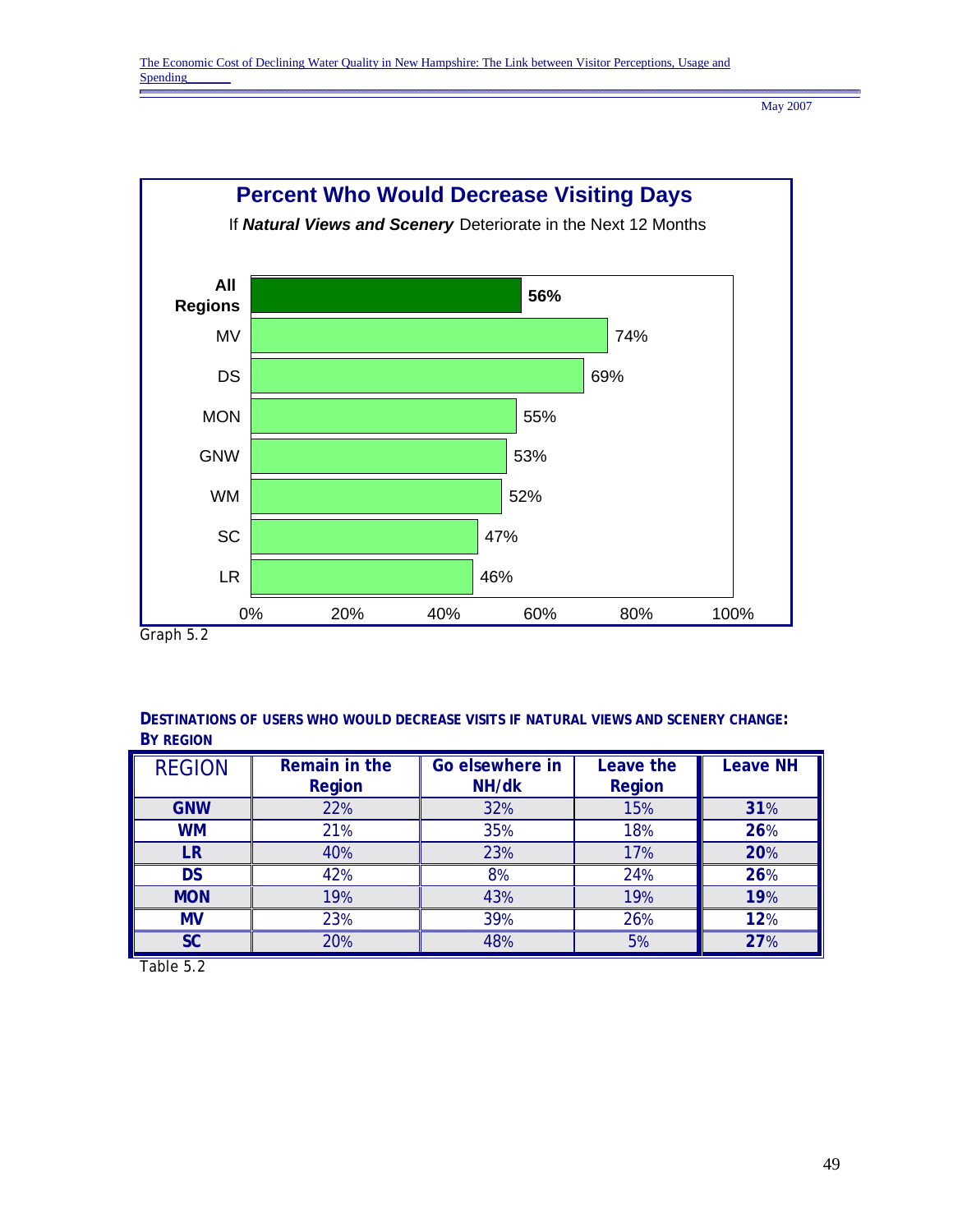**Percent Who Would Decrease Visiting Days**

If ***Natural Views and Scenery*** Deteriorate in the Next 12 Months

| Region | Percent |
|---|---|
| **All Regions** | **56%** |
| MV | 74% |
| DS | 69% |
| MON | 55% |
| GNW | 53% |
| WM | 52% |
| SC | 47% |
| LR | 46% |

Graph 5.2

**DESTINATIONS OF USERS WHO WOULD DECREASE VISITS IF NATURAL VIEWS AND SCENERY CHANGE: BY REGION**

| REGION | Remain in the Region | Go elsewhere in NH/dk | Leave the Region | Leave NH |
|---|---|---|---|---|
| **GNW** | 22% | 32% | 15% | **31**% |
| **WM** | 21% | 35% | 18% | **26**% |
| **LR** | 40% | 23% | 17% | **20**% |
| **DS** | 42% | 8% | 24% | **26**% |
| **MON** | 19% | 43% | 19% | **19**% |
| **MV** | 23% | 39% | 26% | **12**% |
| **SC** | 20% | 48% | 5% | **27**% |

Table 5.2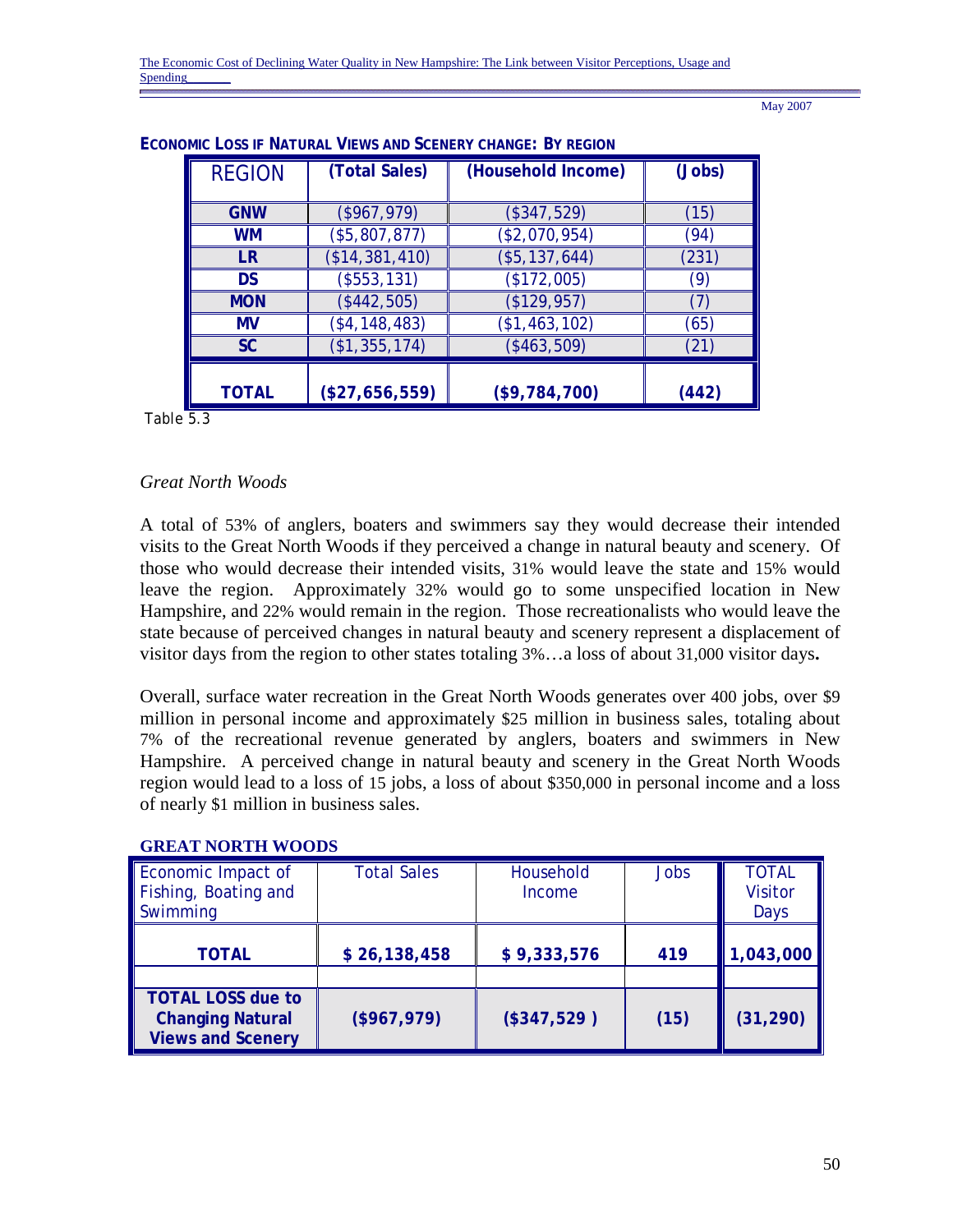**ECONOMIC LOSS IF NATURAL VIEWS AND SCENERY CHANGE: BY REGION**

| REGION | (Total Sales) | (Household Income) | (Jobs) |
|---|---|---|---|
| **GNW** | ($967,979) | ($347,529) | (15) |
| **WM** | ($5,807,877) | ($2,070,954) | (94) |
| **LR** | ($14,381,410) | ($5,137,644) | (231) |
| **DS** | ($553,131) | ($172,005) | (9) |
| **MON** | ($442,505) | ($129,957) | (7) |
| **MV** | ($4,148,483) | ($1,463,102) | (65) |
| **SC** | ($1,355,174) | ($463,509) | (21) |
| **TOTAL** | **($27,656,559)** | **($9,784,700)** | **(442)** |

Table 5.3

*Great North Woods*

A total of 53% of anglers, boaters and swimmers say they would decrease their intended visits to the Great North Woods if they perceived a change in natural beauty and scenery. Of those who would decrease their intended visits, 31% would leave the state and 15% would leave the region. Approximately 32% would go to some unspecified location in New Hampshire, and 22% would remain in the region. Those recreationalists who would leave the state because of perceived changes in natural beauty and scenery represent a displacement of visitor days from the region to other states totaling 3%…a loss of about 31,000 visitor days**.**

Overall, surface water recreation in the Great North Woods generates over 400 jobs, over $9 million in personal income and approximately $25 million in business sales, totaling about 7% of the recreational revenue generated by anglers, boaters and swimmers in New Hampshire. A perceived change in natural beauty and scenery in the Great North Woods region would lead to a loss of 15 jobs, a loss of about $350,000 in personal income and a loss of nearly $1 million in business sales.

**GREAT NORTH WOODS**

| Economic Impact of Fishing, Boating and Swimming | Total Sales | Household Income | Jobs | TOTAL Visitor Days |
|---|---|---|---|---|
| **TOTAL** | **$ 26,138,458** | **$ 9,333,576** | **419** | **1,043,000** |
| | | | | |
| **TOTAL LOSS due to Changing Natural Views and Scenery** | **($967,979)** | **($347,529 )** | **(15)** | **(31,290)** |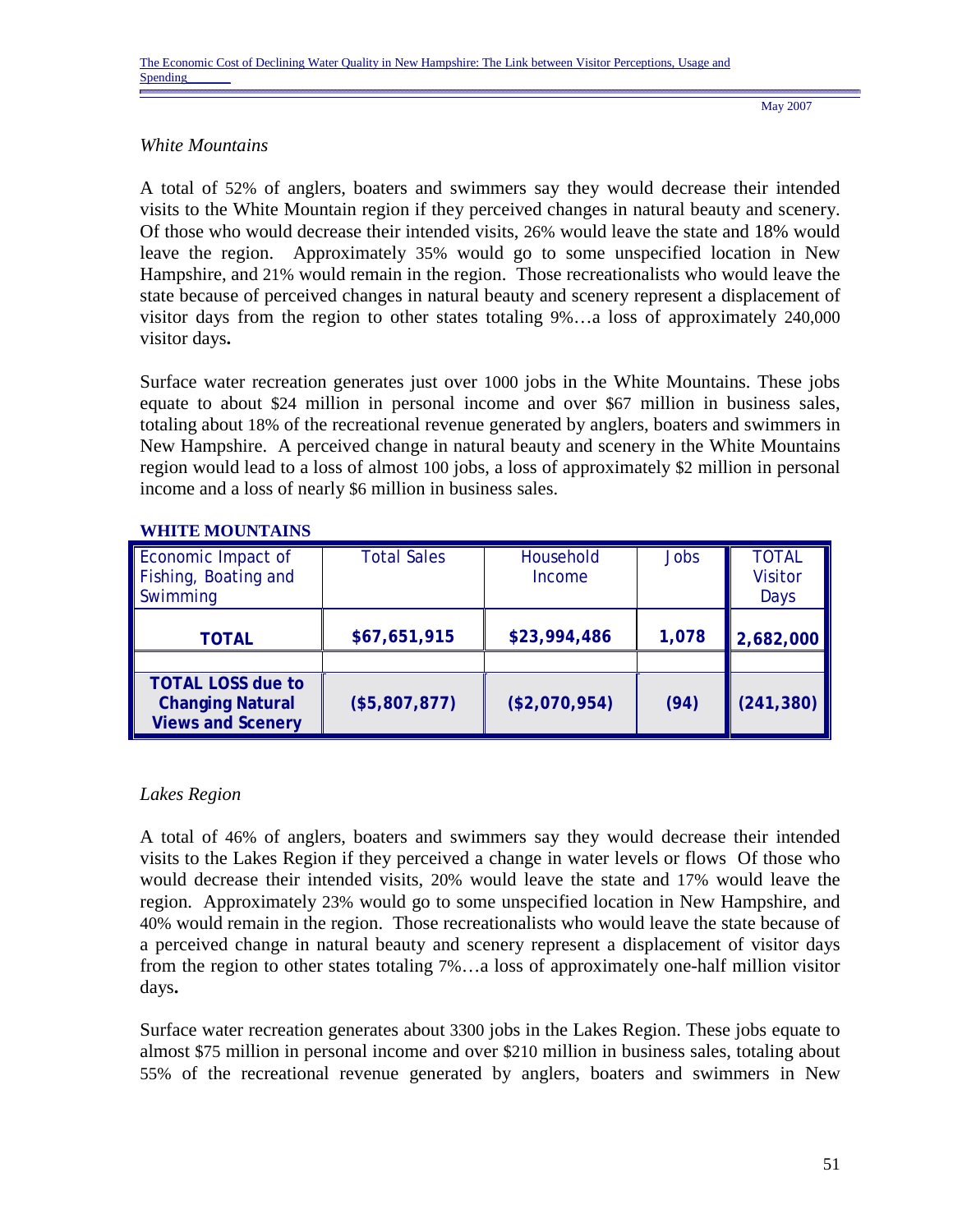*White Mountains*

A total of 52% of anglers, boaters and swimmers say they would decrease their intended visits to the White Mountain region if they perceived changes in natural beauty and scenery. Of those who would decrease their intended visits, 26% would leave the state and 18% would leave the region. Approximately 35% would go to some unspecified location in New Hampshire, and 21% would remain in the region. Those recreationalists who would leave the state because of perceived changes in natural beauty and scenery represent a displacement of visitor days from the region to other states totaling 9%…a loss of approximately 240,000 visitor days**.**

Surface water recreation generates just over 1000 jobs in the White Mountains. These jobs equate to about $24 million in personal income and over $67 million in business sales, totaling about 18% of the recreational revenue generated by anglers, boaters and swimmers in New Hampshire. A perceived change in natural beauty and scenery in the White Mountains region would lead to a loss of almost 100 jobs, a loss of approximately $2 million in personal income and a loss of nearly $6 million in business sales.

**WHITE MOUNTAINS**

| Economic Impact of Fishing, Boating and Swimming | Total Sales | Household Income | Jobs | TOTAL Visitor Days |
|---|---|---|---|---|
| **TOTAL** | **$67,651,915** | **$23,994,486** | **1,078** | **2,682,000** |
| | | | | |
| **TOTAL LOSS due to Changing Natural Views and Scenery** | **($5,807,877)** | **($2,070,954)** | **(94)** | **(241,380)** |

*Lakes Region*

A total of 46% of anglers, boaters and swimmers say they would decrease their intended visits to the Lakes Region if they perceived a change in water levels or flows Of those who would decrease their intended visits, 20% would leave the state and 17% would leave the region. Approximately 23% would go to some unspecified location in New Hampshire, and 40% would remain in the region. Those recreationalists who would leave the state because of a perceived change in natural beauty and scenery represent a displacement of visitor days from the region to other states totaling 7%…a loss of approximately one-half million visitor days**.**

Surface water recreation generates about 3300 jobs in the Lakes Region. These jobs equate to almost $75 million in personal income and over $210 million in business sales, totaling about 55% of the recreational revenue generated by anglers, boaters and swimmers in New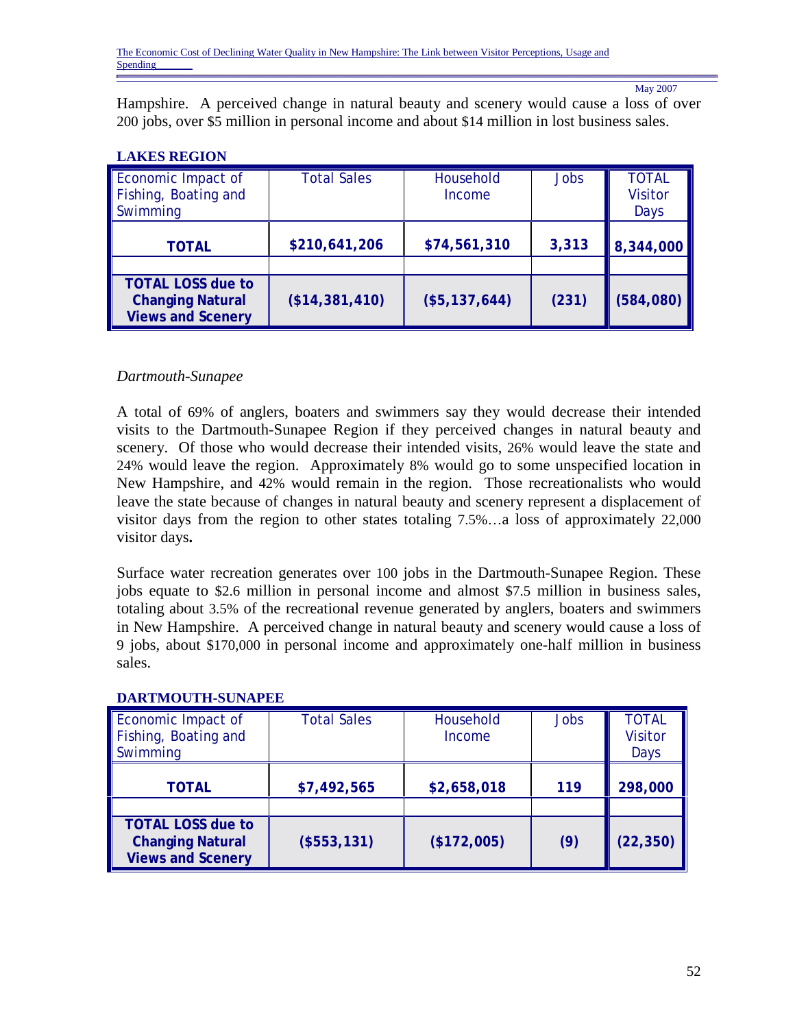Hampshire. A perceived change in natural beauty and scenery would cause a loss of over 200 jobs, over $5 million in personal income and about $14 million in lost business sales.

**LAKES REGION**

| Economic Impact of Fishing, Boating and Swimming | Total Sales | Household Income | Jobs | TOTAL Visitor Days |
|---|---|---|---|---|
| **TOTAL** | **$210,641,206** | **$74,561,310** | **3,313** | **8,344,000** |
| | | | | |
| **TOTAL LOSS due to Changing Natural Views and Scenery** | **($14,381,410)** | **($5,137,644)** | **(231)** | **(584,080)** |

*Dartmouth-Sunapee*

A total of 69% of anglers, boaters and swimmers say they would decrease their intended visits to the Dartmouth-Sunapee Region if they perceived changes in natural beauty and scenery. Of those who would decrease their intended visits, 26% would leave the state and 24% would leave the region. Approximately 8% would go to some unspecified location in New Hampshire, and 42% would remain in the region. Those recreationalists who would leave the state because of changes in natural beauty and scenery represent a displacement of visitor days from the region to other states totaling 7.5%…a loss of approximately 22,000 visitor days**.**

Surface water recreation generates over 100 jobs in the Dartmouth-Sunapee Region. These jobs equate to $2.6 million in personal income and almost $7.5 million in business sales, totaling about 3.5% of the recreational revenue generated by anglers, boaters and swimmers in New Hampshire. A perceived change in natural beauty and scenery would cause a loss of 9 jobs, about $170,000 in personal income and approximately one-half million in business sales.

**DARTMOUTH-SUNAPEE**

| Economic Impact of Fishing, Boating and Swimming | Total Sales | Household Income | Jobs | TOTAL Visitor Days |
|---|---|---|---|---|
| **TOTAL** | **$7,492,565** | **$2,658,018** | **119** | **298,000** |
| | | | | |
| **TOTAL LOSS due to Changing Natural Views and Scenery** | **($553,131)** | **($172,005)** | **(9)** | **(22,350)** |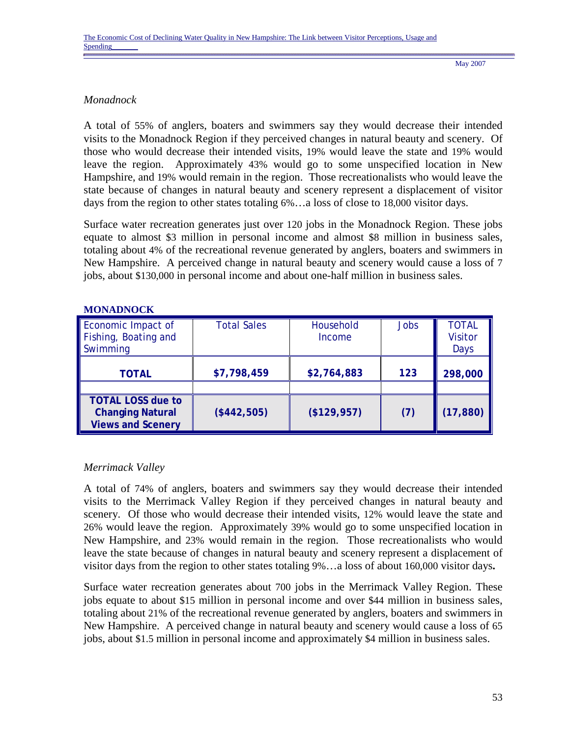*Monadnock*

A total of 55% of anglers, boaters and swimmers say they would decrease their intended visits to the Monadnock Region if they perceived changes in natural beauty and scenery. Of those who would decrease their intended visits, 19% would leave the state and 19% would leave the region. Approximately 43% would go to some unspecified location in New Hampshire, and 19% would remain in the region. Those recreationalists who would leave the state because of changes in natural beauty and scenery represent a displacement of visitor days from the region to other states totaling 6%…a loss of close to 18,000 visitor days.

Surface water recreation generates just over 120 jobs in the Monadnock Region. These jobs equate to almost $3 million in personal income and almost $8 million in business sales, totaling about 4% of the recreational revenue generated by anglers, boaters and swimmers in New Hampshire. A perceived change in natural beauty and scenery would cause a loss of 7 jobs, about $130,000 in personal income and about one-half million in business sales.

**MONADNOCK**

| Economic Impact of Fishing, Boating and Swimming | Total Sales | Household Income | Jobs | TOTAL Visitor Days |
|---|---|---|---|---|
| **TOTAL** | **$7,798,459** | **$2,764,883** | **123** | **298,000** |
| | | | | |
| **TOTAL LOSS due to Changing Natural Views and Scenery** | **($442,505)** | **($129,957)** | **(7)** | **(17,880)** |

*Merrimack Valley*

A total of 74% of anglers, boaters and swimmers say they would decrease their intended visits to the Merrimack Valley Region if they perceived changes in natural beauty and scenery. Of those who would decrease their intended visits, 12% would leave the state and 26% would leave the region. Approximately 39% would go to some unspecified location in New Hampshire, and 23% would remain in the region. Those recreationalists who would leave the state because of changes in natural beauty and scenery represent a displacement of visitor days from the region to other states totaling 9%…a loss of about 160,000 visitor days**.**

Surface water recreation generates about 700 jobs in the Merrimack Valley Region. These jobs equate to about $15 million in personal income and over $44 million in business sales, totaling about 21% of the recreational revenue generated by anglers, boaters and swimmers in New Hampshire. A perceived change in natural beauty and scenery would cause a loss of 65 jobs, about $1.5 million in personal income and approximately $4 million in business sales.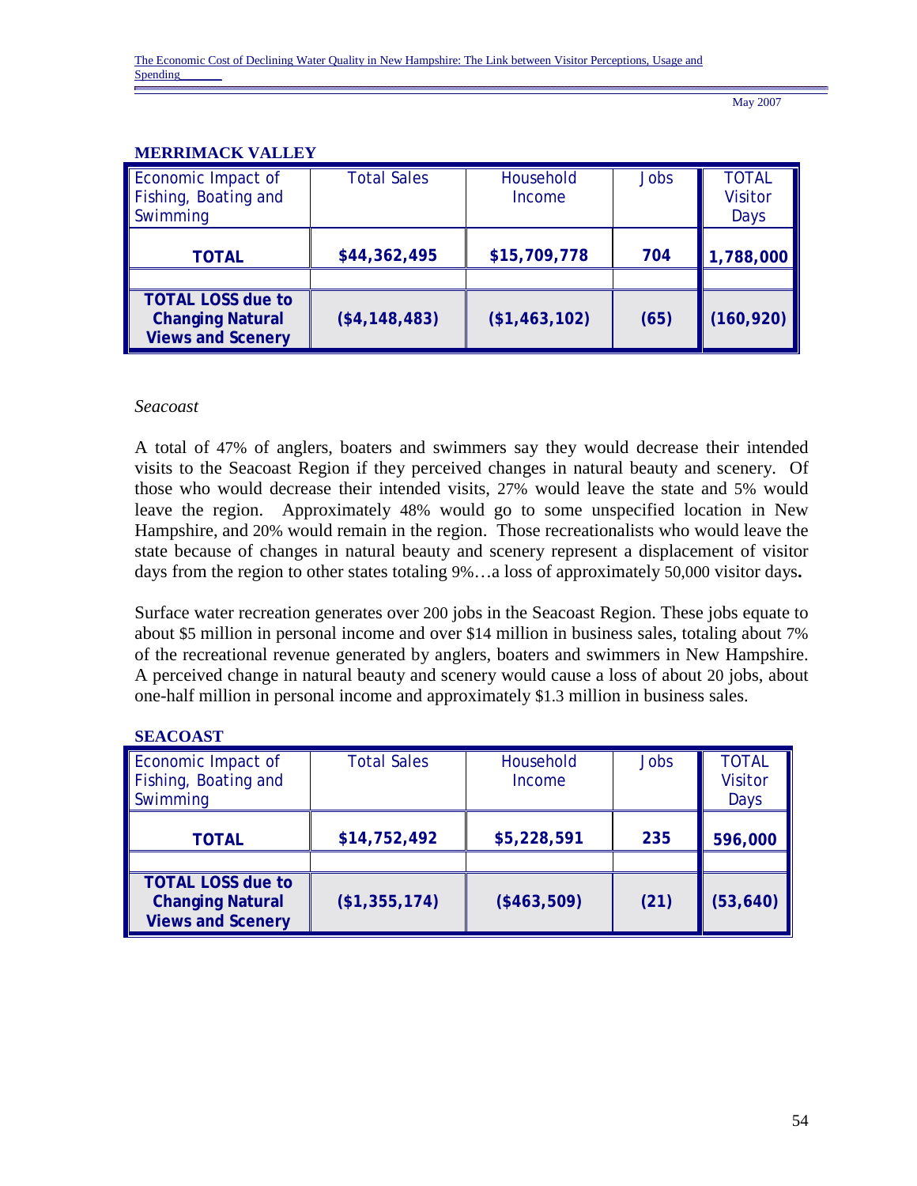**MERRIMACK VALLEY**

| Economic Impact of Fishing, Boating and Swimming | Total Sales | Household Income | Jobs | TOTAL Visitor Days |
|---|---|---|---|---|
| **TOTAL** | **$44,362,495** | **$15,709,778** | **704** | **1,788,000** |
| | | | | |
| **TOTAL LOSS due to Changing Natural Views and Scenery** | **($4,148,483)** | **($1,463,102)** | **(65)** | **(160,920)** |

*Seacoast*

A total of 47% of anglers, boaters and swimmers say they would decrease their intended visits to the Seacoast Region if they perceived changes in natural beauty and scenery. Of those who would decrease their intended visits, 27% would leave the state and 5% would leave the region. Approximately 48% would go to some unspecified location in New Hampshire, and 20% would remain in the region. Those recreationalists who would leave the state because of changes in natural beauty and scenery represent a displacement of visitor days from the region to other states totaling 9%…a loss of approximately 50,000 visitor days**.**

Surface water recreation generates over 200 jobs in the Seacoast Region. These jobs equate to about $5 million in personal income and over $14 million in business sales, totaling about 7% of the recreational revenue generated by anglers, boaters and swimmers in New Hampshire. A perceived change in natural beauty and scenery would cause a loss of about 20 jobs, about one-half million in personal income and approximately $1.3 million in business sales.

**SEACOAST**

| Economic Impact of Fishing, Boating and Swimming | Total Sales | Household Income | Jobs | TOTAL Visitor Days |
|---|---|---|---|---|
| **TOTAL** | **$14,752,492** | **$5,228,591** | **235** | **596,000** |
| | | | | |
| **TOTAL LOSS due to Changing Natural Views and Scenery** | **($1,355,174)** | **($463,509)** | **(21)** | **(53,640)** |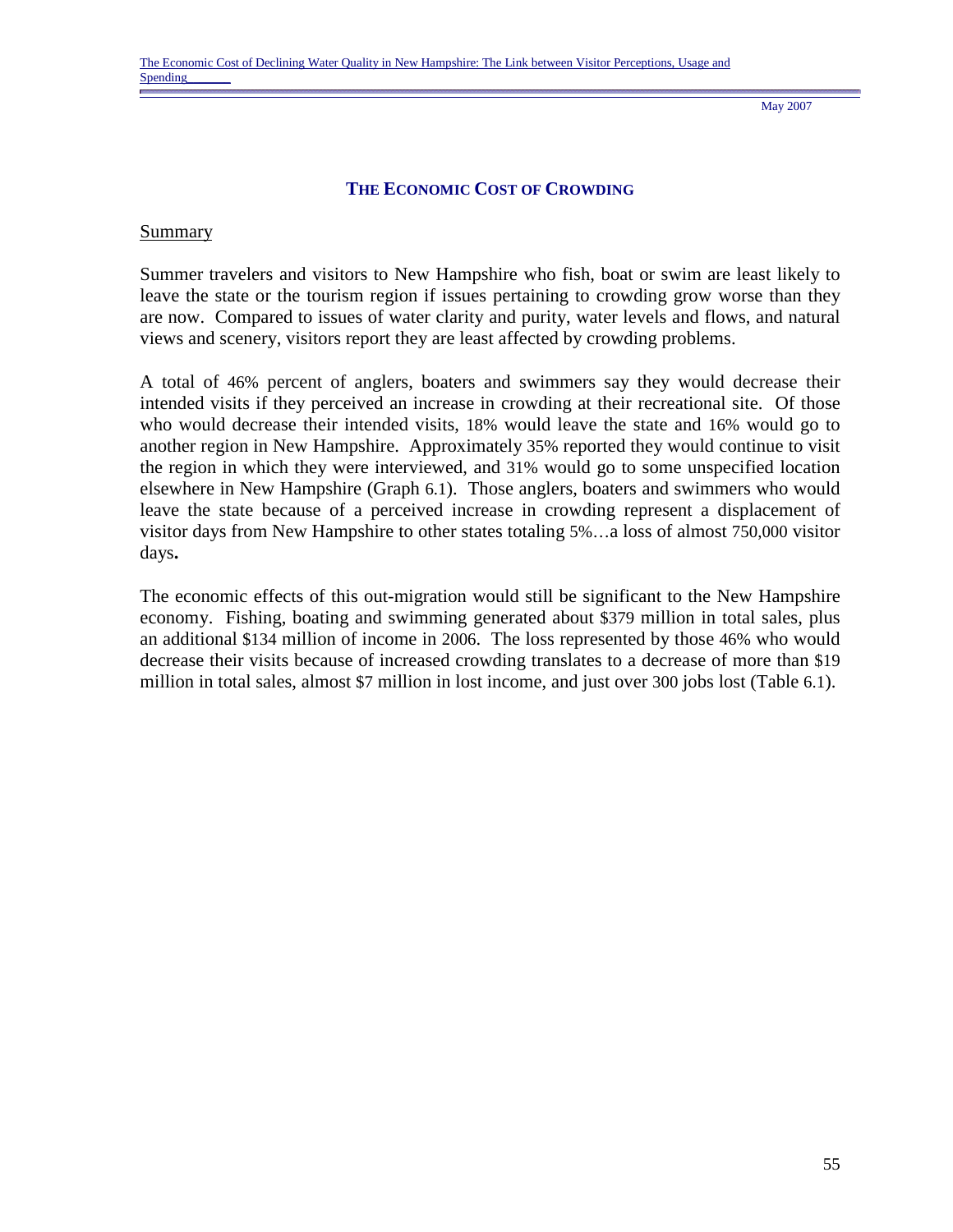## THE ECONOMIC COST OF CROWDING

Summary

Summer travelers and visitors to New Hampshire who fish, boat or swim are least likely to leave the state or the tourism region if issues pertaining to crowding grow worse than they are now. Compared to issues of water clarity and purity, water levels and flows, and natural views and scenery, visitors report they are least affected by crowding problems.

A total of 46% percent of anglers, boaters and swimmers say they would decrease their intended visits if they perceived an increase in crowding at their recreational site. Of those who would decrease their intended visits, 18% would leave the state and 16% would go to another region in New Hampshire. Approximately 35% reported they would continue to visit the region in which they were interviewed, and 31% would go to some unspecified location elsewhere in New Hampshire (Graph 6.1). Those anglers, boaters and swimmers who would leave the state because of a perceived increase in crowding represent a displacement of visitor days from New Hampshire to other states totaling 5%…a loss of almost 750,000 visitor days**.**

The economic effects of this out-migration would still be significant to the New Hampshire economy. Fishing, boating and swimming generated about $379 million in total sales, plus an additional $134 million of income in 2006. The loss represented by those 46% who would decrease their visits because of increased crowding translates to a decrease of more than $19 million in total sales, almost $7 million in lost income, and just over 300 jobs lost (Table 6.1).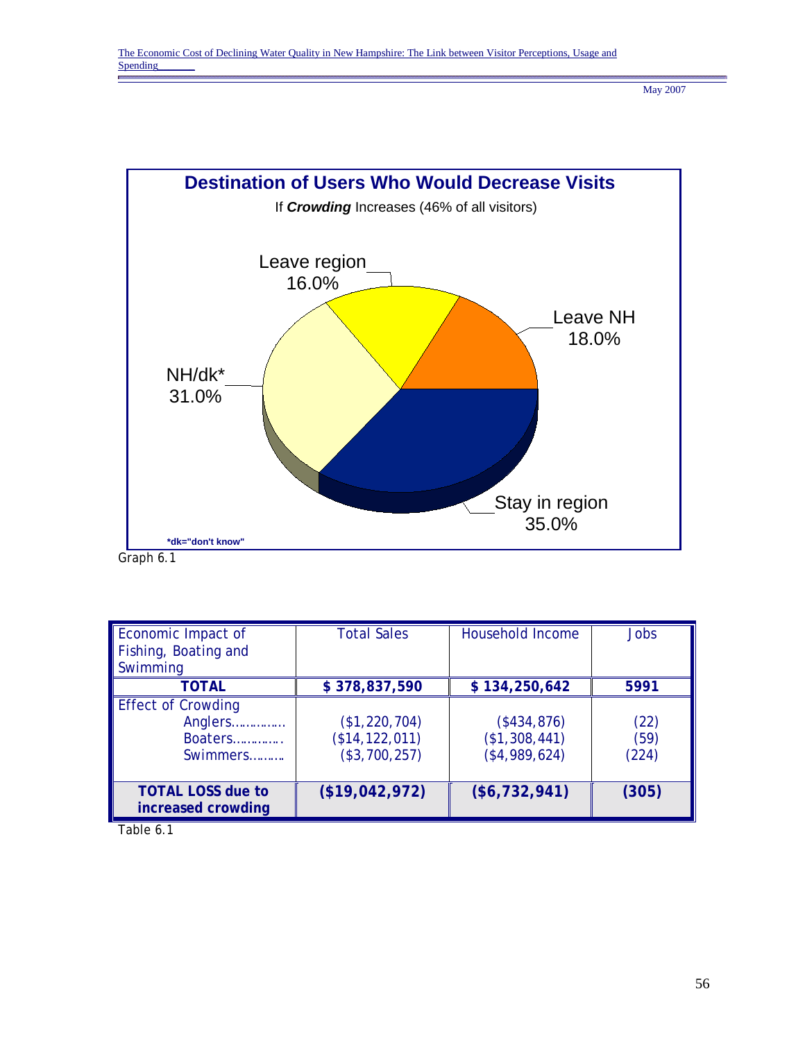**Destination of Users Who Would Decrease Visits**

If ***Crowding*** Increases (46% of all visitors)

- Leave region 16.0%
- Leave NH 18.0%
- NH/dk* 31.0%
- Stay in region 35.0%

*dk="don't know"

Graph 6.1

| Economic Impact of Fishing, Boating and Swimming | Total Sales | Household Income | Jobs |
|---|---|---|---|
| **TOTAL** | **$ 378,837,590** | **$ 134,250,642** | **5991** |
| Effect of Crowding | | | |
| Anglers…………… | ($1,220,704) | ($434,876) | (22) |
| Boaters…………. | ($14,122,011) | ($1,308,441) | (59) |
| Swimmers……… | ($3,700,257) | ($4,989,624) | (224) |
| **TOTAL LOSS due to increased crowding** | **($19,042,972)** | **($6,732,941)** | **(305)** |

Table 6.1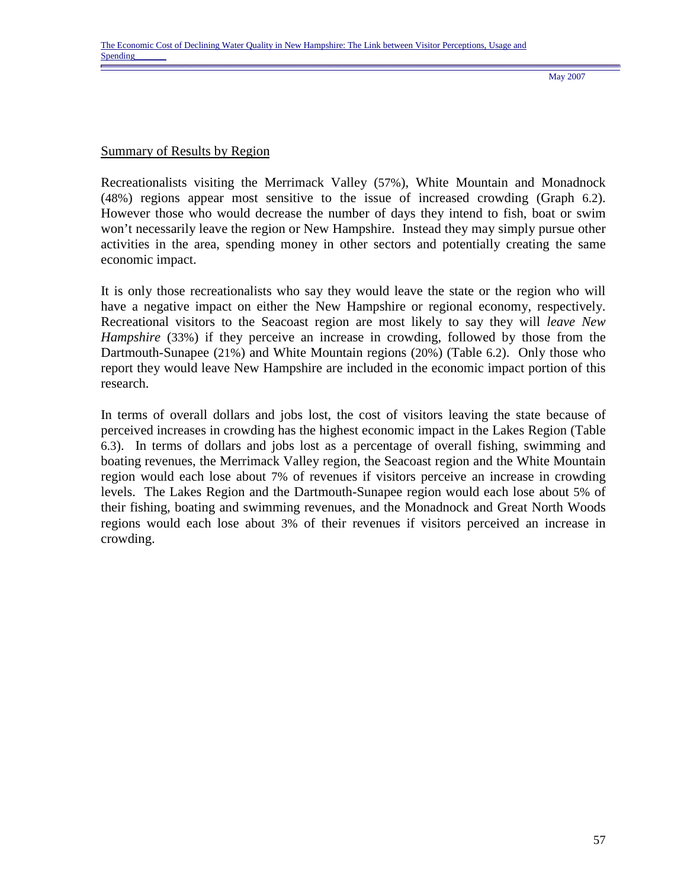## Summary of Results by Region

Recreationalists visiting the Merrimack Valley (57%), White Mountain and Monadnock (48%) regions appear most sensitive to the issue of increased crowding (Graph 6.2). However those who would decrease the number of days they intend to fish, boat or swim won't necessarily leave the region or New Hampshire. Instead they may simply pursue other activities in the area, spending money in other sectors and potentially creating the same economic impact.

It is only those recreationalists who say they would leave the state or the region who will have a negative impact on either the New Hampshire or regional economy, respectively. Recreational visitors to the Seacoast region are most likely to say they will *leave New Hampshire* (33%) if they perceive an increase in crowding, followed by those from the Dartmouth-Sunapee (21%) and White Mountain regions (20%) (Table 6.2). Only those who report they would leave New Hampshire are included in the economic impact portion of this research.

In terms of overall dollars and jobs lost, the cost of visitors leaving the state because of perceived increases in crowding has the highest economic impact in the Lakes Region (Table 6.3). In terms of dollars and jobs lost as a percentage of overall fishing, swimming and boating revenues, the Merrimack Valley region, the Seacoast region and the White Mountain region would each lose about 7% of revenues if visitors perceive an increase in crowding levels. The Lakes Region and the Dartmouth-Sunapee region would each lose about 5% of their fishing, boating and swimming revenues, and the Monadnock and Great North Woods regions would each lose about 3% of their revenues if visitors perceived an increase in crowding.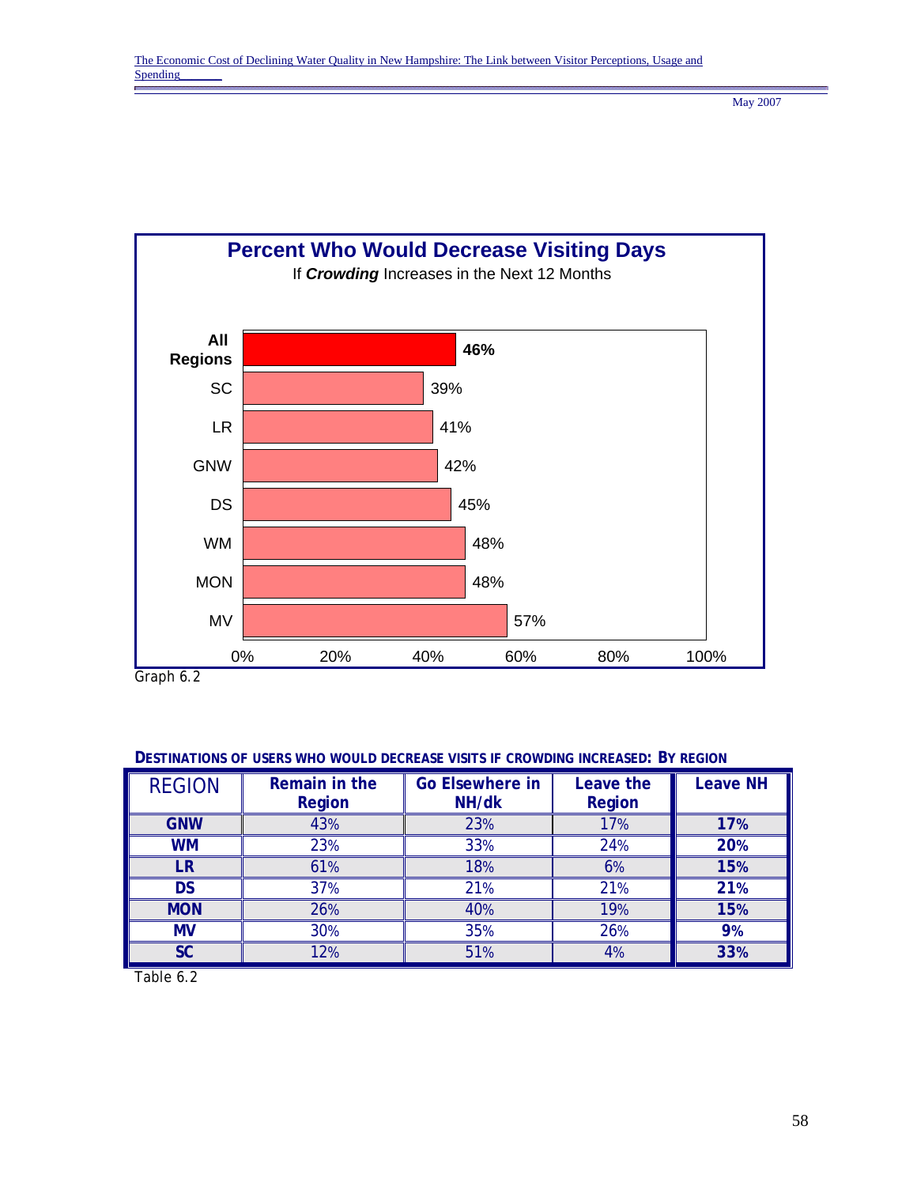**Percent Who Would Decrease Visiting Days**
If ***Crowding*** Increases in the Next 12 Months

| Region | Percent |
|---|---|
| All Regions | 46% |
| SC | 39% |
| LR | 41% |
| GNW | 42% |
| DS | 45% |
| WM | 48% |
| MON | 48% |
| MV | 57% |

Graph 6.2

**DESTINATIONS OF USERS WHO WOULD DECREASE VISITS IF CROWDING INCREASED: BY REGION**

| REGION | Remain in the Region | Go Elsewhere in NH/dk | Leave the Region | Leave NH |
|---|---|---|---|---|
| **GNW** | 43% | 23% | 17% | **17%** |
| **WM** | 23% | 33% | 24% | **20%** |
| **LR** | 61% | 18% | 6% | **15%** |
| **DS** | 37% | 21% | 21% | **21%** |
| **MON** | 26% | 40% | 19% | **15%** |
| **MV** | 30% | 35% | 26% | **9%** |
| **SC** | 12% | 51% | 4% | **33%** |

Table 6.2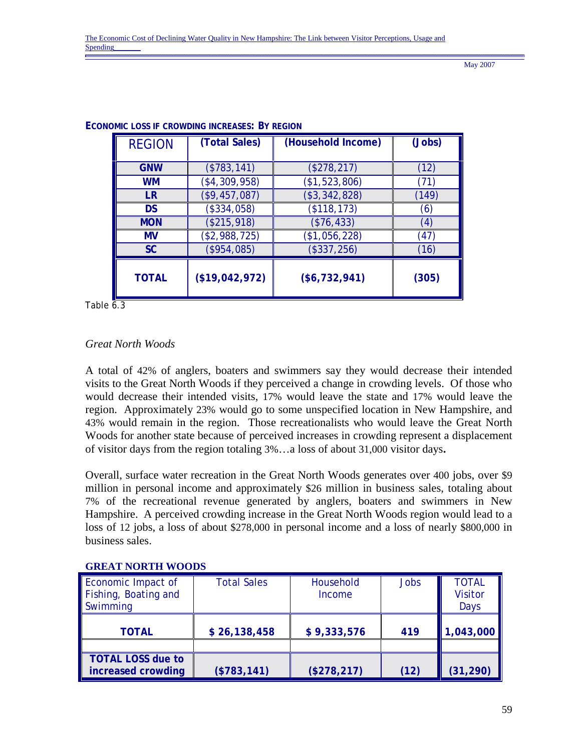**ECONOMIC LOSS IF CROWDING INCREASES: BY REGION**

| REGION | (Total Sales) | (Household Income) | (Jobs) |
|---|---|---|---|
| **GNW** | ($783,141) | ($278,217) | (12) |
| **WM** | ($4,309,958) | ($1,523,806) | (71) |
| **LR** | ($9,457,087) | ($3,342,828) | (149) |
| **DS** | ($334,058) | ($118,173) | (6) |
| **MON** | ($215,918) | ($76,433) | (4) |
| **MV** | ($2,988,725) | ($1,056,228) | (47) |
| **SC** | ($954,085) | ($337,256) | (16) |
| **TOTAL** | **($19,042,972)** | **($6,732,941)** | **(305)** |

Table 6.3

*Great North Woods*

A total of 42% of anglers, boaters and swimmers say they would decrease their intended visits to the Great North Woods if they perceived a change in crowding levels. Of those who would decrease their intended visits, 17% would leave the state and 17% would leave the region. Approximately 23% would go to some unspecified location in New Hampshire, and 43% would remain in the region. Those recreationalists who would leave the Great North Woods for another state because of perceived increases in crowding represent a displacement of visitor days from the region totaling 3%…a loss of about 31,000 visitor days.

Overall, surface water recreation in the Great North Woods generates over 400 jobs, over $9 million in personal income and approximately $26 million in business sales, totaling about 7% of the recreational revenue generated by anglers, boaters and swimmers in New Hampshire. A perceived crowding increase in the Great North Woods region would lead to a loss of 12 jobs, a loss of about $278,000 in personal income and a loss of nearly $800,000 in business sales.

**GREAT NORTH WOODS**

| Economic Impact of Fishing, Boating and Swimming | Total Sales | Household Income | Jobs | TOTAL Visitor Days |
|---|---|---|---|---|
| **TOTAL** | **$ 26,138,458** | **$ 9,333,576** | **419** | **1,043,000** |
| | | | | |
| **TOTAL LOSS due to increased crowding** | **($783,141)** | **($278,217)** | **(12)** | **(31,290)** |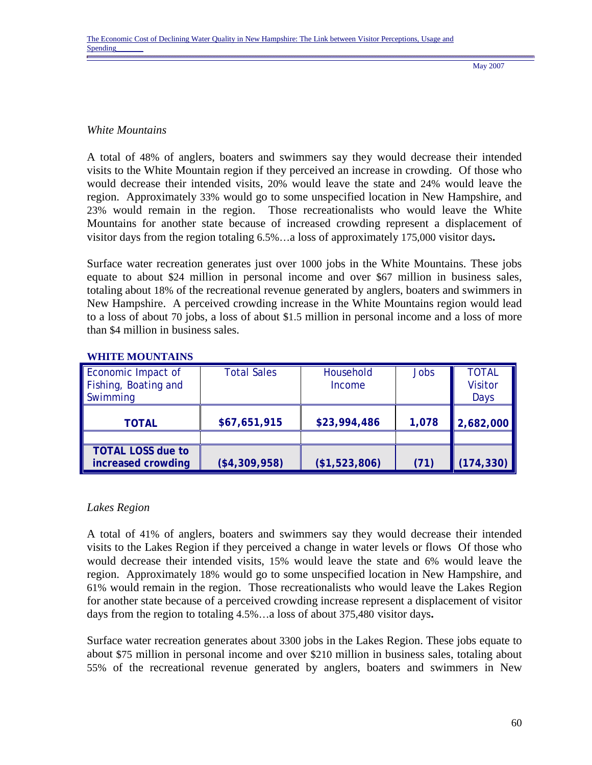*White Mountains*

A total of 48% of anglers, boaters and swimmers say they would decrease their intended visits to the White Mountain region if they perceived an increase in crowding. Of those who would decrease their intended visits, 20% would leave the state and 24% would leave the region. Approximately 33% would go to some unspecified location in New Hampshire, and 23% would remain in the region. Those recreationalists who would leave the White Mountains for another state because of increased crowding represent a displacement of visitor days from the region totaling 6.5%…a loss of approximately 175,000 visitor days**.**

Surface water recreation generates just over 1000 jobs in the White Mountains. These jobs equate to about $24 million in personal income and over $67 million in business sales, totaling about 18% of the recreational revenue generated by anglers, boaters and swimmers in New Hampshire. A perceived crowding increase in the White Mountains region would lead to a loss of about 70 jobs, a loss of about $1.5 million in personal income and a loss of more than $4 million in business sales.

**WHITE MOUNTAINS**

| Economic Impact of Fishing, Boating and Swimming | Total Sales | Household Income | Jobs | TOTAL Visitor Days |
|---|---|---|---|---|
| **TOTAL** | **$67,651,915** | **$23,994,486** | **1,078** | **2,682,000** |
| | | | | |
| **TOTAL LOSS due to increased crowding** | **($4,309,958)** | **($1,523,806)** | **(71)** | **(174,330)** |

*Lakes Region*

A total of 41% of anglers, boaters and swimmers say they would decrease their intended visits to the Lakes Region if they perceived a change in water levels or flows Of those who would decrease their intended visits, 15% would leave the state and 6% would leave the region. Approximately 18% would go to some unspecified location in New Hampshire, and 61% would remain in the region. Those recreationalists who would leave the Lakes Region for another state because of a perceived crowding increase represent a displacement of visitor days from the region to totaling 4.5%…a loss of about 375,480 visitor days**.**

Surface water recreation generates about 3300 jobs in the Lakes Region. These jobs equate to about $75 million in personal income and over $210 million in business sales, totaling about 55% of the recreational revenue generated by anglers, boaters and swimmers in New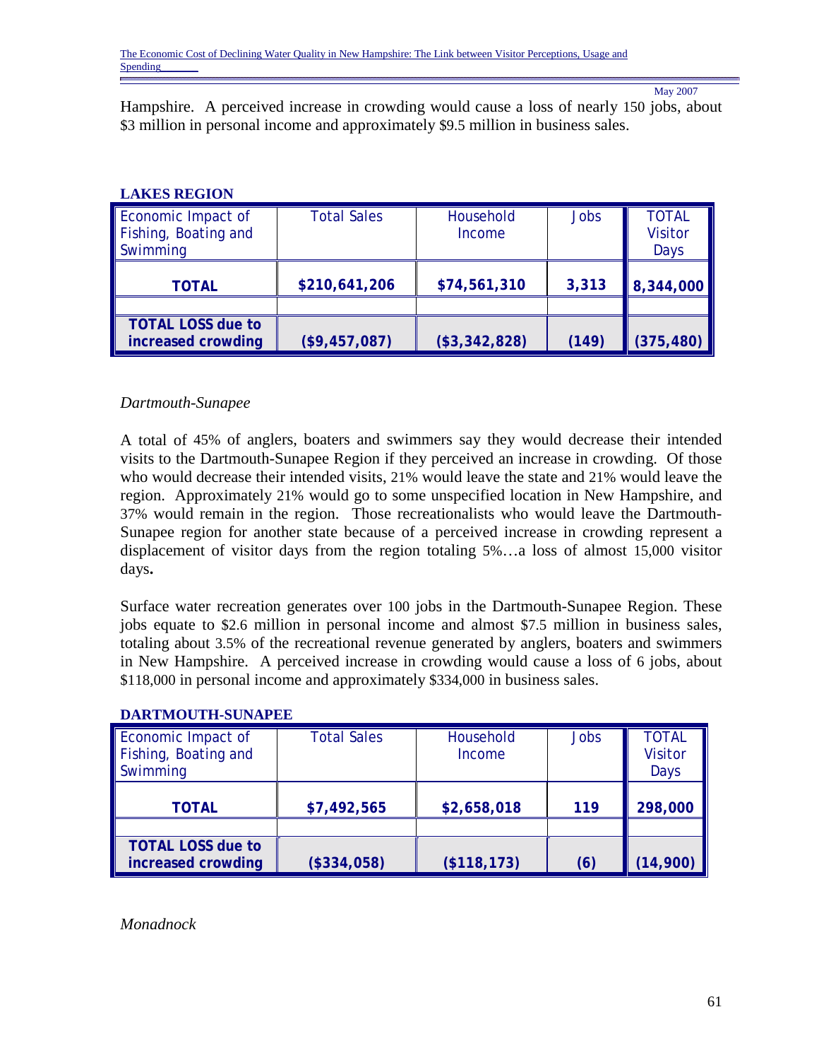Hampshire. A perceived increase in crowding would cause a loss of nearly 150 jobs, about $3 million in personal income and approximately $9.5 million in business sales.

**LAKES REGION**

| Economic Impact of Fishing, Boating and Swimming | Total Sales | Household Income | Jobs | TOTAL Visitor Days |
|---|---|---|---|---|
| **TOTAL** | **$210,641,206** | **$74,561,310** | **3,313** | **8,344,000** |
| | | | | |
| **TOTAL LOSS due to increased crowding** | **($9,457,087)** | **($3,342,828)** | **(149)** | **(375,480)** |

*Dartmouth-Sunapee*

A total of 45% of anglers, boaters and swimmers say they would decrease their intended visits to the Dartmouth-Sunapee Region if they perceived an increase in crowding. Of those who would decrease their intended visits, 21% would leave the state and 21% would leave the region. Approximately 21% would go to some unspecified location in New Hampshire, and 37% would remain in the region. Those recreationalists who would leave the Dartmouth-Sunapee region for another state because of a perceived increase in crowding represent a displacement of visitor days from the region totaling 5%…a loss of almost 15,000 visitor days**.**

Surface water recreation generates over 100 jobs in the Dartmouth-Sunapee Region. These jobs equate to $2.6 million in personal income and almost $7.5 million in business sales, totaling about 3.5% of the recreational revenue generated by anglers, boaters and swimmers in New Hampshire. A perceived increase in crowding would cause a loss of 6 jobs, about $118,000 in personal income and approximately $334,000 in business sales.

**DARTMOUTH-SUNAPEE**

| Economic Impact of Fishing, Boating and Swimming | Total Sales | Household Income | Jobs | TOTAL Visitor Days |
|---|---|---|---|---|
| **TOTAL** | **$7,492,565** | **$2,658,018** | **119** | **298,000** |
| | | | | |
| **TOTAL LOSS due to increased crowding** | **($334,058)** | **($118,173)** | **(6)** | **(14,900)** |

*Monadnock*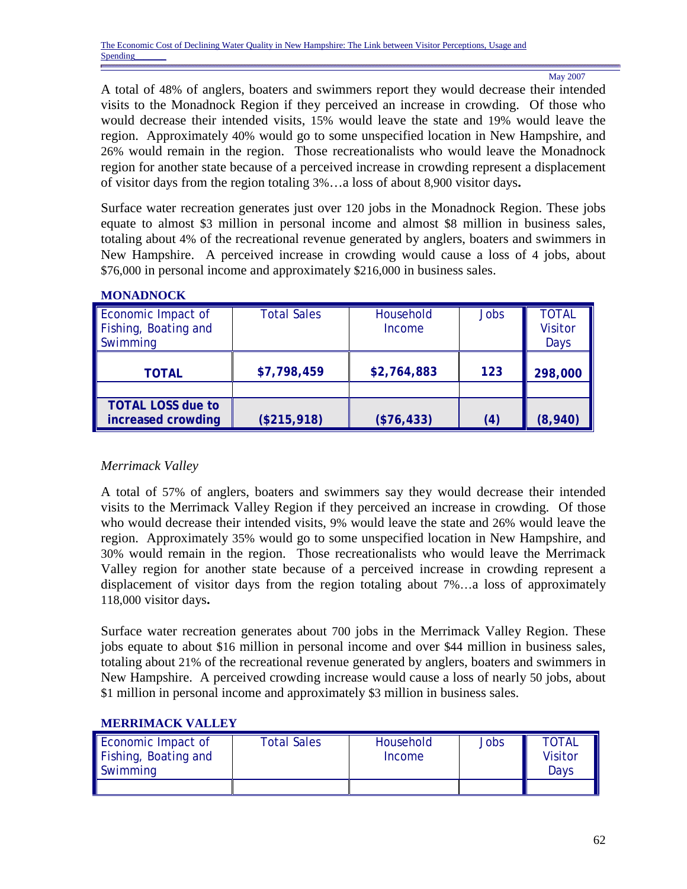A total of 48% of anglers, boaters and swimmers report they would decrease their intended visits to the Monadnock Region if they perceived an increase in crowding. Of those who would decrease their intended visits, 15% would leave the state and 19% would leave the region. Approximately 40% would go to some unspecified location in New Hampshire, and 26% would remain in the region. Those recreationalists who would leave the Monadnock region for another state because of a perceived increase in crowding represent a displacement of visitor days from the region totaling 3%…a loss of about 8,900 visitor days**.**

Surface water recreation generates just over 120 jobs in the Monadnock Region. These jobs equate to almost $3 million in personal income and almost $8 million in business sales, totaling about 4% of the recreational revenue generated by anglers, boaters and swimmers in New Hampshire. A perceived increase in crowding would cause a loss of 4 jobs, about $76,000 in personal income and approximately $216,000 in business sales.

**MONADNOCK**

| Economic Impact of Fishing, Boating and Swimming | Total Sales | Household Income | Jobs | TOTAL Visitor Days |
|---|---|---|---|---|
| **TOTAL** | **$7,798,459** | **$2,764,883** | **123** | **298,000** |
| | | | | |
| **TOTAL LOSS due to increased crowding** | **($215,918)** | **($76,433)** | **(4)** | **(8,940)** |

*Merrimack Valley*

A total of 57% of anglers, boaters and swimmers say they would decrease their intended visits to the Merrimack Valley Region if they perceived an increase in crowding. Of those who would decrease their intended visits, 9% would leave the state and 26% would leave the region. Approximately 35% would go to some unspecified location in New Hampshire, and 30% would remain in the region. Those recreationalists who would leave the Merrimack Valley region for another state because of a perceived increase in crowding represent a displacement of visitor days from the region totaling about 7%…a loss of approximately 118,000 visitor days**.**

Surface water recreation generates about 700 jobs in the Merrimack Valley Region. These jobs equate to about $16 million in personal income and over $44 million in business sales, totaling about 21% of the recreational revenue generated by anglers, boaters and swimmers in New Hampshire. A perceived crowding increase would cause a loss of nearly 50 jobs, about $1 million in personal income and approximately $3 million in business sales.

**MERRIMACK VALLEY**

| Economic Impact of Fishing, Boating and Swimming | Total Sales | Household Income | Jobs | TOTAL Visitor Days |
|---|---|---|---|---|
| | | | | |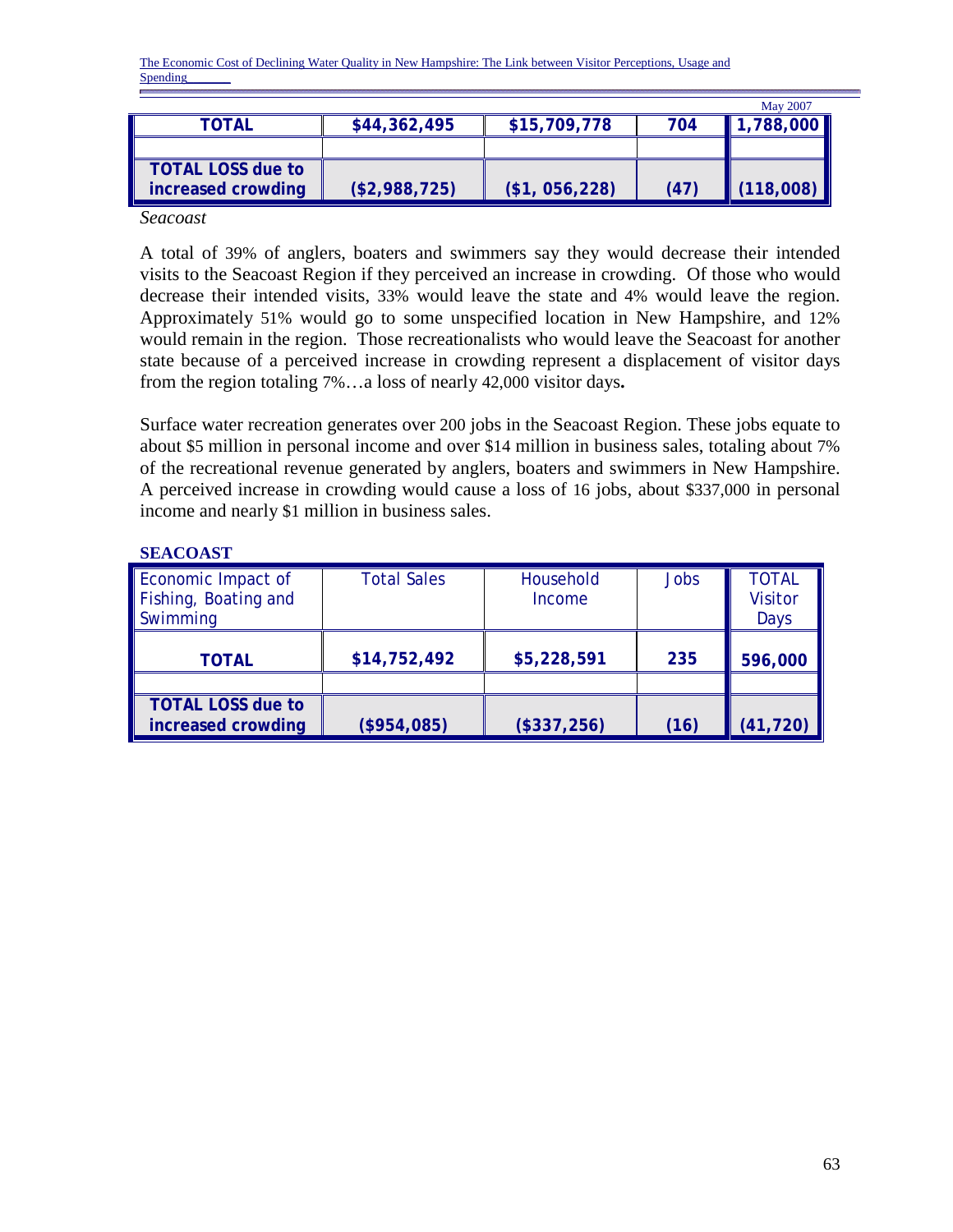| TOTAL | $44,362,495 | $15,709,778 | 704 | 1,788,000 |
|---|---|---|---|---|
| | | | | |
| TOTAL LOSS due to increased crowding | ($2,988,725) | ($1, 056,228) | (47) | (118,008) |

*Seacoast*

A total of 39% of anglers, boaters and swimmers say they would decrease their intended visits to the Seacoast Region if they perceived an increase in crowding. Of those who would decrease their intended visits, 33% would leave the state and 4% would leave the region. Approximately 51% would go to some unspecified location in New Hampshire, and 12% would remain in the region. Those recreationalists who would leave the Seacoast for another state because of a perceived increase in crowding represent a displacement of visitor days from the region totaling 7%…a loss of nearly 42,000 visitor days**.**

Surface water recreation generates over 200 jobs in the Seacoast Region. These jobs equate to about $5 million in personal income and over $14 million in business sales, totaling about 7% of the recreational revenue generated by anglers, boaters and swimmers in New Hampshire. A perceived increase in crowding would cause a loss of 16 jobs, about $337,000 in personal income and nearly $1 million in business sales.

**SEACOAST**

| Economic Impact of Fishing, Boating and Swimming | Total Sales | Household Income | Jobs | TOTAL Visitor Days |
|---|---|---|---|---|
| **TOTAL** | **$14,752,492** | **$5,228,591** | **235** | **596,000** |
| | | | | |
| **TOTAL LOSS due to increased crowding** | **($954,085)** | **($337,256)** | **(16)** | **(41,720)** |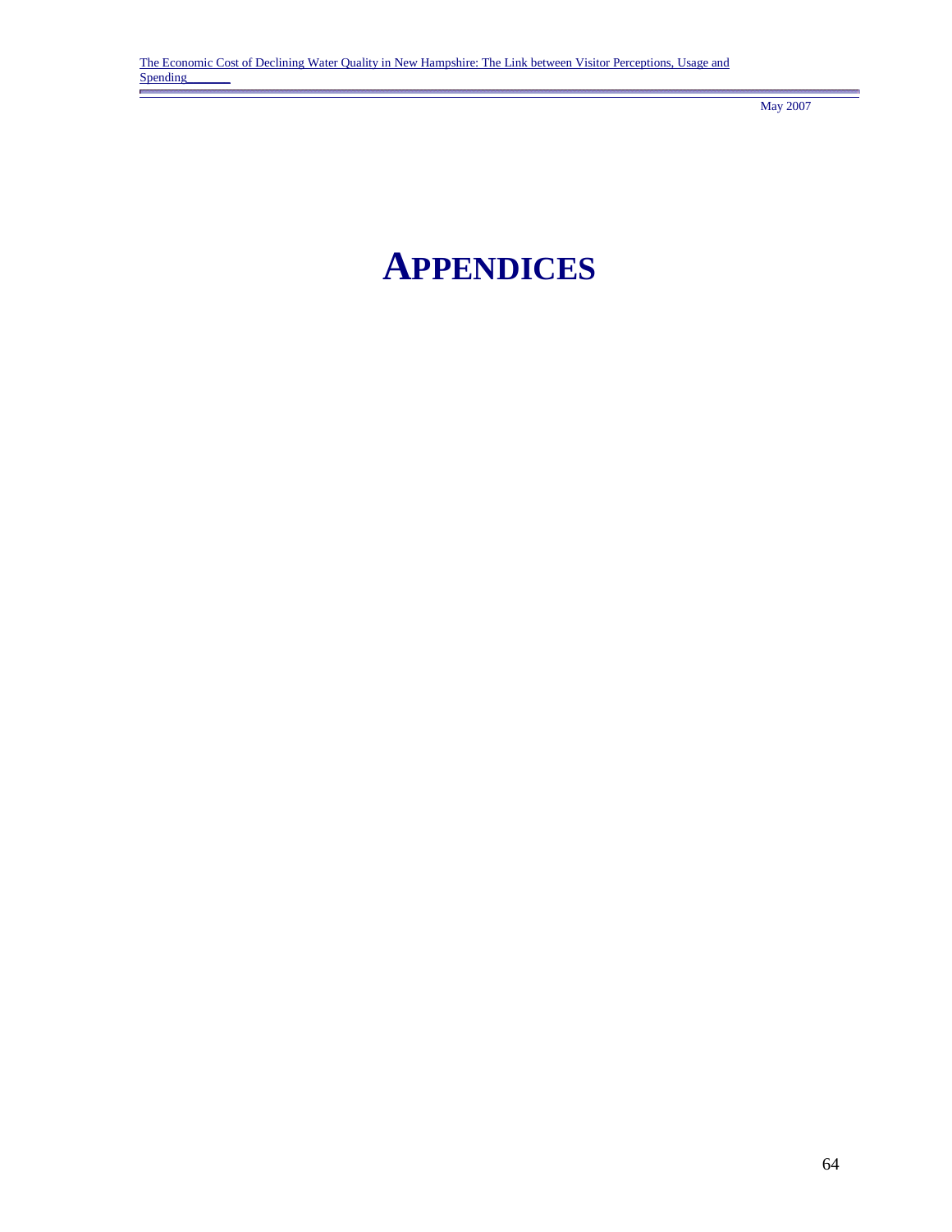# APPENDICES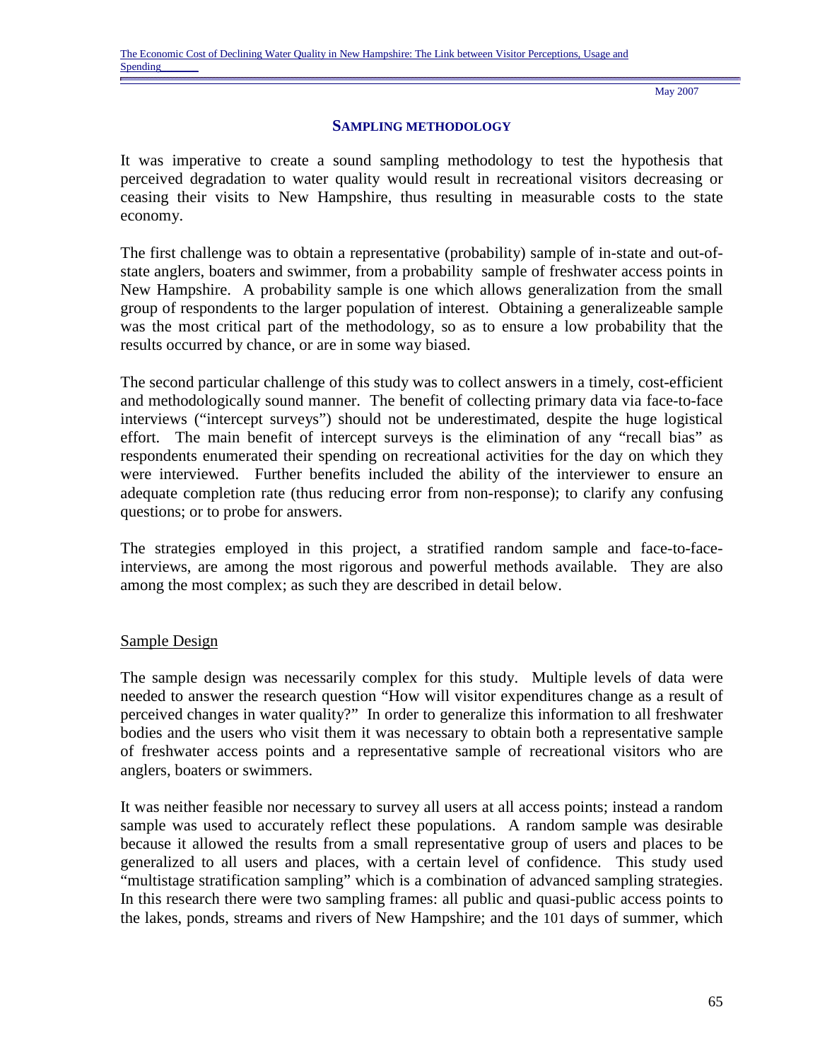## SAMPLING METHODOLOGY

It was imperative to create a sound sampling methodology to test the hypothesis that perceived degradation to water quality would result in recreational visitors decreasing or ceasing their visits to New Hampshire, thus resulting in measurable costs to the state economy.

The first challenge was to obtain a representative (probability) sample of in-state and out-of-state anglers, boaters and swimmer, from a probability sample of freshwater access points in New Hampshire. A probability sample is one which allows generalization from the small group of respondents to the larger population of interest. Obtaining a generalizeable sample was the most critical part of the methodology, so as to ensure a low probability that the results occurred by chance, or are in some way biased.

The second particular challenge of this study was to collect answers in a timely, cost-efficient and methodologically sound manner. The benefit of collecting primary data via face-to-face interviews ("intercept surveys") should not be underestimated, despite the huge logistical effort. The main benefit of intercept surveys is the elimination of any "recall bias" as respondents enumerated their spending on recreational activities for the day on which they were interviewed. Further benefits included the ability of the interviewer to ensure an adequate completion rate (thus reducing error from non-response); to clarify any confusing questions; or to probe for answers.

The strategies employed in this project, a stratified random sample and face-to-face-interviews, are among the most rigorous and powerful methods available. They are also among the most complex; as such they are described in detail below.

### Sample Design

The sample design was necessarily complex for this study. Multiple levels of data were needed to answer the research question "How will visitor expenditures change as a result of perceived changes in water quality?" In order to generalize this information to all freshwater bodies and the users who visit them it was necessary to obtain both a representative sample of freshwater access points and a representative sample of recreational visitors who are anglers, boaters or swimmers.

It was neither feasible nor necessary to survey all users at all access points; instead a random sample was used to accurately reflect these populations. A random sample was desirable because it allowed the results from a small representative group of users and places to be generalized to all users and places, with a certain level of confidence. This study used "multistage stratification sampling" which is a combination of advanced sampling strategies. In this research there were two sampling frames: all public and quasi-public access points to the lakes, ponds, streams and rivers of New Hampshire; and the 101 days of summer, which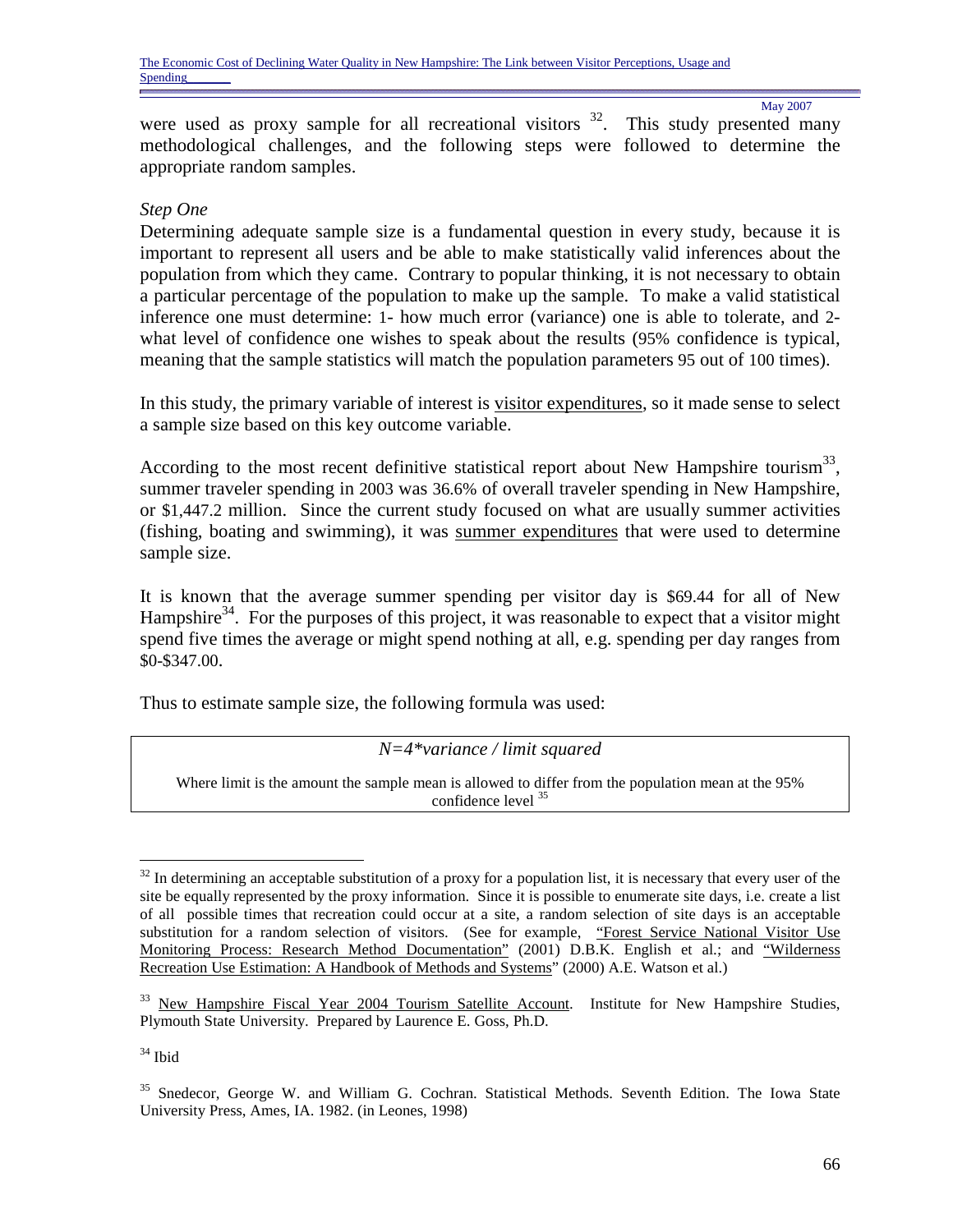were used as proxy sample for all recreational visitors [32]. This study presented many methodological challenges, and the following steps were followed to determine the appropriate random samples.

*Step One*

Determining adequate sample size is a fundamental question in every study, because it is important to represent all users and be able to make statistically valid inferences about the population from which they came. Contrary to popular thinking, it is not necessary to obtain a particular percentage of the population to make up the sample. To make a valid statistical inference one must determine: 1- how much error (variance) one is able to tolerate, and 2- what level of confidence one wishes to speak about the results (95% confidence is typical, meaning that the sample statistics will match the population parameters 95 out of 100 times).

In this study, the primary variable of interest is visitor expenditures, so it made sense to select a sample size based on this key outcome variable.

According to the most recent definitive statistical report about New Hampshire tourism[33], summer traveler spending in 2003 was 36.6% of overall traveler spending in New Hampshire, or $1,447.2 million. Since the current study focused on what are usually summer activities (fishing, boating and swimming), it was summer expenditures that were used to determine sample size.

It is known that the average summer spending per visitor day is $69.44 for all of New Hampshire[34]. For the purposes of this project, it was reasonable to expect that a visitor might spend five times the average or might spend nothing at all, e.g. spending per day ranges from $0-$347.00.

Thus to estimate sample size, the following formula was used:

*N=4*variance / limit squared*

Where limit is the amount the sample mean is allowed to differ from the population mean at the 95% confidence level [35]

---

[32] In determining an acceptable substitution of a proxy for a population list, it is necessary that every user of the site be equally represented by the proxy information. Since it is possible to enumerate site days, i.e. create a list of all possible times that recreation could occur at a site, a random selection of site days is an acceptable substitution for a random selection of visitors. (See for example, "Forest Service National Visitor Use Monitoring Process: Research Method Documentation" (2001) D.B.K. English et al.; and "Wilderness Recreation Use Estimation: A Handbook of Methods and Systems" (2000) A.E. Watson et al.)

[33] New Hampshire Fiscal Year 2004 Tourism Satellite Account. Institute for New Hampshire Studies, Plymouth State University. Prepared by Laurence E. Goss, Ph.D.

[34] Ibid

[35] Snedecor, George W. and William G. Cochran. Statistical Methods. Seventh Edition. The Iowa State University Press, Ames, IA. 1982. (in Leones, 1998)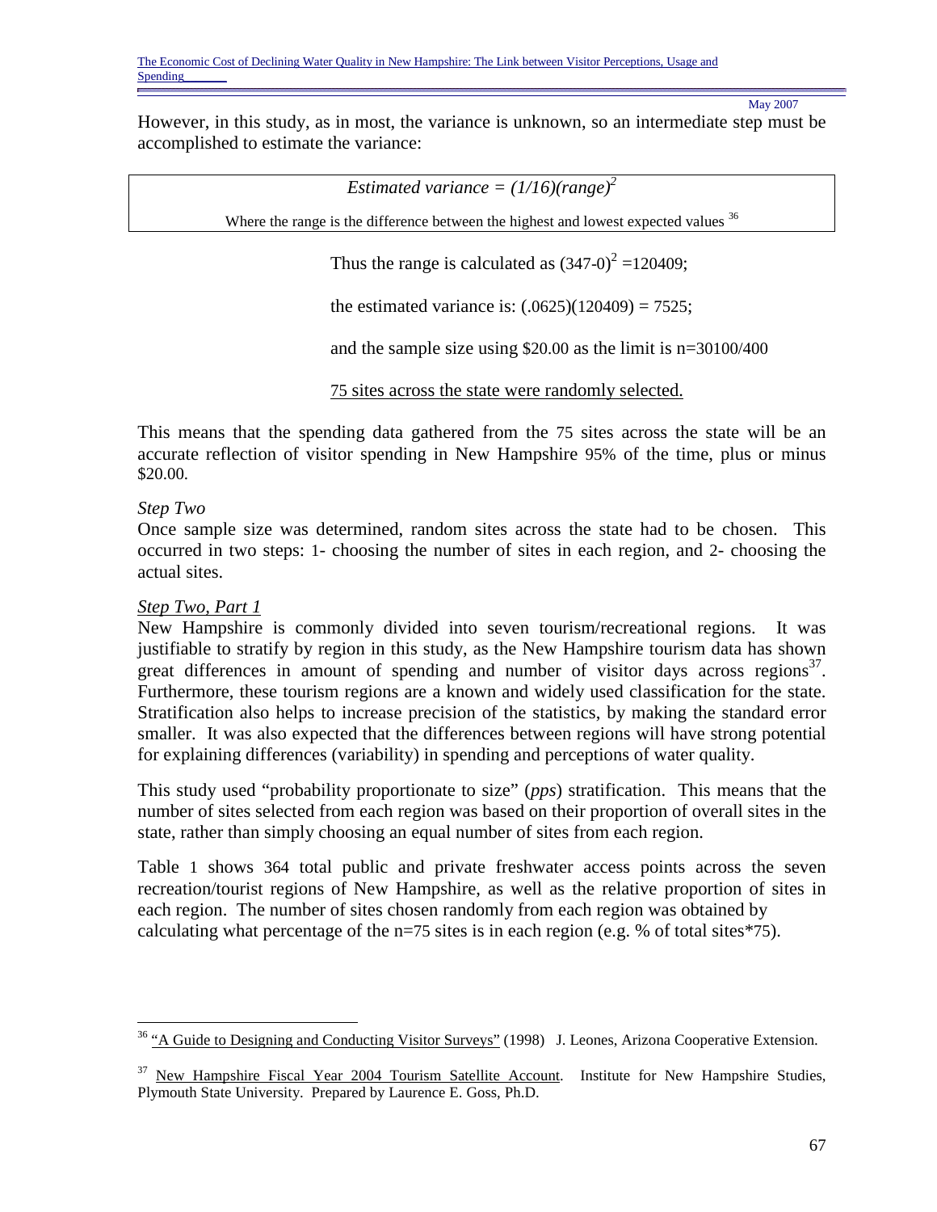However, in this study, as in most, the variance is unknown, so an intermediate step must be accomplished to estimate the variance:

| *Estimated variance = $(1/16)(range)^2$* |
| --- |
| Where the range is the difference between the highest and lowest expected values [36] |

Thus the range is calculated as $(347\text{-}0)^2 = 120409$;

the estimated variance is: $(.0625)(120409) = 7525$;

and the sample size using $20.00 as the limit is n=30100/400

<u>75 sites across the state were randomly selected.</u>

This means that the spending data gathered from the 75 sites across the state will be an accurate reflection of visitor spending in New Hampshire 95% of the time, plus or minus $20.00.

*Step Two*

Once sample size was determined, random sites across the state had to be chosen. This occurred in two steps: 1- choosing the number of sites in each region, and 2- choosing the actual sites.

*<u>Step Two, Part 1</u>*

New Hampshire is commonly divided into seven tourism/recreational regions. It was justifiable to stratify by region in this study, as the New Hampshire tourism data has shown great differences in amount of spending and number of visitor days across regions[37]. Furthermore, these tourism regions are a known and widely used classification for the state. Stratification also helps to increase precision of the statistics, by making the standard error smaller. It was also expected that the differences between regions will have strong potential for explaining differences (variability) in spending and perceptions of water quality.

This study used "probability proportionate to size" (*pps*) stratification. This means that the number of sites selected from each region was based on their proportion of overall sites in the state, rather than simply choosing an equal number of sites from each region.

Table 1 shows 364 total public and private freshwater access points across the seven recreation/tourist regions of New Hampshire, as well as the relative proportion of sites in each region. The number of sites chosen randomly from each region was obtained by calculating what percentage of the n=75 sites is in each region (e.g. % of total sites*75).

---

[36] <u>"A Guide to Designing and Conducting Visitor Surveys"</u> (1998) J. Leones, Arizona Cooperative Extension.

[37] <u>New Hampshire Fiscal Year 2004 Tourism Satellite Account</u>. Institute for New Hampshire Studies, Plymouth State University. Prepared by Laurence E. Goss, Ph.D.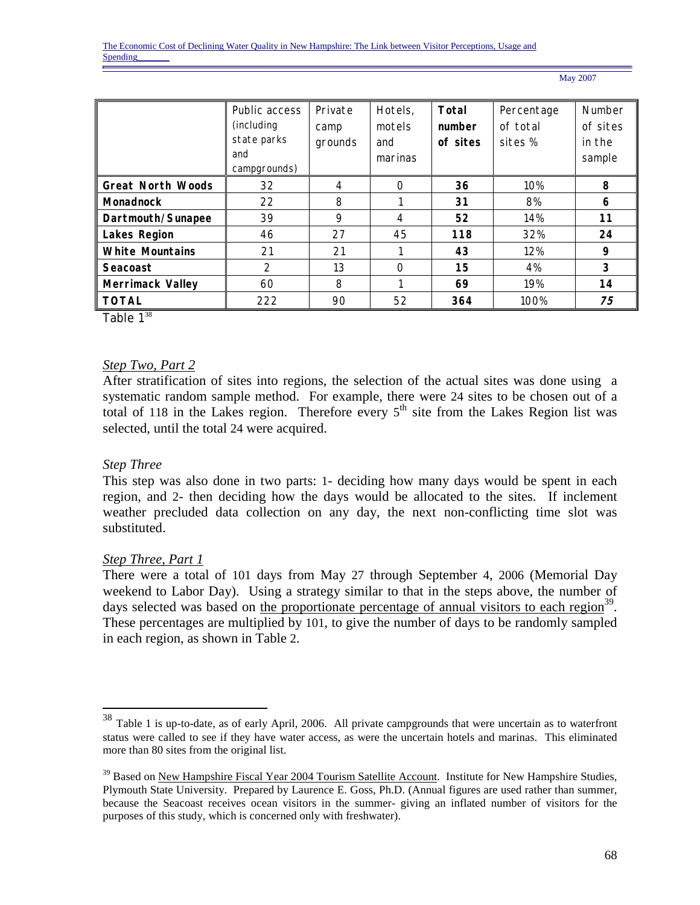|  | Public access (including state parks and campgrounds) | Private camp grounds | Hotels, motels and marinas | **Total number of sites** | Percentage of total sites % | Number of sites in the sample |
|---|---|---|---|---|---|---|
| **Great North Woods** | 32 | 4 | 0 | **36** | 10% | **8** |
| **Monadnock** | 22 | 8 | 1 | **31** | 8% | **6** |
| **Dartmouth/Sunapee** | 39 | 9 | 4 | **52** | 14% | **11** |
| **Lakes Region** | 46 | 27 | 45 | **118** | 32% | **24** |
| **White Mountains** | 21 | 21 | 1 | **43** | 12% | **9** |
| **Seacoast** | 2 | 13 | 0 | **15** | 4% | **3** |
| **Merrimack Valley** | 60 | 8 | 1 | **69** | 19% | **14** |
| **TOTAL** | 222 | 90 | 52 | **364** | 100% | ***75*** |

Table 1[38]

*Step Two, Part 2*

After stratification of sites into regions, the selection of the actual sites was done using a systematic random sample method. For example, there were 24 sites to be chosen out of a total of 118 in the Lakes region. Therefore every 5th site from the Lakes Region list was selected, until the total 24 were acquired.

*Step Three*

This step was also done in two parts: 1- deciding how many days would be spent in each region, and 2- then deciding how the days would be allocated to the sites. If inclement weather precluded data collection on any day, the next non-conflicting time slot was substituted.

*Step Three, Part 1*

There were a total of 101 days from May 27 through September 4, 2006 (Memorial Day weekend to Labor Day). Using a strategy similar to that in the steps above, the number of days selected was based on the proportionate percentage of annual visitors to each region[39]. These percentages are multiplied by 101, to give the number of days to be randomly sampled in each region, as shown in Table 2.

---

[38] Table 1 is up-to-date, as of early April, 2006. All private campgrounds that were uncertain as to waterfront status were called to see if they have water access, as were the uncertain hotels and marinas. This eliminated more than 80 sites from the original list.

[39] Based on New Hampshire Fiscal Year 2004 Tourism Satellite Account. Institute for New Hampshire Studies, Plymouth State University. Prepared by Laurence E. Goss, Ph.D. (Annual figures are used rather than summer, because the Seacoast receives ocean visitors in the summer- giving an inflated number of visitors for the purposes of this study, which is concerned only with freshwater).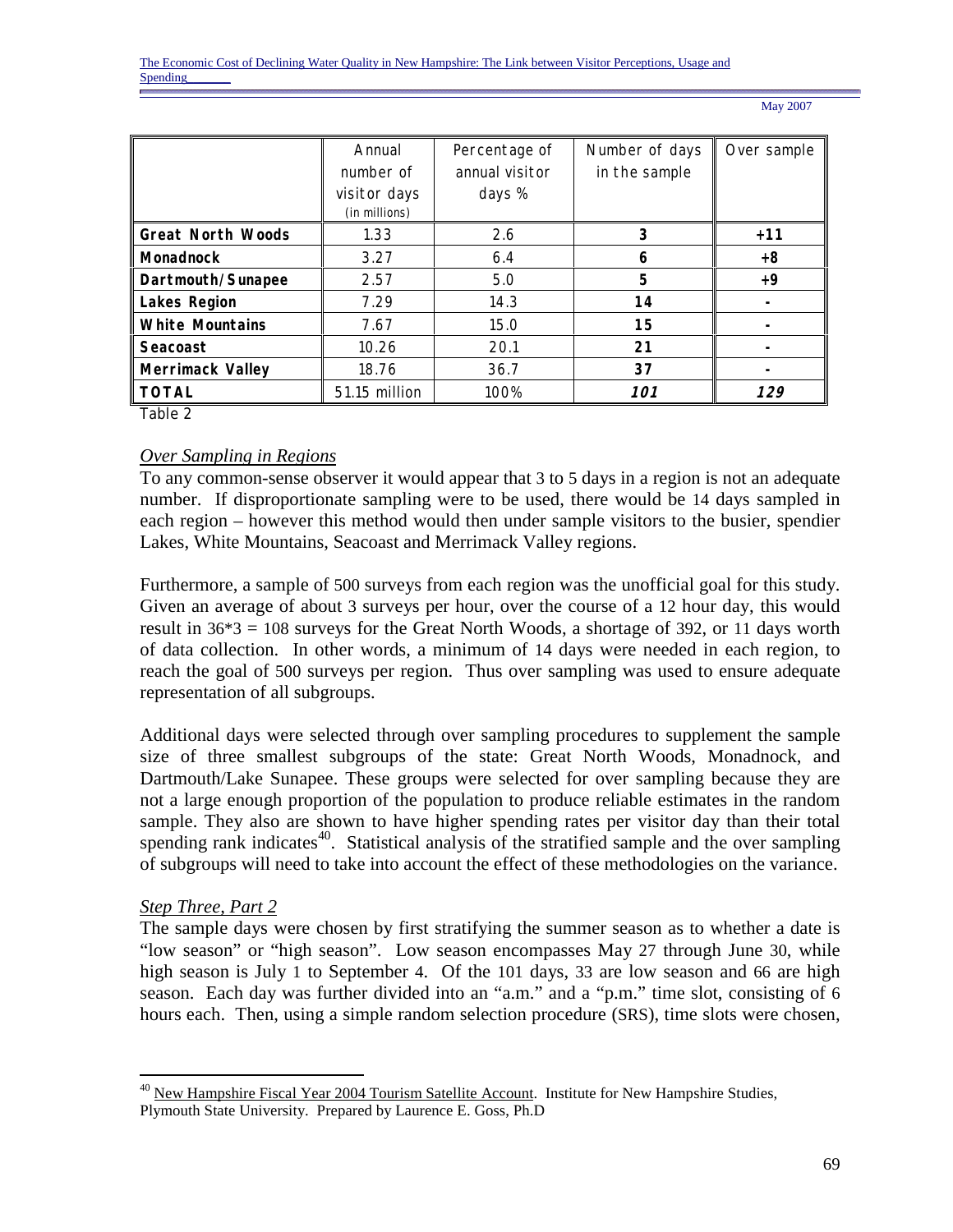| | Annual number of visitor days (in millions) | Percentage of annual visitor days % | Number of days in the sample | Over sample |
|---|---|---|---|---|
| **Great North Woods** | 1.33 | 2.6 | **3** | **+11** |
| **Monadnock** | 3.27 | 6.4 | **6** | **+8** |
| **Dartmouth/Sunapee** | 2.57 | 5.0 | **5** | **+9** |
| **Lakes Region** | 7.29 | 14.3 | **14** | **-** |
| **White Mountains** | 7.67 | 15.0 | **15** | **-** |
| **Seacoast** | 10.26 | 20.1 | **21** | **-** |
| **Merrimack Valley** | 18.76 | 36.7 | **37** | **-** |
| **TOTAL** | 51.15 million | 100% | ***101*** | ***129*** |

Table 2

*Over Sampling in Regions*

To any common-sense observer it would appear that 3 to 5 days in a region is not an adequate number. If disproportionate sampling were to be used, there would be 14 days sampled in each region – however this method would then under sample visitors to the busier, spendier Lakes, White Mountains, Seacoast and Merrimack Valley regions.

Furthermore, a sample of 500 surveys from each region was the unofficial goal for this study. Given an average of about 3 surveys per hour, over the course of a 12 hour day, this would result in 36*3 = 108 surveys for the Great North Woods, a shortage of 392, or 11 days worth of data collection. In other words, a minimum of 14 days were needed in each region, to reach the goal of 500 surveys per region. Thus over sampling was used to ensure adequate representation of all subgroups.

Additional days were selected through over sampling procedures to supplement the sample size of three smallest subgroups of the state: Great North Woods, Monadnock, and Dartmouth/Lake Sunapee. These groups were selected for over sampling because they are not a large enough proportion of the population to produce reliable estimates in the random sample. They also are shown to have higher spending rates per visitor day than their total spending rank indicates[40]. Statistical analysis of the stratified sample and the over sampling of subgroups will need to take into account the effect of these methodologies on the variance.

*Step Three, Part 2*

The sample days were chosen by first stratifying the summer season as to whether a date is "low season" or "high season". Low season encompasses May 27 through June 30, while high season is July 1 to September 4. Of the 101 days, 33 are low season and 66 are high season. Each day was further divided into an "a.m." and a "p.m." time slot, consisting of 6 hours each. Then, using a simple random selection procedure (SRS), time slots were chosen,

[40] New Hampshire Fiscal Year 2004 Tourism Satellite Account. Institute for New Hampshire Studies, Plymouth State University. Prepared by Laurence E. Goss, Ph.D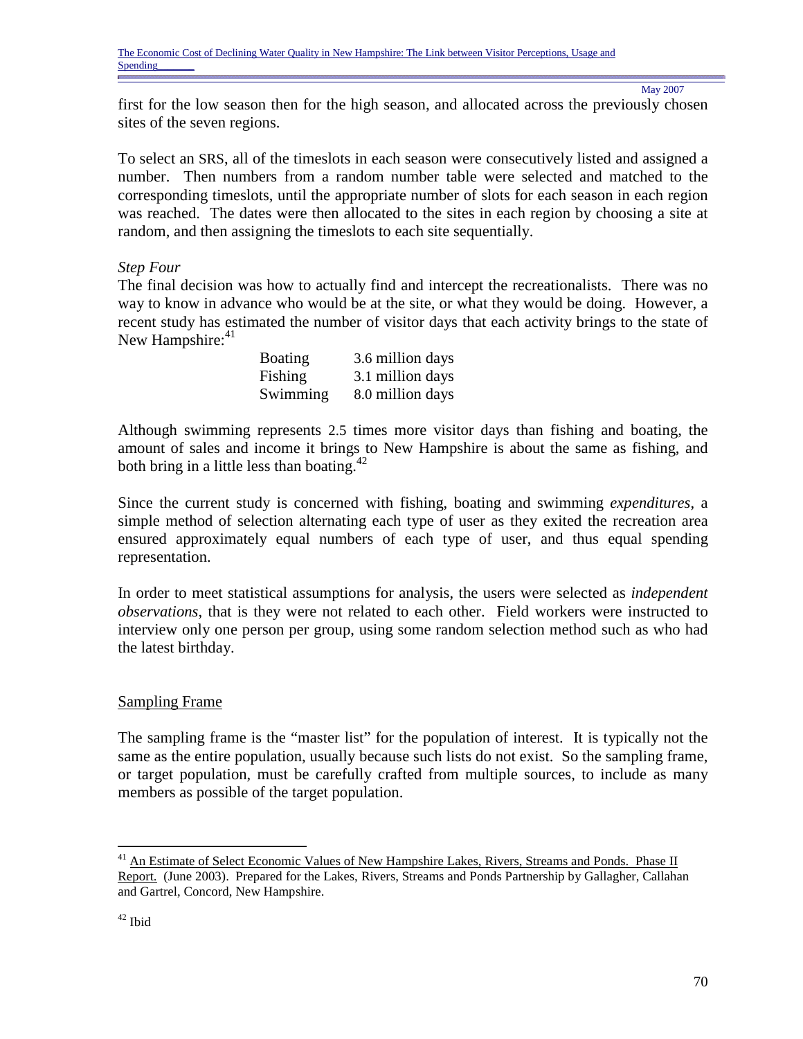first for the low season then for the high season, and allocated across the previously chosen sites of the seven regions.

To select an SRS, all of the timeslots in each season were consecutively listed and assigned a number. Then numbers from a random number table were selected and matched to the corresponding timeslots, until the appropriate number of slots for each season in each region was reached. The dates were then allocated to the sites in each region by choosing a site at random, and then assigning the timeslots to each site sequentially.

*Step Four*

The final decision was how to actually find and intercept the recreationalists. There was no way to know in advance who would be at the site, or what they would be doing. However, a recent study has estimated the number of visitor days that each activity brings to the state of New Hampshire:[41]

| | |
|---|---|
| Boating | 3.6 million days |
| Fishing | 3.1 million days |
| Swimming | 8.0 million days |

Although swimming represents 2.5 times more visitor days than fishing and boating, the amount of sales and income it brings to New Hampshire is about the same as fishing, and both bring in a little less than boating.[42]

Since the current study is concerned with fishing, boating and swimming *expenditures*, a simple method of selection alternating each type of user as they exited the recreation area ensured approximately equal numbers of each type of user, and thus equal spending representation.

In order to meet statistical assumptions for analysis, the users were selected as *independent observations*, that is they were not related to each other. Field workers were instructed to interview only one person per group, using some random selection method such as who had the latest birthday.

## Sampling Frame

The sampling frame is the "master list" for the population of interest. It is typically not the same as the entire population, usually because such lists do not exist. So the sampling frame, or target population, must be carefully crafted from multiple sources, to include as many members as possible of the target population.

---

[41] An Estimate of Select Economic Values of New Hampshire Lakes, Rivers, Streams and Ponds. Phase II Report. (June 2003). Prepared for the Lakes, Rivers, Streams and Ponds Partnership by Gallagher, Callahan and Gartrel, Concord, New Hampshire.

[42] Ibid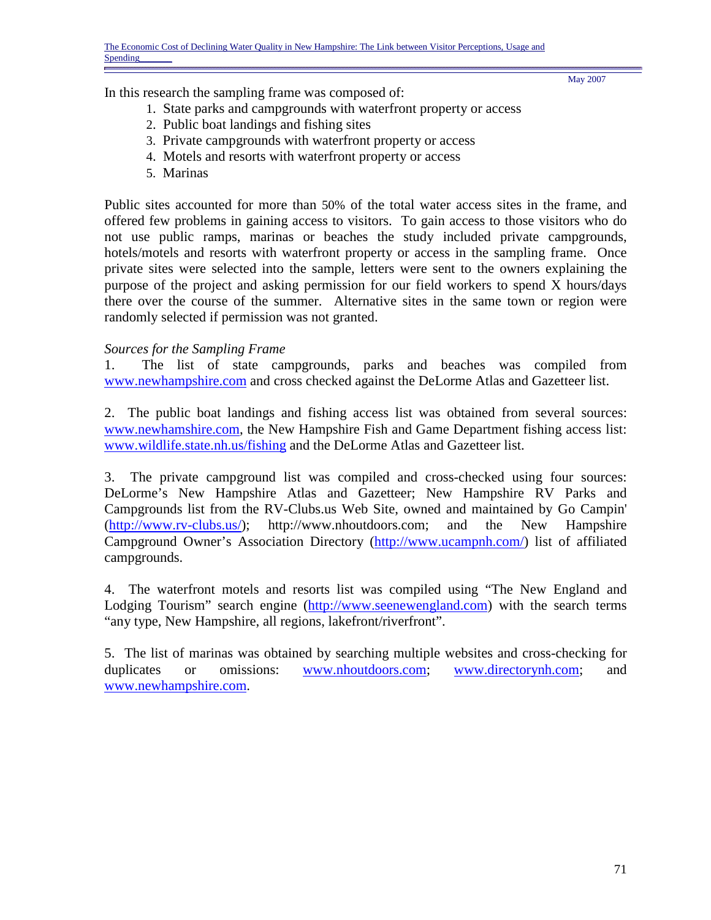In this research the sampling frame was composed of:

1. State parks and campgrounds with waterfront property or access
2. Public boat landings and fishing sites
3. Private campgrounds with waterfront property or access
4. Motels and resorts with waterfront property or access
5. Marinas

Public sites accounted for more than 50% of the total water access sites in the frame, and offered few problems in gaining access to visitors. To gain access to those visitors who do not use public ramps, marinas or beaches the study included private campgrounds, hotels/motels and resorts with waterfront property or access in the sampling frame. Once private sites were selected into the sample, letters were sent to the owners explaining the purpose of the project and asking permission for our field workers to spend X hours/days there over the course of the summer. Alternative sites in the same town or region were randomly selected if permission was not granted.

*Sources for the Sampling Frame*

1. The list of state campgrounds, parks and beaches was compiled from www.newhampshire.com and cross checked against the DeLorme Atlas and Gazetteer list.

2. The public boat landings and fishing access list was obtained from several sources: www.newhamshire.com, the New Hampshire Fish and Game Department fishing access list: www.wildlife.state.nh.us/fishing and the DeLorme Atlas and Gazetteer list.

3. The private campground list was compiled and cross-checked using four sources: DeLorme's New Hampshire Atlas and Gazetteer; New Hampshire RV Parks and Campgrounds list from the RV-Clubs.us Web Site, owned and maintained by Go Campin' (http://www.rv-clubs.us/); http://www.nhoutdoors.com; and the New Hampshire Campground Owner's Association Directory (http://www.ucampnh.com/) list of affiliated campgrounds.

4. The waterfront motels and resorts list was compiled using "The New England and Lodging Tourism" search engine (http://www.seenewengland.com) with the search terms "any type, New Hampshire, all regions, lakefront/riverfront".

5. The list of marinas was obtained by searching multiple websites and cross-checking for duplicates or omissions: www.nhoutdoors.com; www.directorynh.com; and www.newhampshire.com.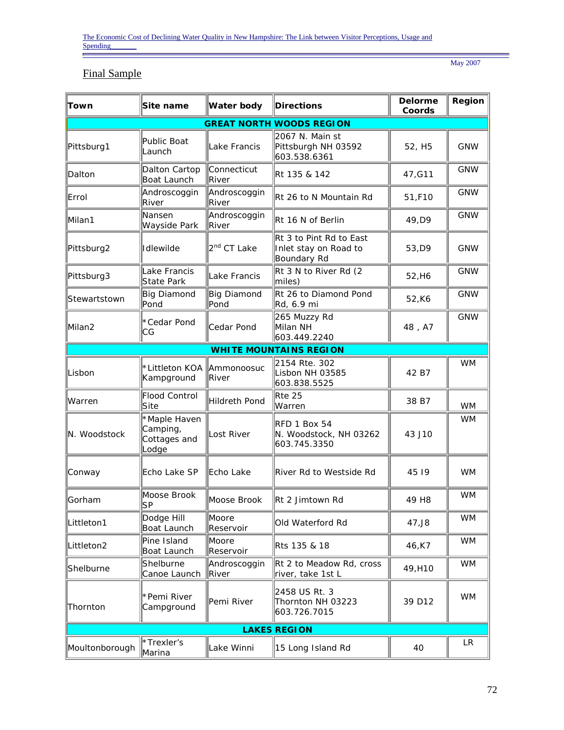## Final Sample

| Town | Site name | Water body | Directions | Delorme Coords | Region |
|---|---|---|---|---|---|
| **GREAT NORTH WOODS REGION** | | | | | |
| Pittsburg1 | Public Boat Launch | Lake Francis | 2067 N. Main st Pittsburgh NH 03592 603.538.6361 | 52, H5 | GNW |
| Dalton | Dalton Cartop Boat Launch | Connecticut River | Rt 135 & 142 | 47,G11 | GNW |
| Errol | Androscoggin River | Androscoggin River | Rt 26 to N Mountain Rd | 51,F10 | GNW |
| Milan1 | Nansen Wayside Park | Androscoggin River | Rt 16 N of Berlin | 49,D9 | GNW |
| Pittsburg2 | Idlewilde | 2nd CT Lake | Rt 3 to Pint Rd to East Inlet stay on Road to Boundary Rd | 53,D9 | GNW |
| Pittsburg3 | Lake Francis State Park | Lake Francis | Rt 3 N to River Rd (2 miles) | 52,H6 | GNW |
| Stewartstown | Big Diamond Pond | Big Diamond Pond | Rt 26 to Diamond Pond Rd, 6.9 mi | 52,K6 | GNW |
| Milan2 | *Cedar Pond CG | Cedar Pond | 265 Muzzy Rd Milan NH 603.449.2240 | 48 , A7 | GNW |
| **WHITE MOUNTAINS REGION** | | | | | |
| Lisbon | *Littleton KOA Kampground | Ammonoosuc River | 2154 Rte. 302 Lisbon NH 03585 603.838.5525 | 42 B7 | WM |
| Warren | Flood Control Site | Hildreth Pond | Rte 25 Warren | 38 B7 | WM |
| N. Woodstock | *Maple Haven Camping, Cottages and Lodge | Lost River | RFD 1 Box 54 N. Woodstock, NH 03262 603.745.3350 | 43 J10 | WM |
| Conway | Echo Lake SP | Echo Lake | River Rd to Westside Rd | 45 I9 | WM |
| Gorham | Moose Brook SP | Moose Brook | Rt 2 Jimtown Rd | 49 H8 | WM |
| Littleton1 | Dodge Hill Boat Launch | Moore Reservoir | Old Waterford Rd | 47,J8 | WM |
| Littleton2 | Pine Island Boat Launch | Moore Reservoir | Rts 135 & 18 | 46,K7 | WM |
| Shelburne | Shelburne Canoe Launch | Androscoggin River | Rt 2 to Meadow Rd, cross river, take 1st L | 49,H10 | WM |
| Thornton | *Pemi River Campground | Pemi River | 2458 US Rt. 3 Thornton NH 03223 603.726.7015 | 39 D12 | WM |
| **LAKES REGION** | | | | | |
| Moultonborough | *Trexler's Marina | Lake Winni | 15 Long Island Rd | 40 | LR |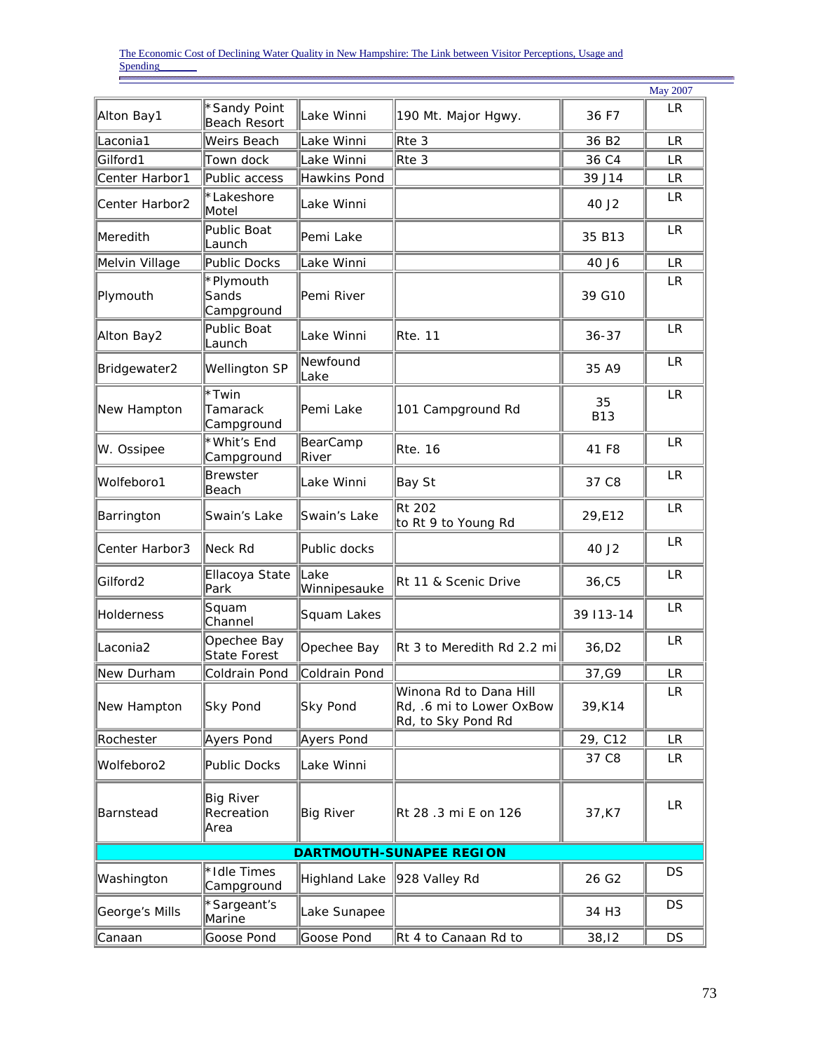| | | | | | |
|---|---|---|---|---|---|
| Alton Bay1 | *Sandy Point Beach Resort | Lake Winni | 190 Mt. Major Hgwy. | 36 F7 | LR |
| Laconia1 | Weirs Beach | Lake Winni | Rte 3 | 36 B2 | LR |
| Gilford1 | Town dock | Lake Winni | Rte 3 | 36 C4 | LR |
| Center Harbor1 | Public access | Hawkins Pond | | 39 J14 | LR |
| Center Harbor2 | *Lakeshore Motel | Lake Winni | | 40 J2 | LR |
| Meredith | Public Boat Launch | Pemi Lake | | 35 B13 | LR |
| Melvin Village | Public Docks | Lake Winni | | 40 J6 | LR |
| Plymouth | *Plymouth Sands Campground | Pemi River | | 39 G10 | LR |
| Alton Bay2 | Public Boat Launch | Lake Winni | Rte. 11 | 36-37 | LR |
| Bridgewater2 | Wellington SP | Newfound Lake | | 35 A9 | LR |
| New Hampton | *Twin Tamarack Campground | Pemi Lake | 101 Campground Rd | 35 B13 | LR |
| W. Ossipee | *Whit's End Campground | BearCamp River | Rte. 16 | 41 F8 | LR |
| Wolfeboro1 | Brewster Beach | Lake Winni | Bay St | 37 C8 | LR |
| Barrington | Swain's Lake | Swain's Lake | Rt 202 to Rt 9 to Young Rd | 29,E12 | LR |
| Center Harbor3 | Neck Rd | Public docks | | 40 J2 | LR |
| Gilford2 | Ellacoya State Park | Lake Winnipesauke | Rt 11 & Scenic Drive | 36,C5 | LR |
| Holderness | Squam Channel | Squam Lakes | | 39 I13-14 | LR |
| Laconia2 | Opechee Bay State Forest | Opechee Bay | Rt 3 to Meredith Rd 2.2 mi | 36,D2 | LR |
| New Durham | Coldrain Pond | Coldrain Pond | | 37,G9 | LR |
| New Hampton | Sky Pond | Sky Pond | Winona Rd to Dana Hill Rd, .6 mi to Lower OxBow Rd, to Sky Pond Rd | 39,K14 | LR |
| Rochester | Ayers Pond | Ayers Pond | | 29, C12 | LR |
| Wolfeboro2 | Public Docks | Lake Winni | | 37 C8 | LR |
| Barnstead | Big River Recreation Area | Big River | Rt 28 .3 mi E on 126 | 37,K7 | LR |
| **DARTMOUTH-SUNAPEE REGION** | | | | | |
| Washington | *Idle Times Campground | Highland Lake | 928 Valley Rd | 26 G2 | DS |
| George's Mills | *Sargeant's Marine | Lake Sunapee | | 34 H3 | DS |
| Canaan | Goose Pond | Goose Pond | Rt 4 to Canaan Rd to | 38,I2 | DS |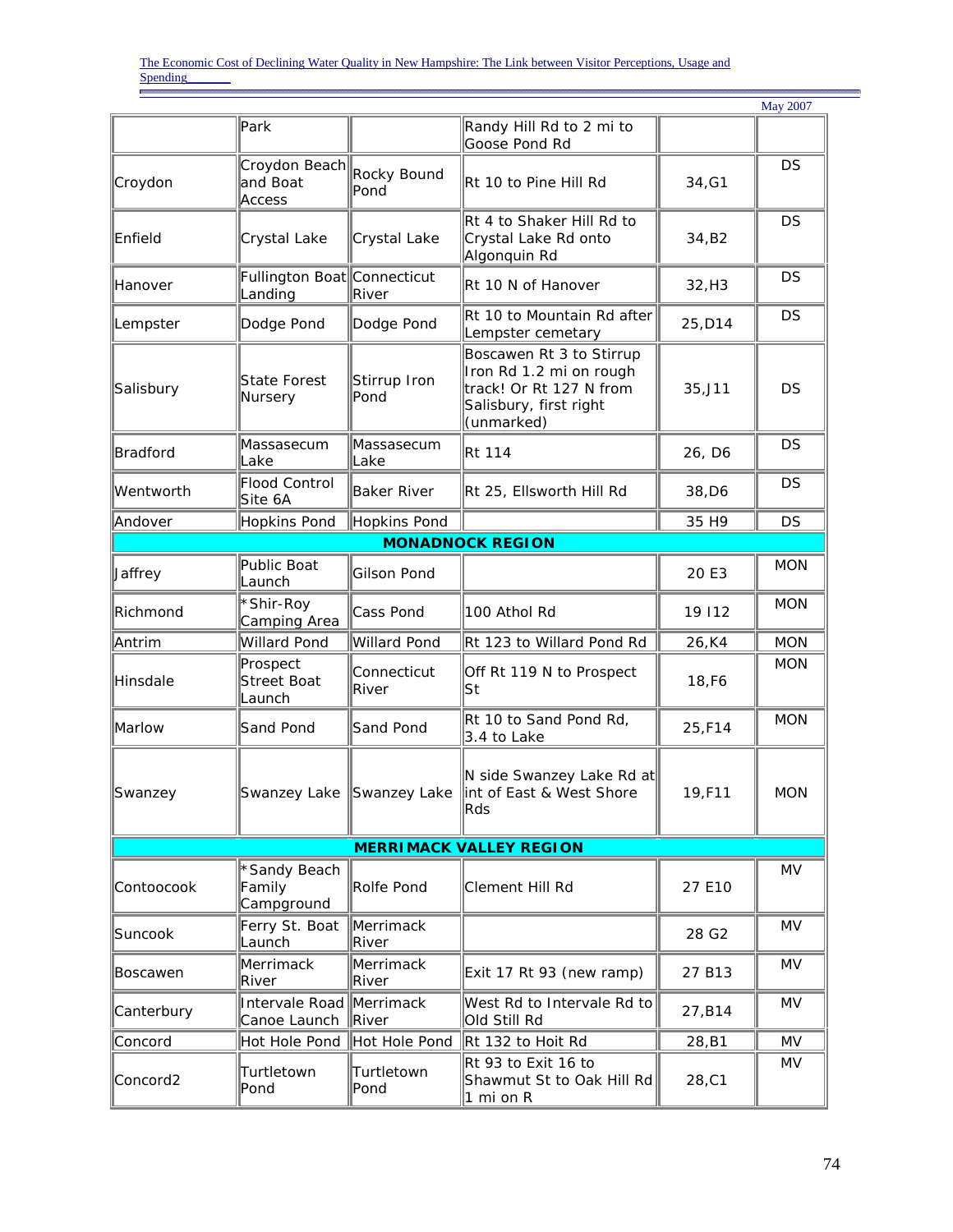May 2007

| | | | | | |
|---|---|---|---|---|---|
| | Park | | Randy Hill Rd to 2 mi to Goose Pond Rd | | |
| Croydon | Croydon Beach and Boat Access | Rocky Bound Pond | Rt 10 to Pine Hill Rd | 34,G1 | DS |
| Enfield | Crystal Lake | Crystal Lake | Rt 4 to Shaker Hill Rd to Crystal Lake Rd onto Algonquin Rd | 34,B2 | DS |
| Hanover | Fullington Boat Landing | Connecticut River | Rt 10 N of Hanover | 32,H3 | DS |
| Lempster | Dodge Pond | Dodge Pond | Rt 10 to Mountain Rd after Lempster cemetary | 25,D14 | DS |
| Salisbury | State Forest Nursery | Stirrup Iron Pond | Boscawen Rt 3 to Stirrup Iron Rd 1.2 mi on rough track! Or Rt 127 N from Salisbury, first right (unmarked) | 35,J11 | DS |
| Bradford | Massasecum Lake | Massasecum Lake | Rt 114 | 26, D6 | DS |
| Wentworth | Flood Control Site 6A | Baker River | Rt 25, Ellsworth Hill Rd | 38,D6 | DS |
| Andover | Hopkins Pond | Hopkins Pond | | 35 H9 | DS |
| | | | **MONADNOCK REGION** | | |
| Jaffrey | Public Boat Launch | Gilson Pond | | 20 E3 | MON |
| Richmond | *Shir-Roy Camping Area | Cass Pond | 100 Athol Rd | 19 I12 | MON |
| Antrim | Willard Pond | Willard Pond | Rt 123 to Willard Pond Rd | 26,K4 | MON |
| Hinsdale | Prospect Street Boat Launch | Connecticut River | Off Rt 119 N to Prospect St | 18,F6 | MON |
| Marlow | Sand Pond | Sand Pond | Rt 10 to Sand Pond Rd, 3.4 to Lake | 25,F14 | MON |
| Swanzey | Swanzey Lake | Swanzey Lake | N side Swanzey Lake Rd at int of East & West Shore Rds | 19,F11 | MON |
| | | | **MERRIMACK VALLEY REGION** | | |
| Contoocook | *Sandy Beach Family Campground | Rolfe Pond | Clement Hill Rd | 27 E10 | MV |
| Suncook | Ferry St. Boat Launch | Merrimack River | | 28 G2 | MV |
| Boscawen | Merrimack River | Merrimack River | Exit 17 Rt 93 (new ramp) | 27 B13 | MV |
| Canterbury | Intervale Road Canoe Launch | Merrimack River | West Rd to Intervale Rd to Old Still Rd | 27,B14 | MV |
| Concord | Hot Hole Pond | Hot Hole Pond | Rt 132 to Hoit Rd | 28,B1 | MV |
| Concord2 | Turtletown Pond | Turtletown Pond | Rt 93 to Exit 16 to Shawmut St to Oak Hill Rd 1 mi on R | 28,C1 | MV |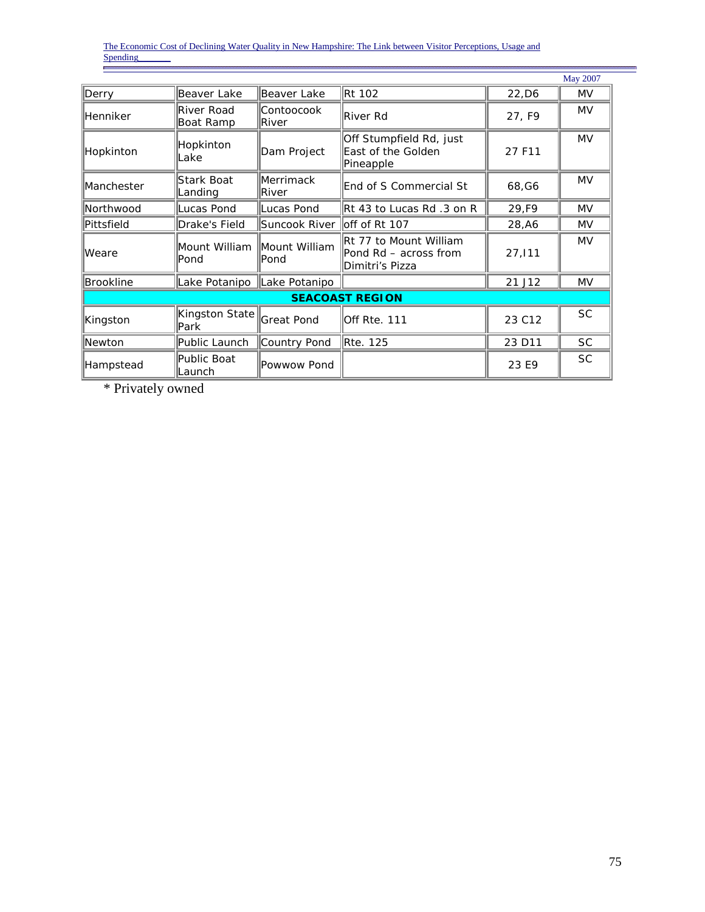| | | | | | |
|---|---|---|---|---|---|
| Derry | Beaver Lake | Beaver Lake | Rt 102 | 22,D6 | MV |
| Henniker | River Road Boat Ramp | Contoocook River | River Rd | 27, F9 | MV |
| Hopkinton | Hopkinton Lake | Dam Project | Off Stumpfield Rd, just East of the Golden Pineapple | 27 F11 | MV |
| Manchester | Stark Boat Landing | Merrimack River | End of S Commercial St | 68,G6 | MV |
| Northwood | Lucas Pond | Lucas Pond | Rt 43 to Lucas Rd .3 on R | 29,F9 | MV |
| Pittsfield | Drake's Field | Suncook River | off of Rt 107 | 28,A6 | MV |
| Weare | Mount William Pond | Mount William Pond | Rt 77 to Mount William Pond Rd – across from Dimitri's Pizza | 27,I11 | MV |
| Brookline | Lake Potanipo | Lake Potanipo | | 21 J12 | MV |
| **SEACOAST REGION** | | | | | |
| Kingston | Kingston State Park | Great Pond | Off Rte. 111 | 23 C12 | SC |
| Newton | Public Launch | Country Pond | Rte. 125 | 23 D11 | SC |
| Hampstead | Public Boat Launch | Powwow Pond | | 23 E9 | SC |

* Privately owned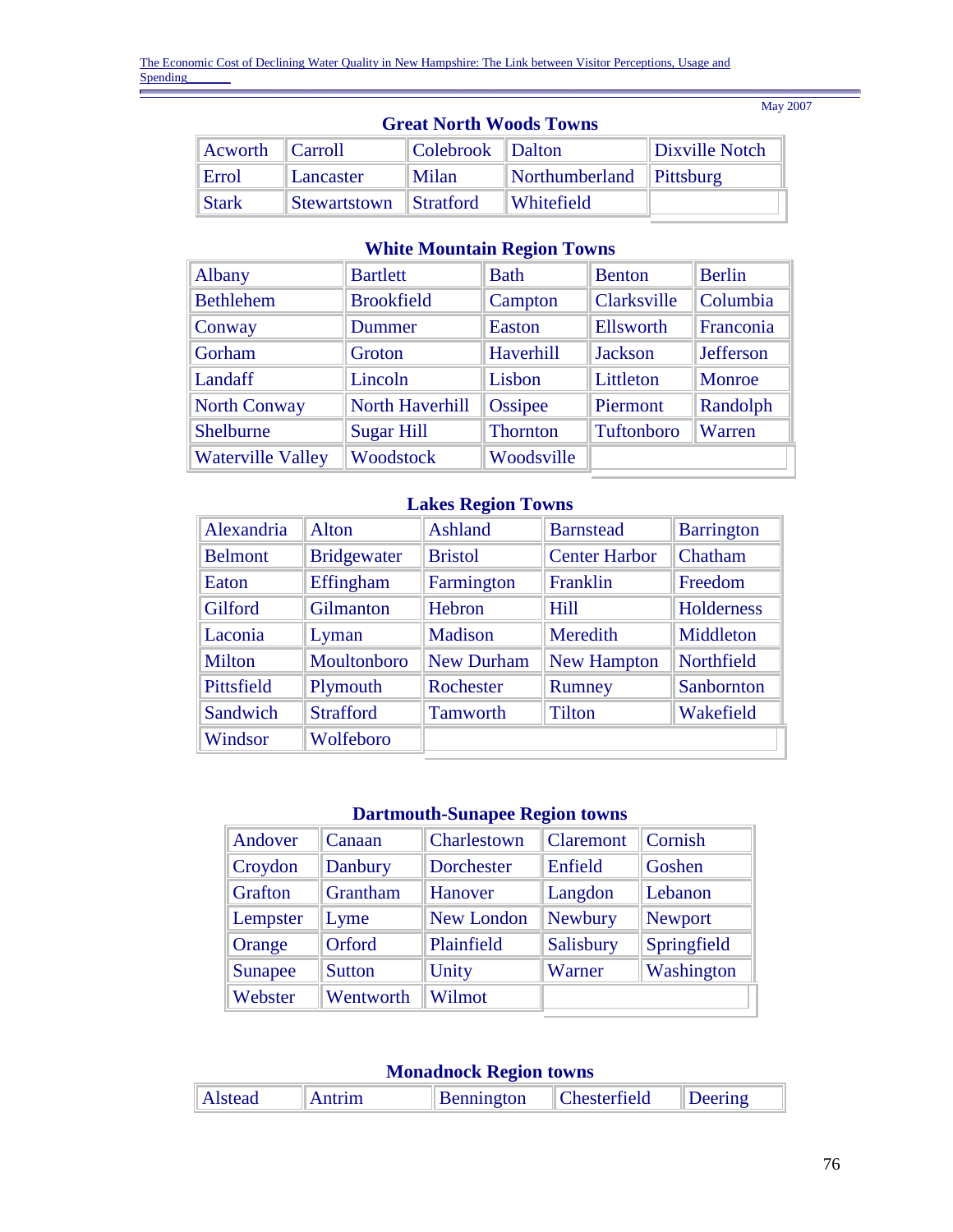May 2007

**Great North Woods Towns**

| | | | | |
|---|---|---|---|---|
| Acworth | Carroll | Colebrook | Dalton | Dixville Notch |
| Errol | Lancaster | Milan | Northumberland | Pittsburg |
| Stark | Stewartstown | Stratford | Whitefield | |

**White Mountain Region Towns**

| | | | | |
|---|---|---|---|---|
| Albany | Bartlett | Bath | Benton | Berlin |
| Bethlehem | Brookfield | Campton | Clarksville | Columbia |
| Conway | Dummer | Easton | Ellsworth | Franconia |
| Gorham | Groton | Haverhill | Jackson | Jefferson |
| Landaff | Lincoln | Lisbon | Littleton | Monroe |
| North Conway | North Haverhill | Ossipee | Piermont | Randolph |
| Shelburne | Sugar Hill | Thornton | Tuftonboro | Warren |
| Waterville Valley | Woodstock | Woodsville | | |

**Lakes Region Towns**

| | | | | |
|---|---|---|---|---|
| Alexandria | Alton | Ashland | Barnstead | Barrington |
| Belmont | Bridgewater | Bristol | Center Harbor | Chatham |
| Eaton | Effingham | Farmington | Franklin | Freedom |
| Gilford | Gilmanton | Hebron | Hill | Holderness |
| Laconia | Lyman | Madison | Meredith | Middleton |
| Milton | Moultonboro | New Durham | New Hampton | Northfield |
| Pittsfield | Plymouth | Rochester | Rumney | Sanbornton |
| Sandwich | Strafford | Tamworth | Tilton | Wakefield |
| Windsor | Wolfeboro | | | |

**Dartmouth-Sunapee Region towns**

| | | | | |
|---|---|---|---|---|
| Andover | Canaan | Charlestown | Claremont | Cornish |
| Croydon | Danbury | Dorchester | Enfield | Goshen |
| Grafton | Grantham | Hanover | Langdon | Lebanon |
| Lempster | Lyme | New London | Newbury | Newport |
| Orange | Orford | Plainfield | Salisbury | Springfield |
| Sunapee | Sutton | Unity | Warner | Washington |
| Webster | Wentworth | Wilmot | | |

**Monadnock Region towns**

| | | | | |
|---|---|---|---|---|
| Alstead | Antrim | Bennington | Chesterfield | Deering |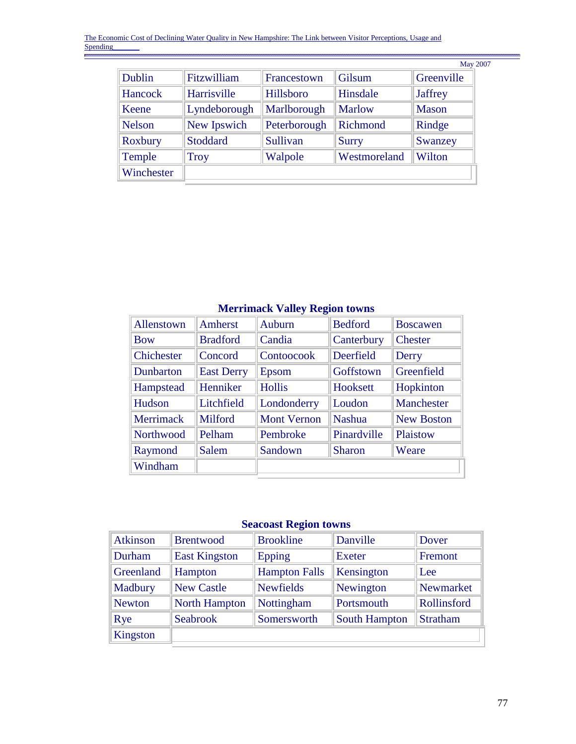| Dublin | Fitzwilliam | Francestown | Gilsum | Greenville |
|---|---|---|---|---|
| Hancock | Harrisville | Hillsboro | Hinsdale | Jaffrey |
| Keene | Lyndeborough | Marlborough | Marlow | Mason |
| Nelson | New Ipswich | Peterborough | Richmond | Rindge |
| Roxbury | Stoddard | Sullivan | Surry | Swanzey |
| Temple | Troy | Walpole | Westmoreland | Wilton |
| Winchester | | | | |

**Merrimack Valley Region towns**

| Allenstown | Amherst | Auburn | Bedford | Boscawen |
|---|---|---|---|---|
| Bow | Bradford | Candia | Canterbury | Chester |
| Chichester | Concord | Contoocook | Deerfield | Derry |
| Dunbarton | East Derry | Epsom | Goffstown | Greenfield |
| Hampstead | Henniker | Hollis | Hooksett | Hopkinton |
| Hudson | Litchfield | Londonderry | Loudon | Manchester |
| Merrimack | Milford | Mont Vernon | Nashua | New Boston |
| Northwood | Pelham | Pembroke | Pinardville | Plaistow |
| Raymond | Salem | Sandown | Sharon | Weare |
| Windham | | | | |

**Seacoast Region towns**

| Atkinson | Brentwood | Brookline | Danville | Dover |
|---|---|---|---|---|
| Durham | East Kingston | Epping | Exeter | Fremont |
| Greenland | Hampton | Hampton Falls | Kensington | Lee |
| Madbury | New Castle | Newfields | Newington | Newmarket |
| Newton | North Hampton | Nottingham | Portsmouth | Rollinsford |
| Rye | Seabrook | Somersworth | South Hampton | Stratham |
| Kingston | | | | |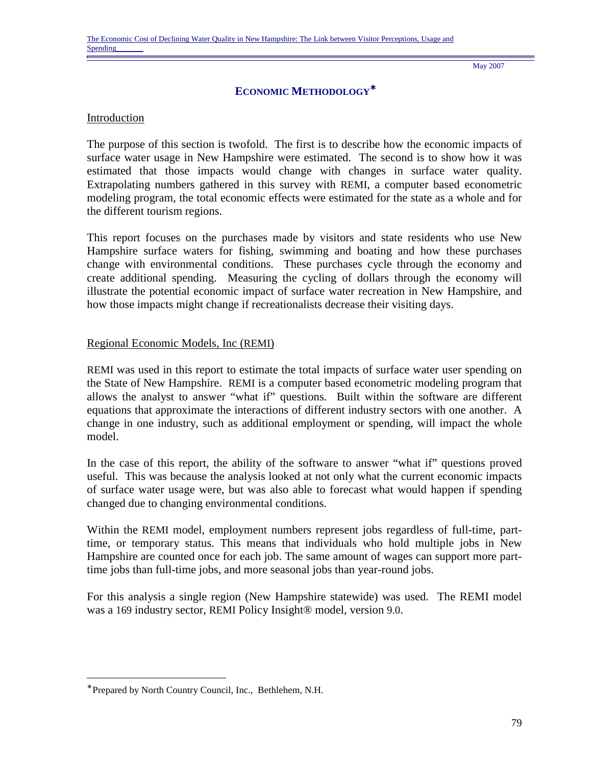# ECONOMIC METHODOLOGY*

## Introduction

The purpose of this section is twofold. The first is to describe how the economic impacts of surface water usage in New Hampshire were estimated. The second is to show how it was estimated that those impacts would change with changes in surface water quality. Extrapolating numbers gathered in this survey with REMI, a computer based econometric modeling program, the total economic effects were estimated for the state as a whole and for the different tourism regions.

This report focuses on the purchases made by visitors and state residents who use New Hampshire surface waters for fishing, swimming and boating and how these purchases change with environmental conditions. These purchases cycle through the economy and create additional spending. Measuring the cycling of dollars through the economy will illustrate the potential economic impact of surface water recreation in New Hampshire, and how those impacts might change if recreationalists decrease their visiting days.

## Regional Economic Models, Inc (REMI)

REMI was used in this report to estimate the total impacts of surface water user spending on the State of New Hampshire. REMI is a computer based econometric modeling program that allows the analyst to answer "what if" questions. Built within the software are different equations that approximate the interactions of different industry sectors with one another. A change in one industry, such as additional employment or spending, will impact the whole model.

In the case of this report, the ability of the software to answer "what if" questions proved useful. This was because the analysis looked at not only what the current economic impacts of surface water usage were, but was also able to forecast what would happen if spending changed due to changing environmental conditions.

Within the REMI model, employment numbers represent jobs regardless of full-time, part-time, or temporary status. This means that individuals who hold multiple jobs in New Hampshire are counted once for each job. The same amount of wages can support more part-time jobs than full-time jobs, and more seasonal jobs than year-round jobs.

For this analysis a single region (New Hampshire statewide) was used. The REMI model was a 169 industry sector, REMI Policy Insight® model, version 9.0.

---

*Prepared by North Country Council, Inc., Bethlehem, N.H.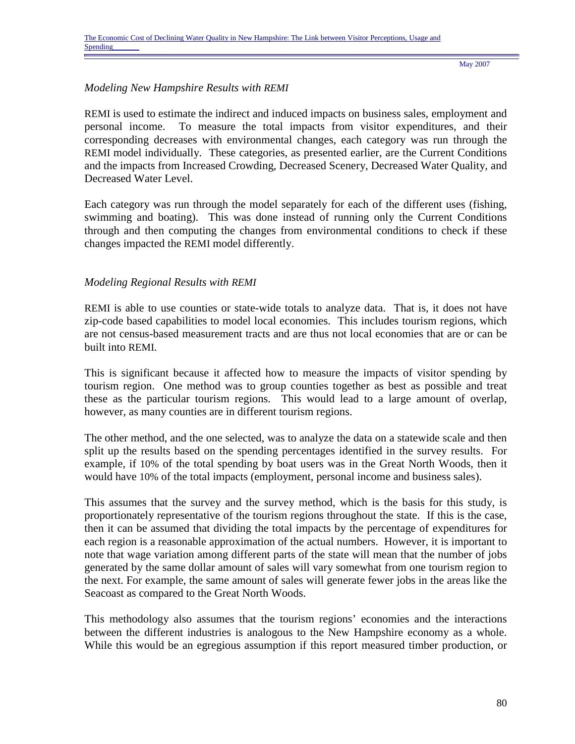*Modeling New Hampshire Results with REMI*

REMI is used to estimate the indirect and induced impacts on business sales, employment and personal income. To measure the total impacts from visitor expenditures, and their corresponding decreases with environmental changes, each category was run through the REMI model individually. These categories, as presented earlier, are the Current Conditions and the impacts from Increased Crowding, Decreased Scenery, Decreased Water Quality, and Decreased Water Level.

Each category was run through the model separately for each of the different uses (fishing, swimming and boating). This was done instead of running only the Current Conditions through and then computing the changes from environmental conditions to check if these changes impacted the REMI model differently.

*Modeling Regional Results with REMI*

REMI is able to use counties or state-wide totals to analyze data. That is, it does not have zip-code based capabilities to model local economies. This includes tourism regions, which are not census-based measurement tracts and are thus not local economies that are or can be built into REMI.

This is significant because it affected how to measure the impacts of visitor spending by tourism region. One method was to group counties together as best as possible and treat these as the particular tourism regions. This would lead to a large amount of overlap, however, as many counties are in different tourism regions.

The other method, and the one selected, was to analyze the data on a statewide scale and then split up the results based on the spending percentages identified in the survey results. For example, if 10% of the total spending by boat users was in the Great North Woods, then it would have 10% of the total impacts (employment, personal income and business sales).

This assumes that the survey and the survey method, which is the basis for this study, is proportionately representative of the tourism regions throughout the state. If this is the case, then it can be assumed that dividing the total impacts by the percentage of expenditures for each region is a reasonable approximation of the actual numbers. However, it is important to note that wage variation among different parts of the state will mean that the number of jobs generated by the same dollar amount of sales will vary somewhat from one tourism region to the next. For example, the same amount of sales will generate fewer jobs in the areas like the Seacoast as compared to the Great North Woods.

This methodology also assumes that the tourism regions' economies and the interactions between the different industries is analogous to the New Hampshire economy as a whole. While this would be an egregious assumption if this report measured timber production, or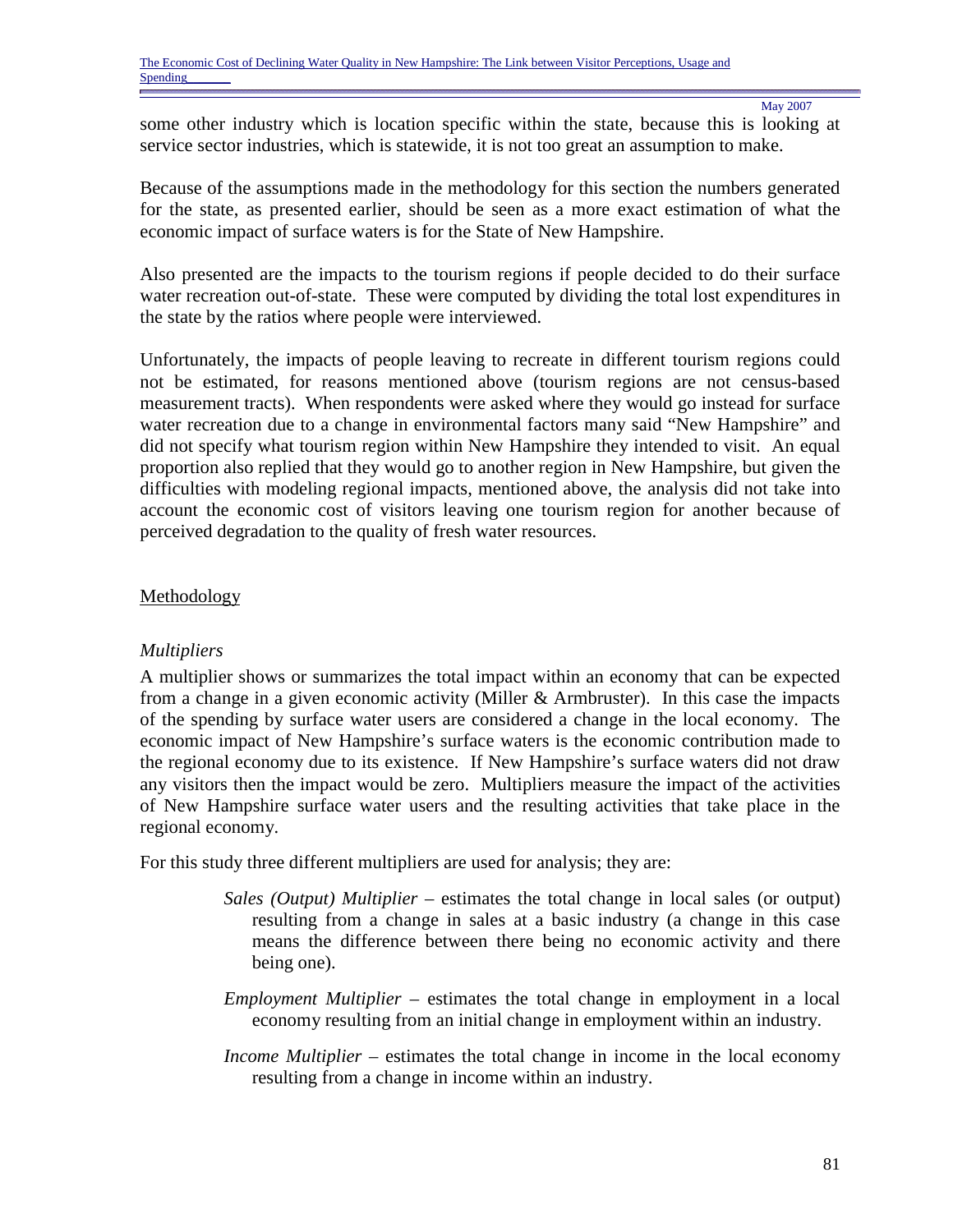some other industry which is location specific within the state, because this is looking at service sector industries, which is statewide, it is not too great an assumption to make.

Because of the assumptions made in the methodology for this section the numbers generated for the state, as presented earlier, should be seen as a more exact estimation of what the economic impact of surface waters is for the State of New Hampshire.

Also presented are the impacts to the tourism regions if people decided to do their surface water recreation out-of-state. These were computed by dividing the total lost expenditures in the state by the ratios where people were interviewed.

Unfortunately, the impacts of people leaving to recreate in different tourism regions could not be estimated, for reasons mentioned above (tourism regions are not census-based measurement tracts). When respondents were asked where they would go instead for surface water recreation due to a change in environmental factors many said "New Hampshire" and did not specify what tourism region within New Hampshire they intended to visit. An equal proportion also replied that they would go to another region in New Hampshire, but given the difficulties with modeling regional impacts, mentioned above, the analysis did not take into account the economic cost of visitors leaving one tourism region for another because of perceived degradation to the quality of fresh water resources.

## Methodology

### *Multipliers*

A multiplier shows or summarizes the total impact within an economy that can be expected from a change in a given economic activity (Miller & Armbruster). In this case the impacts of the spending by surface water users are considered a change in the local economy. The economic impact of New Hampshire's surface waters is the economic contribution made to the regional economy due to its existence. If New Hampshire's surface waters did not draw any visitors then the impact would be zero. Multipliers measure the impact of the activities of New Hampshire surface water users and the resulting activities that take place in the regional economy.

For this study three different multipliers are used for analysis; they are:

- *Sales (Output) Multiplier* – estimates the total change in local sales (or output) resulting from a change in sales at a basic industry (a change in this case means the difference between there being no economic activity and there being one).
- *Employment Multiplier* – estimates the total change in employment in a local economy resulting from an initial change in employment within an industry.
- *Income Multiplier* – estimates the total change in income in the local economy resulting from a change in income within an industry.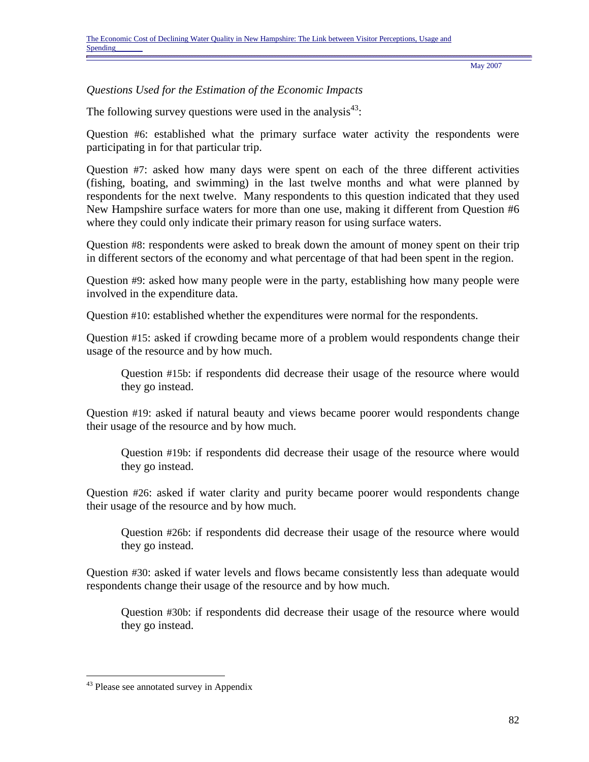*Questions Used for the Estimation of the Economic Impacts*

The following survey questions were used in the analysis[43]:

Question #6: established what the primary surface water activity the respondents were participating in for that particular trip.

Question #7: asked how many days were spent on each of the three different activities (fishing, boating, and swimming) in the last twelve months and what were planned by respondents for the next twelve. Many respondents to this question indicated that they used New Hampshire surface waters for more than one use, making it different from Question #6 where they could only indicate their primary reason for using surface waters.

Question #8: respondents were asked to break down the amount of money spent on their trip in different sectors of the economy and what percentage of that had been spent in the region.

Question #9: asked how many people were in the party, establishing how many people were involved in the expenditure data.

Question #10: established whether the expenditures were normal for the respondents.

Question #15: asked if crowding became more of a problem would respondents change their usage of the resource and by how much.

> Question #15b: if respondents did decrease their usage of the resource where would they go instead.

Question #19: asked if natural beauty and views became poorer would respondents change their usage of the resource and by how much.

> Question #19b: if respondents did decrease their usage of the resource where would they go instead.

Question #26: asked if water clarity and purity became poorer would respondents change their usage of the resource and by how much.

> Question #26b: if respondents did decrease their usage of the resource where would they go instead.

Question #30: asked if water levels and flows became consistently less than adequate would respondents change their usage of the resource and by how much.

> Question #30b: if respondents did decrease their usage of the resource where would they go instead.

---

[43] Please see annotated survey in Appendix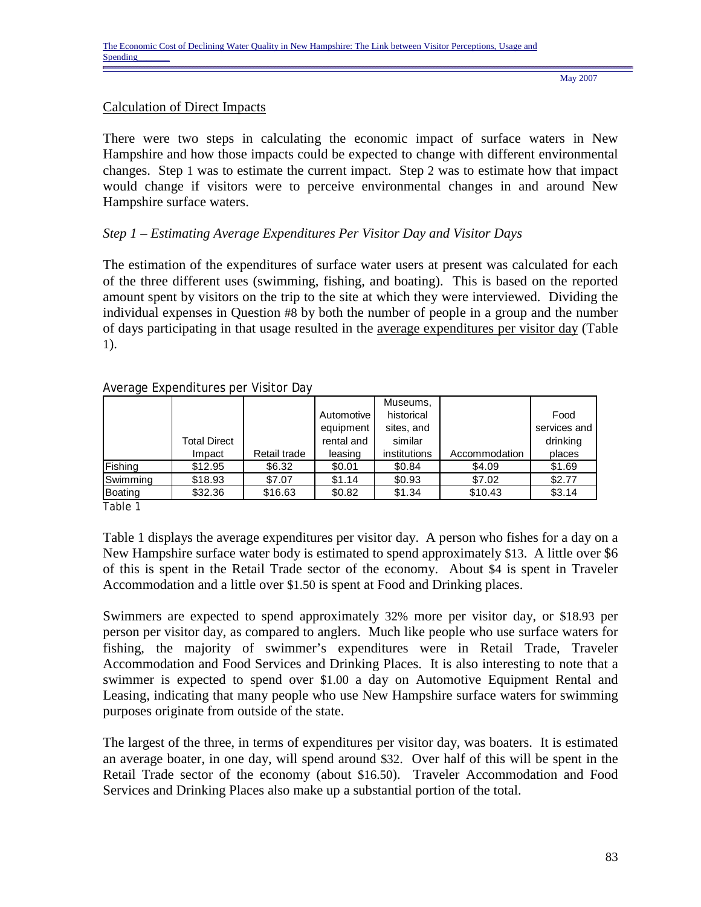## Calculation of Direct Impacts

There were two steps in calculating the economic impact of surface waters in New Hampshire and how those impacts could be expected to change with different environmental changes. Step 1 was to estimate the current impact. Step 2 was to estimate how that impact would change if visitors were to perceive environmental changes in and around New Hampshire surface waters.

### *Step 1 – Estimating Average Expenditures Per Visitor Day and Visitor Days*

The estimation of the expenditures of surface water users at present was calculated for each of the three different uses (swimming, fishing, and boating). This is based on the reported amount spent by visitors on the trip to the site at which they were interviewed. Dividing the individual expenses in Question #8 by both the number of people in a group and the number of days participating in that usage resulted in the average expenditures per visitor day (Table 1).

Average Expenditures per Visitor Day

| | Total Direct Impact | Retail trade | Automotive equipment rental and leasing | Museums, historical sites, and similar institutions | Accommodation | Food services and drinking places |
|---|---|---|---|---|---|---|
| Fishing | $12.95 | $6.32 | $0.01 | $0.84 | $4.09 | $1.69 |
| Swimming | $18.93 | $7.07 | $1.14 | $0.93 | $7.02 | $2.77 |
| Boating | $32.36 | $16.63 | $0.82 | $1.34 | $10.43 | $3.14 |

Table 1

Table 1 displays the average expenditures per visitor day. A person who fishes for a day on a New Hampshire surface water body is estimated to spend approximately $13. A little over $6 of this is spent in the Retail Trade sector of the economy. About $4 is spent in Traveler Accommodation and a little over $1.50 is spent at Food and Drinking places.

Swimmers are expected to spend approximately 32% more per visitor day, or $18.93 per person per visitor day, as compared to anglers. Much like people who use surface waters for fishing, the majority of swimmer's expenditures were in Retail Trade, Traveler Accommodation and Food Services and Drinking Places. It is also interesting to note that a swimmer is expected to spend over $1.00 a day on Automotive Equipment Rental and Leasing, indicating that many people who use New Hampshire surface waters for swimming purposes originate from outside of the state.

The largest of the three, in terms of expenditures per visitor day, was boaters. It is estimated an average boater, in one day, will spend around $32. Over half of this will be spent in the Retail Trade sector of the economy (about $16.50). Traveler Accommodation and Food Services and Drinking Places also make up a substantial portion of the total.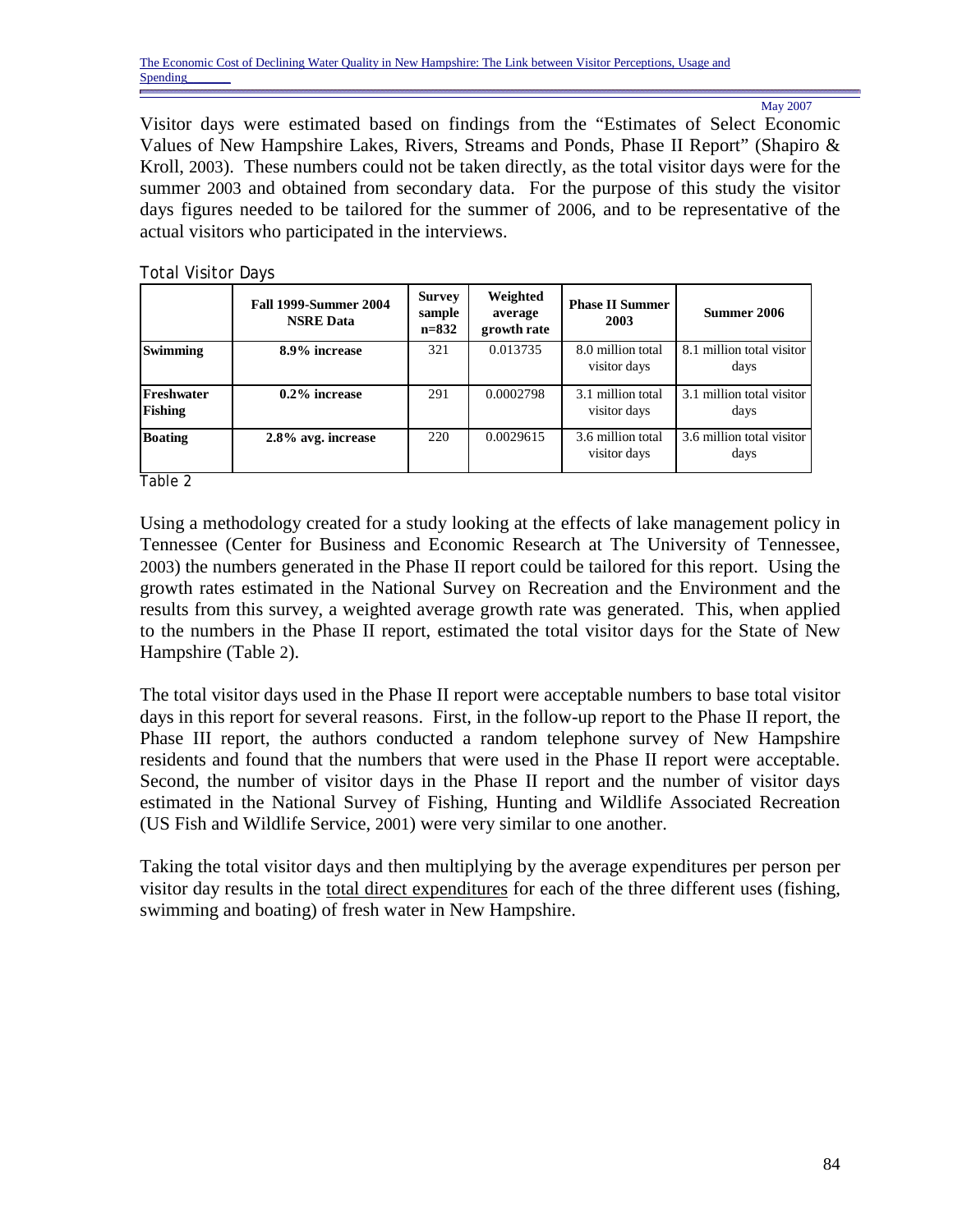Visitor days were estimated based on findings from the "Estimates of Select Economic Values of New Hampshire Lakes, Rivers, Streams and Ponds, Phase II Report" (Shapiro & Kroll, 2003). These numbers could not be taken directly, as the total visitor days were for the summer 2003 and obtained from secondary data. For the purpose of this study the visitor days figures needed to be tailored for the summer of 2006, and to be representative of the actual visitors who participated in the interviews.

Total Visitor Days

| | Fall 1999-Summer 2004 NSRE Data | Survey sample n=832 | Weighted average growth rate | Phase II Summer 2003 | Summer 2006 |
|---|---|---|---|---|---|
| **Swimming** | **8.9% increase** | 321 | 0.013735 | 8.0 million total visitor days | 8.1 million total visitor days |
| **Freshwater Fishing** | **0.2% increase** | 291 | 0.0002798 | 3.1 million total visitor days | 3.1 million total visitor days |
| **Boating** | **2.8% avg. increase** | 220 | 0.0029615 | 3.6 million total visitor days | 3.6 million total visitor days |

Table 2

Using a methodology created for a study looking at the effects of lake management policy in Tennessee (Center for Business and Economic Research at The University of Tennessee, 2003) the numbers generated in the Phase II report could be tailored for this report. Using the growth rates estimated in the National Survey on Recreation and the Environment and the results from this survey, a weighted average growth rate was generated. This, when applied to the numbers in the Phase II report, estimated the total visitor days for the State of New Hampshire (Table 2).

The total visitor days used in the Phase II report were acceptable numbers to base total visitor days in this report for several reasons. First, in the follow-up report to the Phase II report, the Phase III report, the authors conducted a random telephone survey of New Hampshire residents and found that the numbers that were used in the Phase II report were acceptable. Second, the number of visitor days in the Phase II report and the number of visitor days estimated in the National Survey of Fishing, Hunting and Wildlife Associated Recreation (US Fish and Wildlife Service, 2001) were very similar to one another.

Taking the total visitor days and then multiplying by the average expenditures per person per visitor day results in the total direct expenditures for each of the three different uses (fishing, swimming and boating) of fresh water in New Hampshire.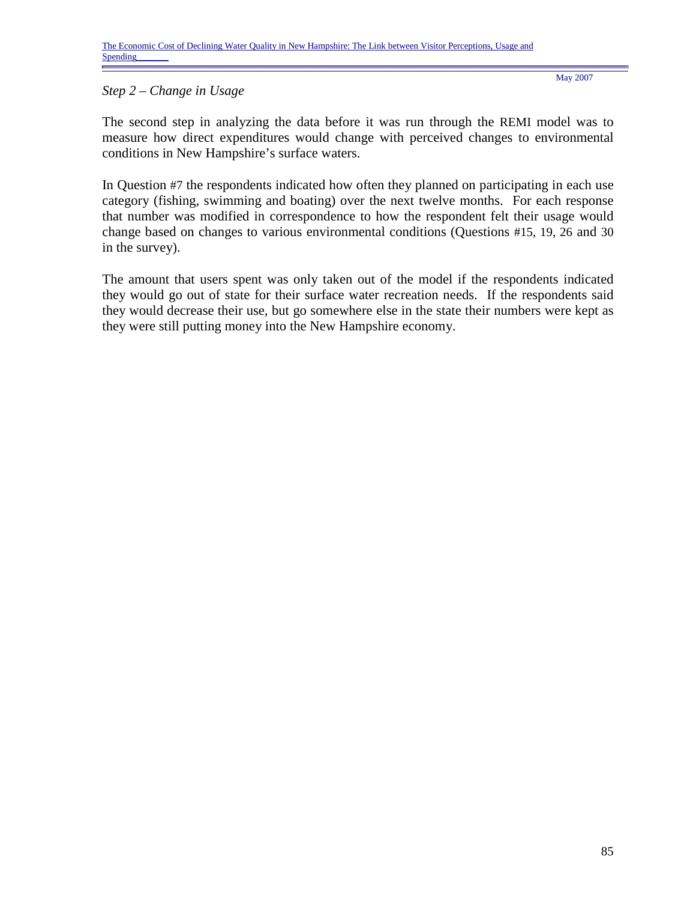*Step 2 – Change in Usage*

The second step in analyzing the data before it was run through the REMI model was to measure how direct expenditures would change with perceived changes to environmental conditions in New Hampshire's surface waters.

In Question #7 the respondents indicated how often they planned on participating in each use category (fishing, swimming and boating) over the next twelve months. For each response that number was modified in correspondence to how the respondent felt their usage would change based on changes to various environmental conditions (Questions #15, 19, 26 and 30 in the survey).

The amount that users spent was only taken out of the model if the respondents indicated they would go out of state for their surface water recreation needs. If the respondents said they would decrease their use, but go somewhere else in the state their numbers were kept as they were still putting money into the New Hampshire economy.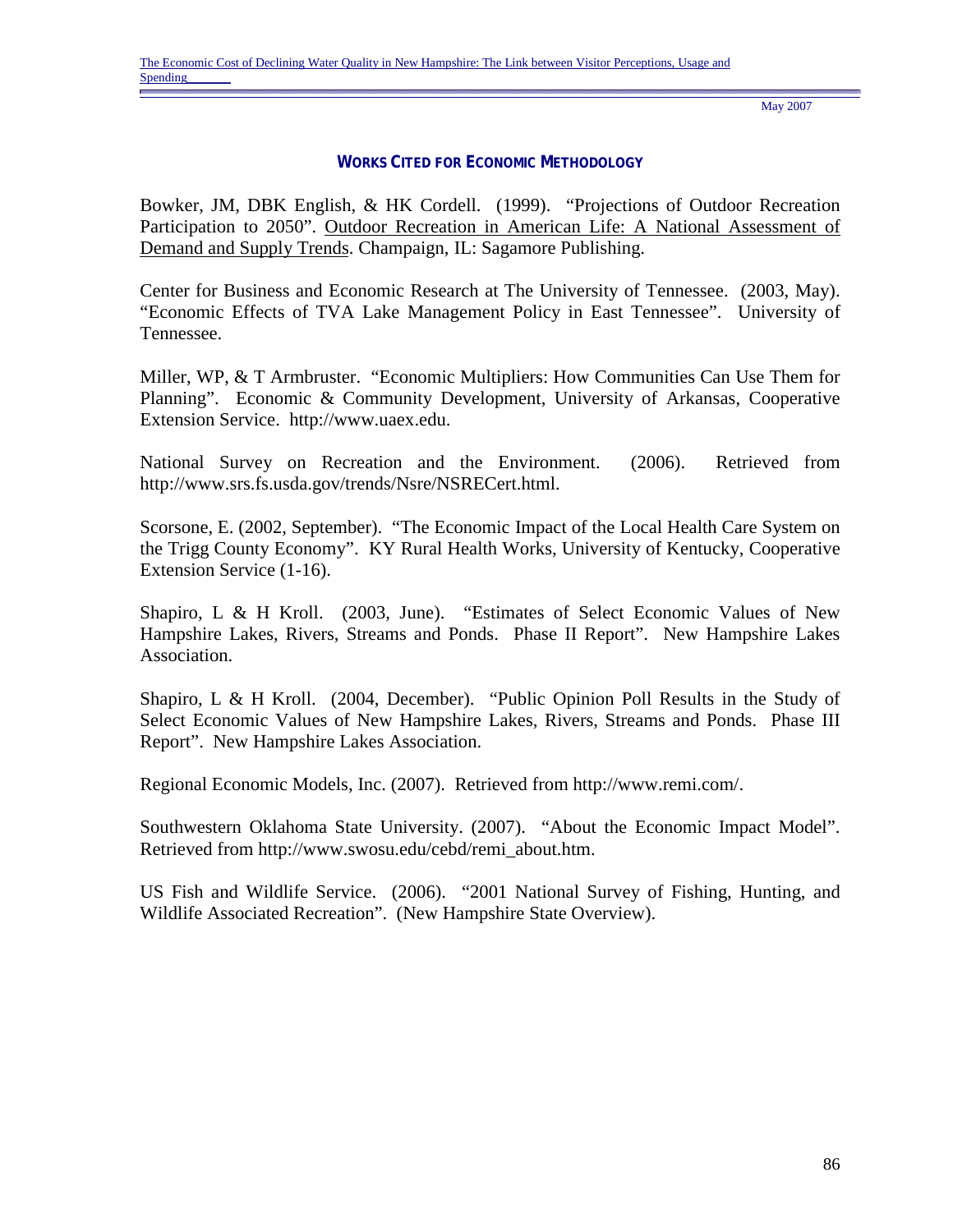## WORKS CITED FOR ECONOMIC METHODOLOGY

Bowker, JM, DBK English, & HK Cordell. (1999). "Projections of Outdoor Recreation Participation to 2050". Outdoor Recreation in American Life: A National Assessment of Demand and Supply Trends. Champaign, IL: Sagamore Publishing.

Center for Business and Economic Research at The University of Tennessee. (2003, May). "Economic Effects of TVA Lake Management Policy in East Tennessee". University of Tennessee.

Miller, WP, & T Armbruster. "Economic Multipliers: How Communities Can Use Them for Planning". Economic & Community Development, University of Arkansas, Cooperative Extension Service. http://www.uaex.edu.

National Survey on Recreation and the Environment. (2006). Retrieved from http://www.srs.fs.usda.gov/trends/Nsre/NSRECert.html.

Scorsone, E. (2002, September). "The Economic Impact of the Local Health Care System on the Trigg County Economy". KY Rural Health Works, University of Kentucky, Cooperative Extension Service (1-16).

Shapiro, L & H Kroll. (2003, June). "Estimates of Select Economic Values of New Hampshire Lakes, Rivers, Streams and Ponds. Phase II Report". New Hampshire Lakes Association.

Shapiro, L & H Kroll. (2004, December). "Public Opinion Poll Results in the Study of Select Economic Values of New Hampshire Lakes, Rivers, Streams and Ponds. Phase III Report". New Hampshire Lakes Association.

Regional Economic Models, Inc. (2007). Retrieved from http://www.remi.com/.

Southwestern Oklahoma State University. (2007). "About the Economic Impact Model". Retrieved from http://www.swosu.edu/cebd/remi_about.htm.

US Fish and Wildlife Service. (2006). "2001 National Survey of Fishing, Hunting, and Wildlife Associated Recreation". (New Hampshire State Overview).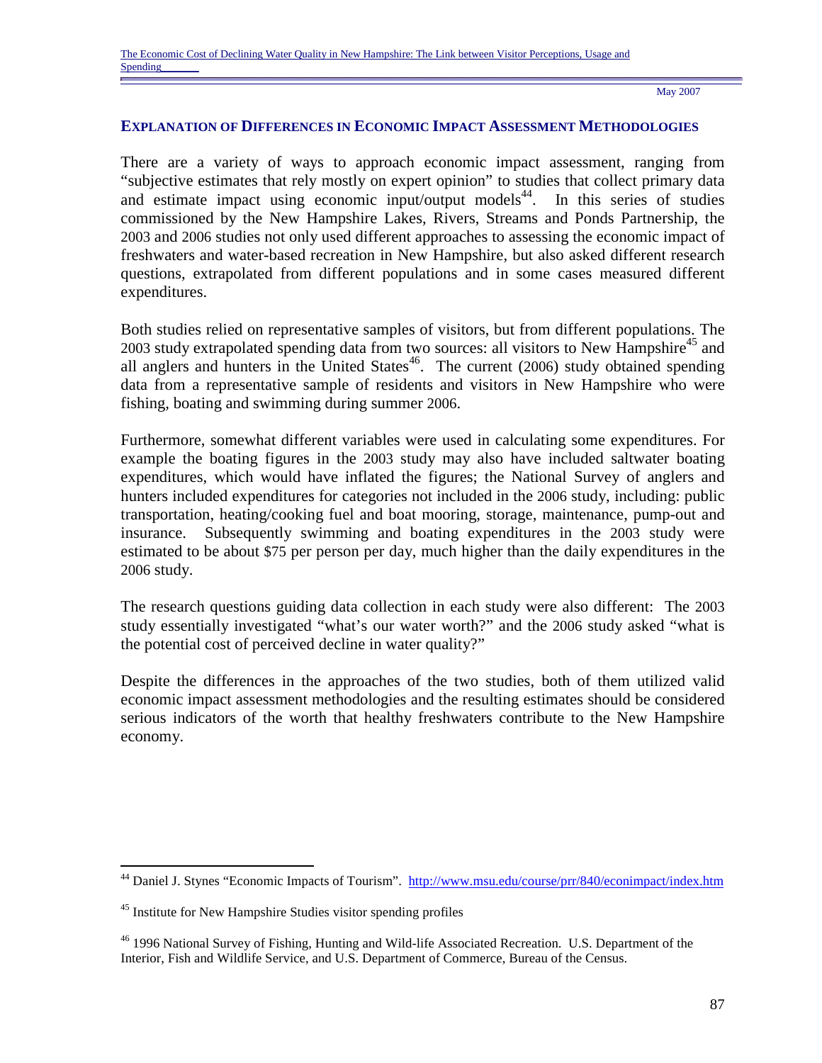## Explanation of Differences in Economic Impact Assessment Methodologies

There are a variety of ways to approach economic impact assessment, ranging from "subjective estimates that rely mostly on expert opinion" to studies that collect primary data and estimate impact using economic input/output models[44]. In this series of studies commissioned by the New Hampshire Lakes, Rivers, Streams and Ponds Partnership, the 2003 and 2006 studies not only used different approaches to assessing the economic impact of freshwaters and water-based recreation in New Hampshire, but also asked different research questions, extrapolated from different populations and in some cases measured different expenditures.

Both studies relied on representative samples of visitors, but from different populations. The 2003 study extrapolated spending data from two sources: all visitors to New Hampshire[45] and all anglers and hunters in the United States[46]. The current (2006) study obtained spending data from a representative sample of residents and visitors in New Hampshire who were fishing, boating and swimming during summer 2006.

Furthermore, somewhat different variables were used in calculating some expenditures. For example the boating figures in the 2003 study may also have included saltwater boating expenditures, which would have inflated the figures; the National Survey of anglers and hunters included expenditures for categories not included in the 2006 study, including: public transportation, heating/cooking fuel and boat mooring, storage, maintenance, pump-out and insurance. Subsequently swimming and boating expenditures in the 2003 study were estimated to be about $75 per person per day, much higher than the daily expenditures in the 2006 study.

The research questions guiding data collection in each study were also different: The 2003 study essentially investigated "what's our water worth?" and the 2006 study asked "what is the potential cost of perceived decline in water quality?"

Despite the differences in the approaches of the two studies, both of them utilized valid economic impact assessment methodologies and the resulting estimates should be considered serious indicators of the worth that healthy freshwaters contribute to the New Hampshire economy.

---

[44] Daniel J. Stynes "Economic Impacts of Tourism". http://www.msu.edu/course/prr/840/econimpact/index.htm

[45] Institute for New Hampshire Studies visitor spending profiles

[46] 1996 National Survey of Fishing, Hunting and Wild-life Associated Recreation. U.S. Department of the Interior, Fish and Wildlife Service, and U.S. Department of Commerce, Bureau of the Census.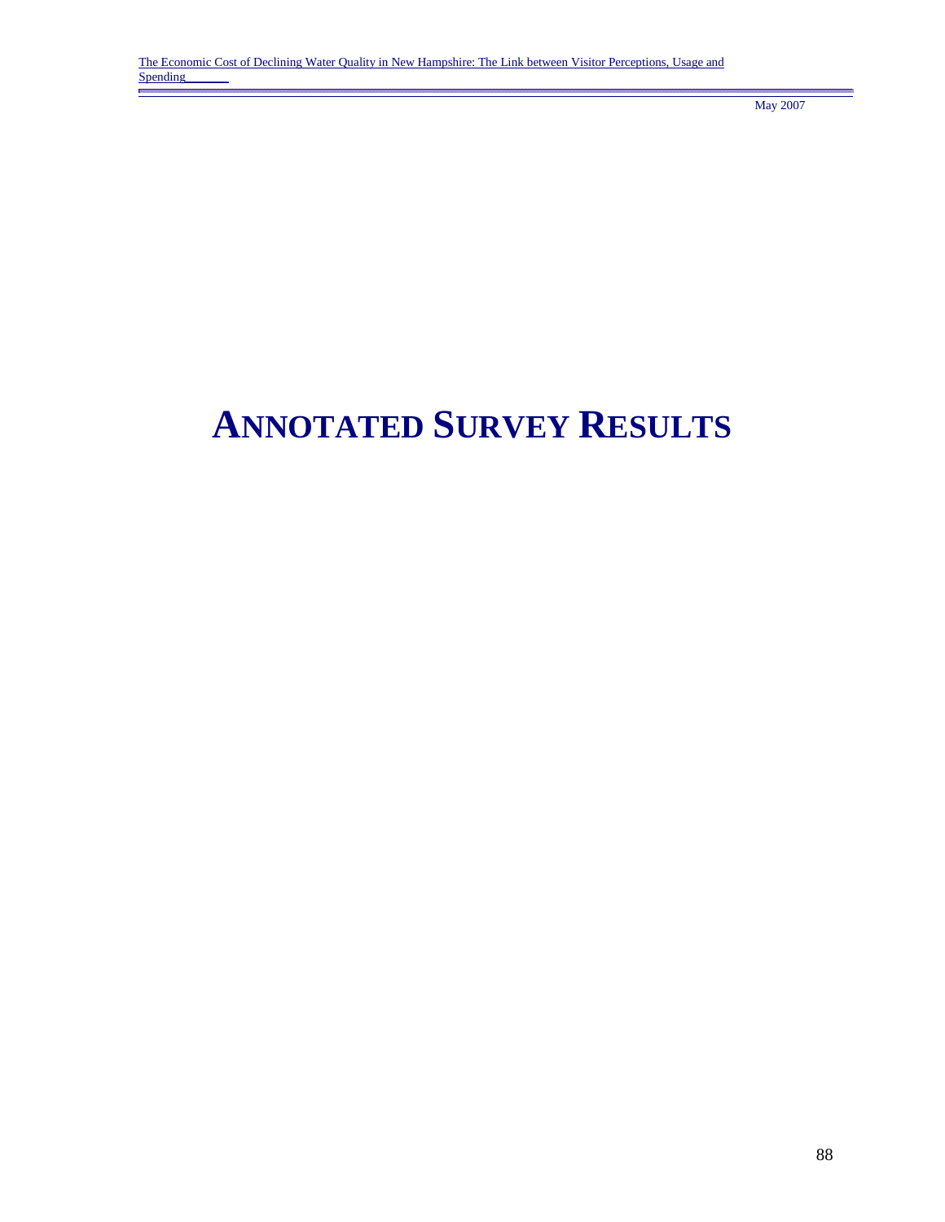# ANNOTATED SURVEY RESULTS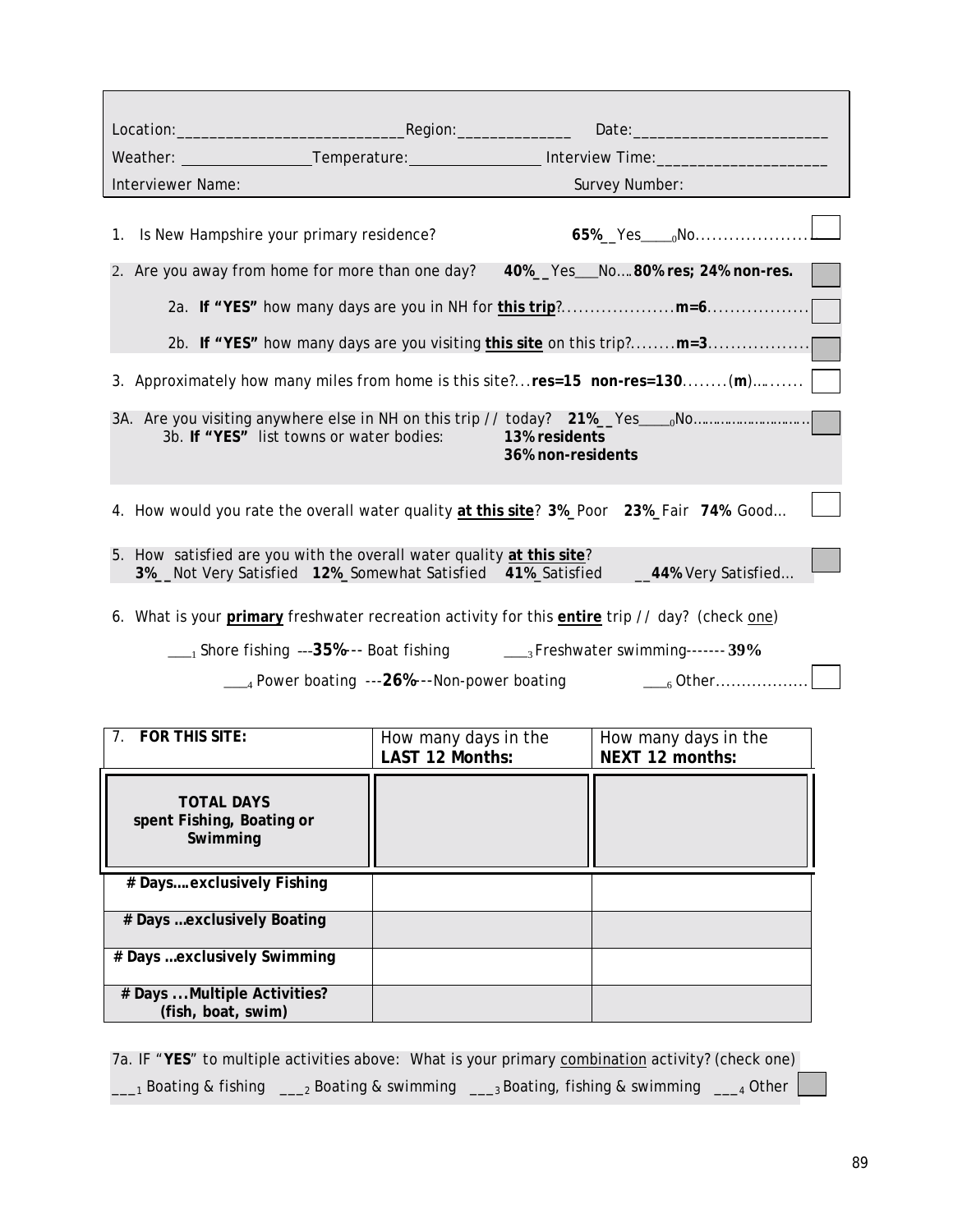| | | |
|---|---|---|
| Location:___________________________ | Region:_____________ | Date:_______________________ |
| Weather: ________________ | Temperature:________________ | Interview Time:____________________ |
| Interviewer Name: | | Survey Number: |

1. Is New Hampshire your primary residence? **65%**__Yes____$_0$No....................

2. Are you away from home for more than one day? **40%**_ _Yes___No…. **80% res; 24% non-res.**

   2a. **If "YES"** how many days are you in NH for **this trip**?....................**m=6**..................

   2b. **If "YES"** how many days are you visiting **this site** on this trip?.........**m=3**..................

3. Approximately how many miles from home is this site?...**res=15 non-res=130**........(**m**)….......

3A. Are you visiting anywhere else in NH on this trip // today? **21%**_ _Yes____$_0$No……………………………

   3b. **If "YES"** list towns or water bodies: **13% residents** **36% non-residents**

4. How would you rate the overall water quality **at this site**? **3%**_Poor **23%**_Fair **74%** Good…

5. How satisfied are you with the overall water quality **at this site**?
   **3%**_ _Not Very Satisfied **12%**_Somewhat Satisfied **41%**_Satisfied __**44%** Very Satisfied…

6. What is your **primary** freshwater recreation activity for this **entire** trip // day? (check one)

   ___$_1$ Shore fishing ---**35%**--- Boat fishing ___$_3$ Freshwater swimming------- **39%**

   ___$_4$ Power boating ---**26%**---Non-power boating ___$_6$ Other..................

| 7. **FOR THIS SITE:** | How many days in the **LAST 12 Months:** | How many days in the **NEXT 12 months:** |
|---|---|---|
| **TOTAL DAYS spent Fishing, Boating or Swimming** | | |
| **# Days….exclusively Fishing** | | |
| **# Days …exclusively Boating** | | |
| **# Days …exclusively Swimming** | | |
| **# Days ...Multiple Activities? (fish, boat, swim)** | | |

7a. IF "**YES**" to multiple activities above: What is your primary combination activity? (check one)
___$_1$ Boating & fishing ___$_2$ Boating & swimming ___$_3$ Boating, fishing & swimming ___$_4$ Other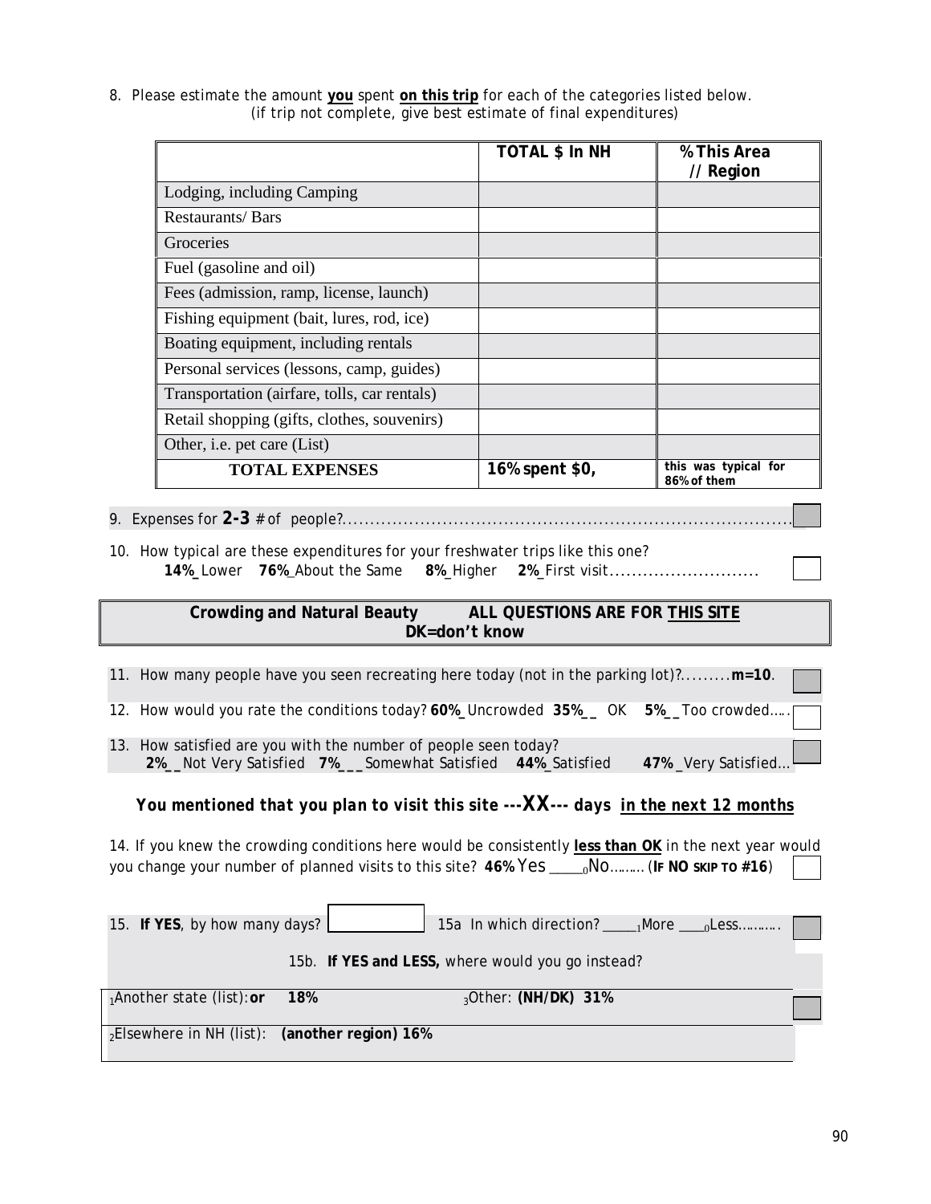8. Please estimate the amount **you** spent **on this trip** for each of the categories listed below. (if trip not complete, give best estimate of final expenditures)

| | TOTAL $ In NH | % This Area // Region |
|---|---|---|
| Lodging, including Camping | | |
| Restaurants/ Bars | | |
| Groceries | | |
| Fuel (gasoline and oil) | | |
| Fees (admission, ramp, license, launch) | | |
| Fishing equipment (bait, lures, rod, ice) | | |
| Boating equipment, including rentals | | |
| Personal services (lessons, camp, guides) | | |
| Transportation (airfare, tolls, car rentals) | | |
| Retail shopping (gifts, clothes, souvenirs) | | |
| Other, i.e. pet care (List) | | |
| **TOTAL EXPENSES** | **16% spent $0,** | **this was typical for 86% of them** |

9. Expenses for **2-3** # of people?..........................................................................

10. How typical are these expenditures for your freshwater trips like this one?
**14%**_Lower **76%**_About the Same **8%**_Higher **2%**_First visit...........................

**Crowding and Natural Beauty ALL QUESTIONS ARE FOR THIS SITE**
**DK=don't know**

11. How many people have you seen recreating here today (not in the parking lot)?.........**m=10**.

12. How would you rate the conditions today? **60%**_Uncrowded **35%**__ OK **5%**__Too crowded.....

13. How satisfied are you with the number of people seen today?
**2%**__Not Very Satisfied **7%**___Somewhat Satisfied **44%**_Satisfied **47%** _Very Satisfied...

***You mentioned that you plan to visit this site ---XX--- days in the next 12 months***

14. If you knew the crowding conditions here would be consistently **less than OK** in the next year would you change your number of planned visits to this site? **46%** Yes _____0No.........(**IF NO SKIP TO #16**)

15. **If YES**, by how many days? [ ] 15a In which direction? _____1More ____0Less...........

15b. **If YES and LESS,** where would you go instead?

1Another state (list): **or 18%** 3Other: **(NH/DK) 31%**

2Elsewhere in NH (list): **(another region) 16%**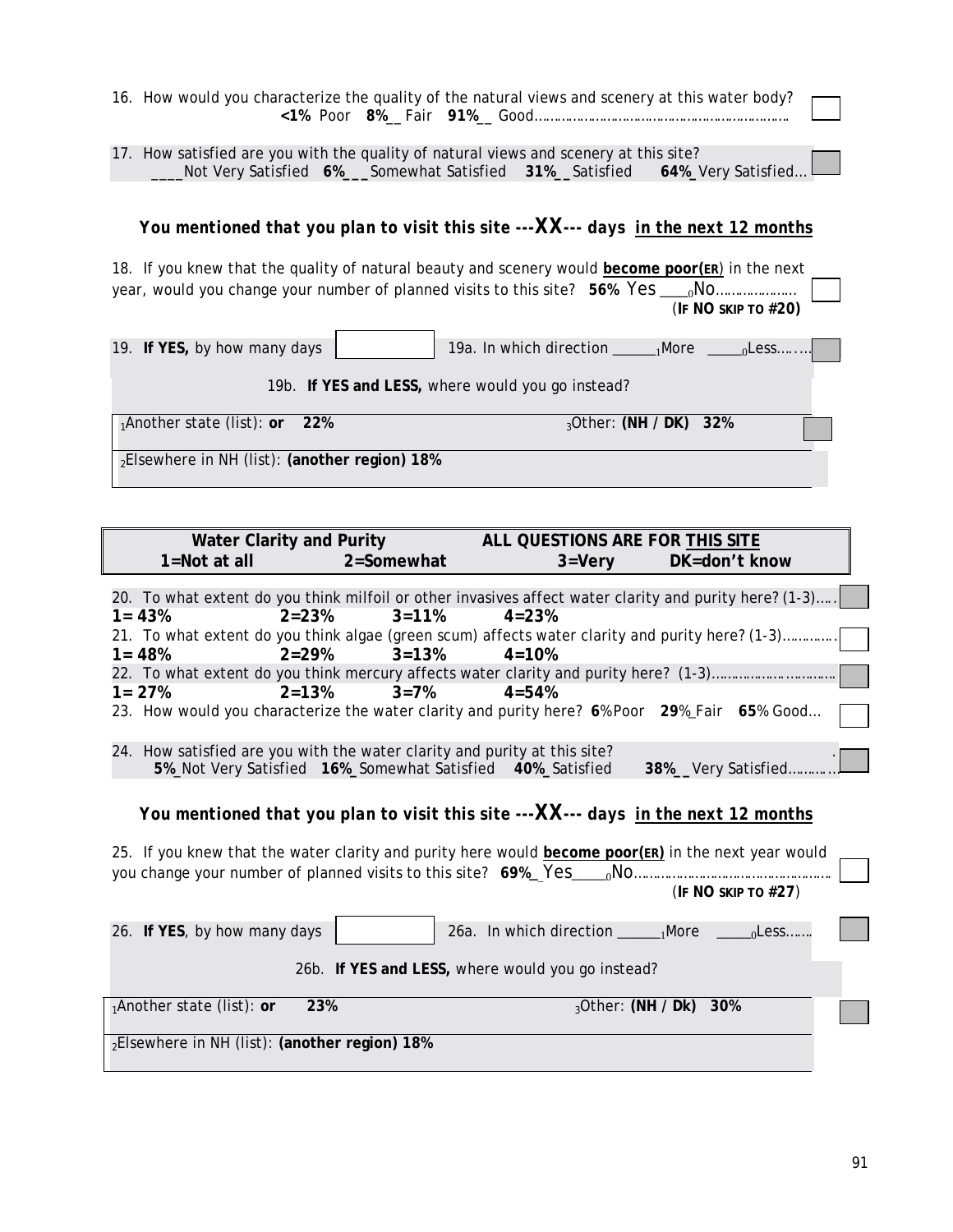16. How would you characterize the quality of the natural views and scenery at this water body?
**<1%** Poor **8%**_ Fair **91%**_ Good……………………………………………………………

17. How satisfied are you with the quality of natural views and scenery at this site?
____Not Very Satisfied **6%**___Somewhat Satisfied **31%**_ Satisfied **64%**_Very Satisfied…

***You mentioned that you plan to visit this site ---XX--- days in the next 12 months***

18. If you knew that the quality of natural beauty and scenery would **become poor(ER)** in the next year, would you change your number of planned visits to this site? **56%** Yes ____0No………………….
(**IF NO SKIP TO #20)**

19. **If YES,** by how many days [ ] 19a. In which direction ______1More _____0Less……..

19b. **If YES and LESS,** where would you go instead?

| | |
|---|---|
| 1Another state (list): **or 22%** | 3Other: **(NH / DK) 32%** |
| 2Elsewhere in NH (list): **(another region) 18%** | |

| Water Clarity and Purity | | ALL QUESTIONS ARE FOR THIS SITE | |
|---|---|---|---|
| 1=Not at all | 2=Somewhat | 3=Very | DK=don't know |

20. To what extent do you think milfoil or other invasives affect water clarity and purity here? (1-3)…..
**1= 43% 2=23% 3=11% 4=23%**

21. To what extent do you think algae (green scum) affects water clarity and purity here? (1-3)………….
**1= 48% 2=29% 3=13% 4=10%**

22. To what extent do you think mercury affects water clarity and purity here? (1-3)………………………
**1= 27% 2=13% 3=7% 4=54%**

23. How would you characterize the water clarity and purity here? **6**%Poor **29**%_Fair **65**% Good…

24. How satisfied are you with the water clarity and purity at this site?
**5%**_Not Very Satisfied **16%**_Somewhat Satisfied **40%**_Satisfied **38%**__Very Satisfied…………

***You mentioned that you plan to visit this site ---XX--- days in the next 12 months***

25. If you knew that the water clarity and purity here would **become poor(ER)** in the next year would you change your number of planned visits to this site? **69%**_Yes____0No……………………………………………
(**IF NO SKIP TO #27**)

26. **If YES**, by how many days [ ] 26a. In which direction ______1More _____0Less…….

26b. **If YES and LESS,** where would you go instead?

| | |
|---|---|
| 1Another state (list): **or 23%** | 3Other: **(NH / Dk) 30%** |
| 2Elsewhere in NH (list): **(another region) 18%** | |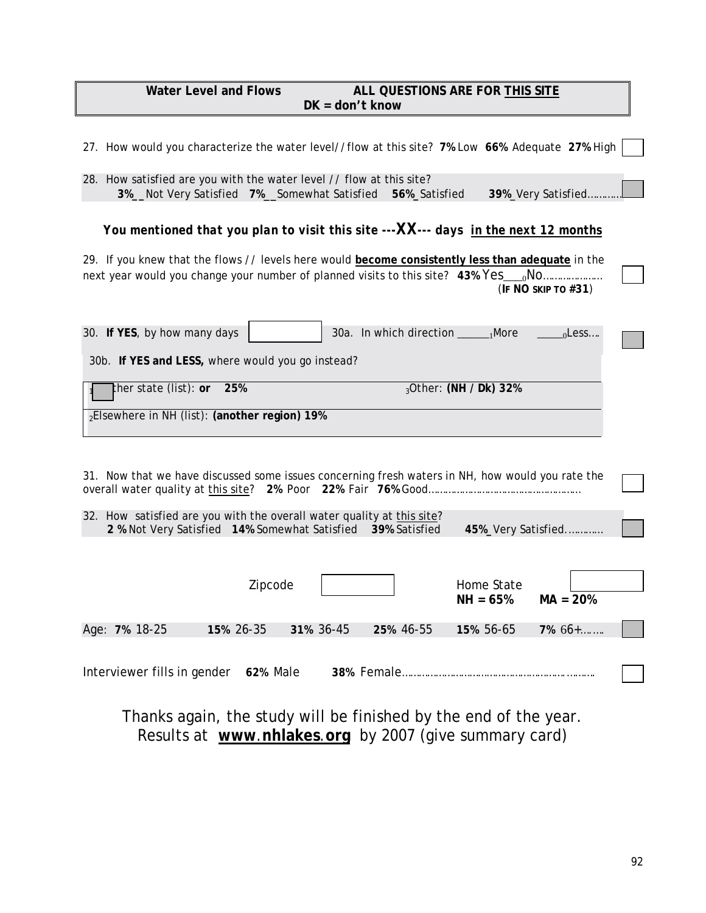**Water Level and Flows** **ALL QUESTIONS ARE FOR <u>THIS SITE</u>**
**DK = don't know**

27. How would you characterize the water level//flow at this site? **7%** Low **66%** Adequate **27%** High

28. How satisfied are you with the water level // flow at this site?
**3%**_ Not Very Satisfied **7%**_ Somewhat Satisfied **56%**_Satisfied **39%**_Very Satisfied…………

***You mentioned that you plan to visit this site ---XX--- days in the next 12 months***

29. If you knew that the flows // levels here would **become consistently less than adequate** in the next year would you change your number of planned visits to this site? **43%** Yes___0No…………………
(**IF NO SKIP TO #31**)

30. **If YES**, by how many days [ ] 30a. In which direction ______1More _____0Less….

30b. **If YES and LESS,** where would you go instead?

1 Other state (list): **or 25%**

3Other: **(NH / Dk) 32%**

2Elsewhere in NH (list): **(another region) 19%**

31. Now that we have discussed some issues concerning fresh waters in NH, how would you rate the overall water quality at this site? **2%** Poor **22%** Fair **76%** Good………………………………………………

32. How satisfied are you with the overall water quality at this site?
**2 %** Not Very Satisfied **14%** Somewhat Satisfied **39%** Satisfied **45%**_Very Satisfied…………

Zipcode [ ] Home State **NH = 65%** **MA = 20%**

Age: **7%** 18-25 **15%** 26-35 **31%** 36-45 **25%** 46-55 **15%** 56-65 **7%** 66+……..

Interviewer fills in gender **62%** Male **38%** Female……………………………………………………….

Thanks again, the study will be finished by the end of the year.
Results at **<u>www.nhlakes.org</u>** by 2007 (give summary card)